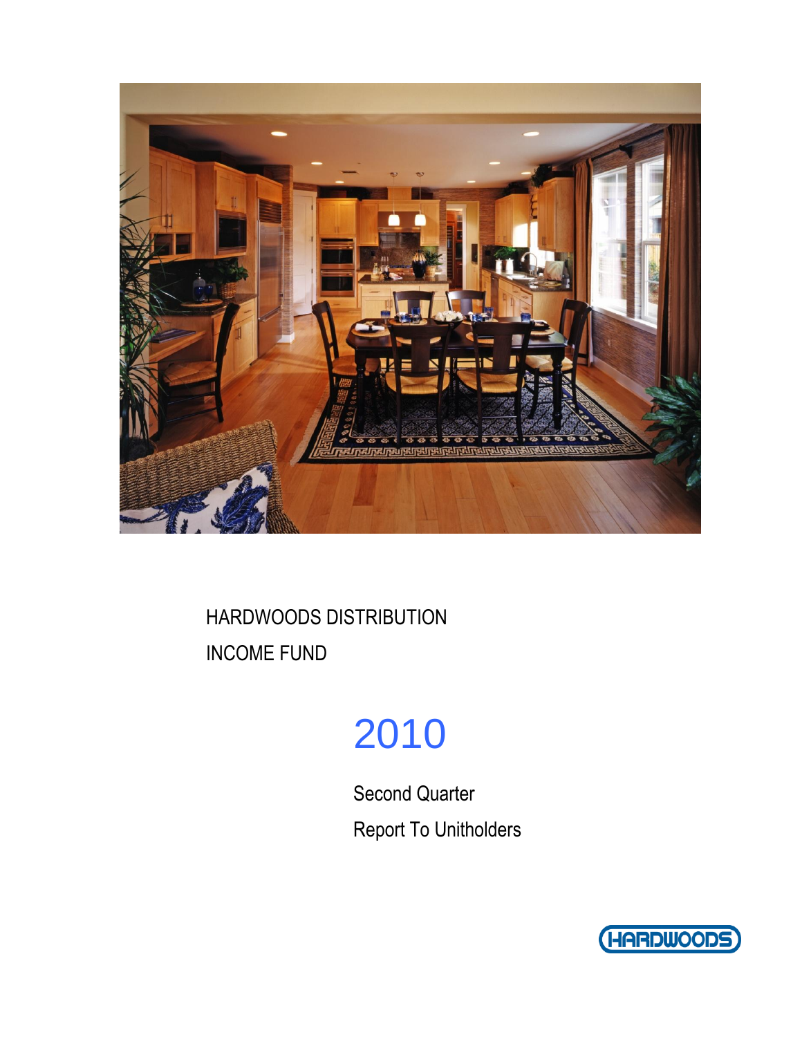# HARDWOODS DISTRIBUTION INCOME FUND

## 2010

Second Quarter

Report To Unitholders

HARDWOODS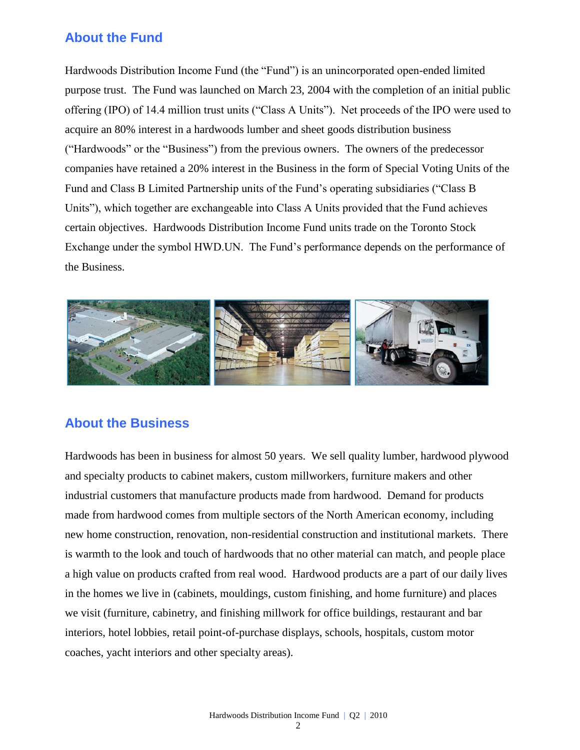## About the Fund

Hardwoods Distribution Income Fund (the "Fund") is an unincorporated open-ended limited purpose trust. The Fund was launched on March 23, 2004 with the completion of an initial public offering (IPO) of 14.4 million trust units ("Class A Units"). Net proceeds of the IPO were used to acquire an 80% interest in a hardwoods lumber and sheet goods distribution business ("Hardwoods" or the "Business") from the previous owners. The owners of the predecessor companies have retained a 20% interest in the Business in the form of Special Voting Units of the Fund and Class B Limited Partnership units of the Fund's operating subsidiaries ("Class B Units"), which together are exchangeable into Class A Units provided that the Fund achieves certain objectives. Hardwoods Distribution Income Fund units trade on the Toronto Stock Exchange under the symbol HWD.UN. The Fund's performance depends on the performance of the Business.

## About the Business

Hardwoods has been in business for almost 50 years. We sell quality lumber, hardwood plywood and specialty products to cabinet makers, custom millworkers, furniture makers and other industrial customers that manufacture products made from hardwood. Demand for products made from hardwood comes from multiple sectors of the North American economy, including new home construction, renovation, non-residential construction and institutional markets. There is warmth to the look and touch of hardwoods that no other material can match, and people place a high value on products crafted from real wood. Hardwood products are a part of our daily lives in the homes we live in (cabinets, mouldings, custom finishing, and home furniture) and places we visit (furniture, cabinetry, and finishing millwork for office buildings, restaurant and bar interiors, hotel lobbies, retail point-of-purchase displays, schools, hospitals, custom motor coaches, yacht interiors and other specialty areas).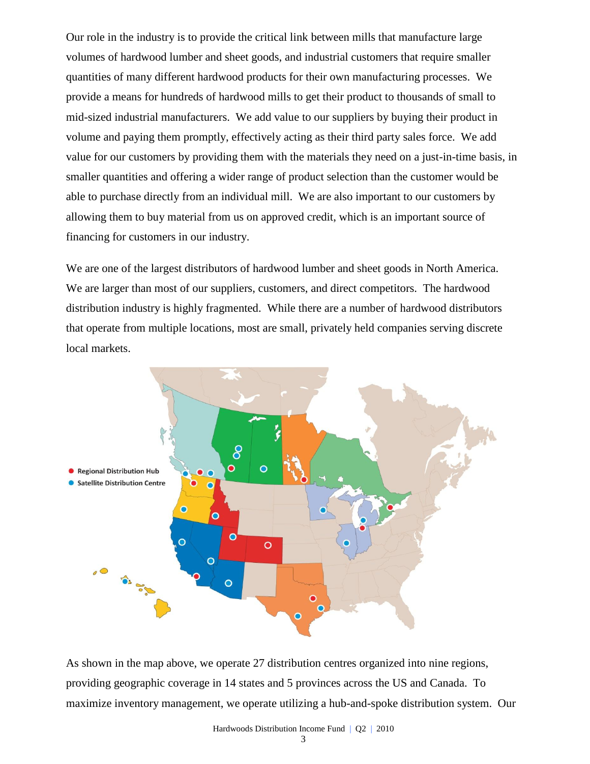Our role in the industry is to provide the critical link between mills that manufacture large volumes of hardwood lumber and sheet goods, and industrial customers that require smaller quantities of many different hardwood products for their own manufacturing processes. We provide a means for hundreds of hardwood mills to get their product to thousands of small to mid-sized industrial manufacturers. We add value to our suppliers by buying their product in volume and paying them promptly, effectively acting as their third party sales force. We add value for our customers by providing them with the materials they need on a just-in-time basis, in smaller quantities and offering a wider range of product selection than the customer would be able to purchase directly from an individual mill. We are also important to our customers by allowing them to buy material from us on approved credit, which is an important source of financing for customers in our industry.

We are one of the largest distributors of hardwood lumber and sheet goods in North America. We are larger than most of our suppliers, customers, and direct competitors. The hardwood distribution industry is highly fragmented. While there are a number of hardwood distributors that operate from multiple locations, most are small, privately held companies serving discrete local markets.

As shown in the map above, we operate 27 distribution centres organized into nine regions, providing geographic coverage in 14 states and 5 provinces across the US and Canada. To maximize inventory management, we operate utilizing a hub-and-spoke distribution system. Our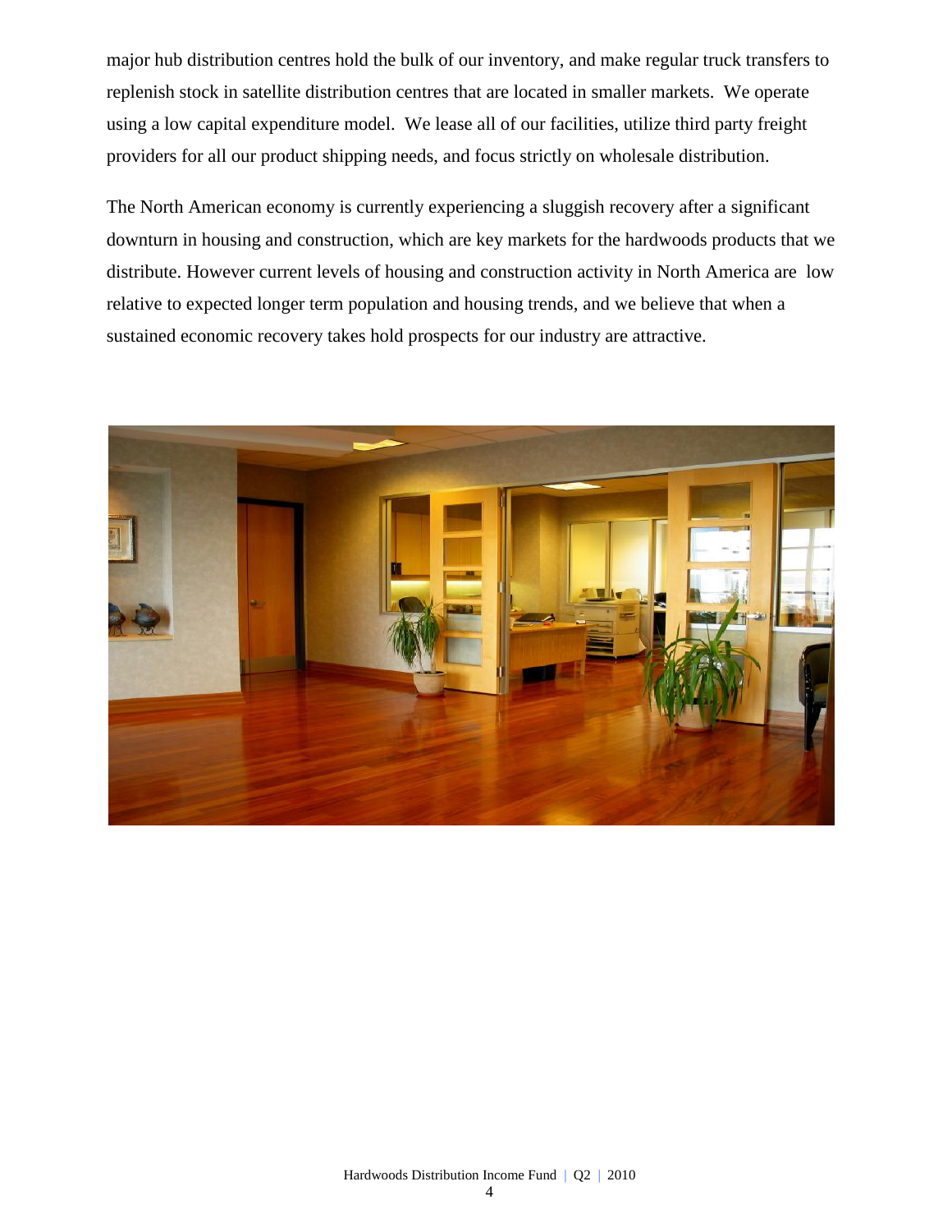major hub distribution centres hold the bulk of our inventory, and make regular truck transfers to replenish stock in satellite distribution centres that are located in smaller markets. We operate using a low capital expenditure model. We lease all of our facilities, utilize third party freight providers for all our product shipping needs, and focus strictly on wholesale distribution.

The North American economy is currently experiencing a sluggish recovery after a significant downturn in housing and construction, which are key markets for the hardwoods products that we distribute. However current levels of housing and construction activity in North America are low relative to expected longer term population and housing trends, and we believe that when a sustained economic recovery takes hold prospects for our industry are attractive.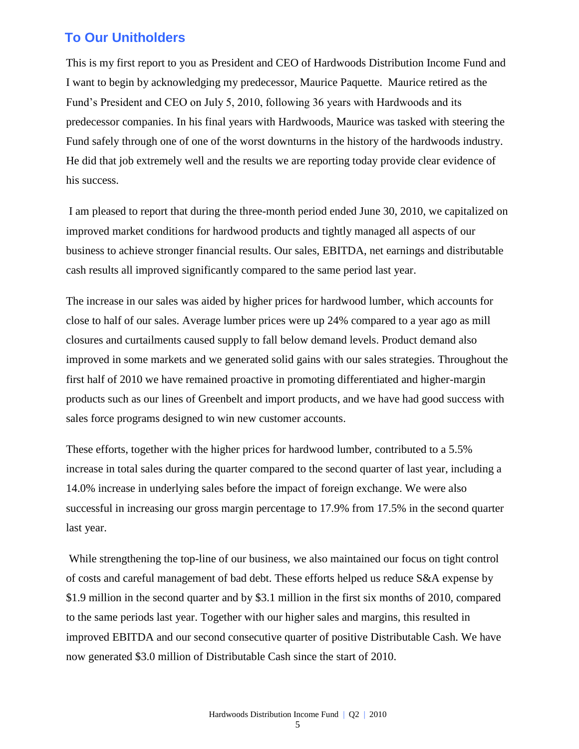## To Our Unitholders

This is my first report to you as President and CEO of Hardwoods Distribution Income Fund and I want to begin by acknowledging my predecessor, Maurice Paquette. Maurice retired as the Fund's President and CEO on July 5, 2010, following 36 years with Hardwoods and its predecessor companies. In his final years with Hardwoods, Maurice was tasked with steering the Fund safely through one of one of the worst downturns in the history of the hardwoods industry. He did that job extremely well and the results we are reporting today provide clear evidence of his success.

I am pleased to report that during the three-month period ended June 30, 2010, we capitalized on improved market conditions for hardwood products and tightly managed all aspects of our business to achieve stronger financial results. Our sales, EBITDA, net earnings and distributable cash results all improved significantly compared to the same period last year.

The increase in our sales was aided by higher prices for hardwood lumber, which accounts for close to half of our sales. Average lumber prices were up 24% compared to a year ago as mill closures and curtailments caused supply to fall below demand levels. Product demand also improved in some markets and we generated solid gains with our sales strategies. Throughout the first half of 2010 we have remained proactive in promoting differentiated and higher-margin products such as our lines of Greenbelt and import products, and we have had good success with sales force programs designed to win new customer accounts.

These efforts, together with the higher prices for hardwood lumber, contributed to a 5.5% increase in total sales during the quarter compared to the second quarter of last year, including a 14.0% increase in underlying sales before the impact of foreign exchange. We were also successful in increasing our gross margin percentage to 17.9% from 17.5% in the second quarter last year.

While strengthening the top-line of our business, we also maintained our focus on tight control of costs and careful management of bad debt. These efforts helped us reduce S&A expense by $1.9 million in the second quarter and by $3.1 million in the first six months of 2010, compared to the same periods last year. Together with our higher sales and margins, this resulted in improved EBITDA and our second consecutive quarter of positive Distributable Cash. We have now generated $3.0 million of Distributable Cash since the start of 2010.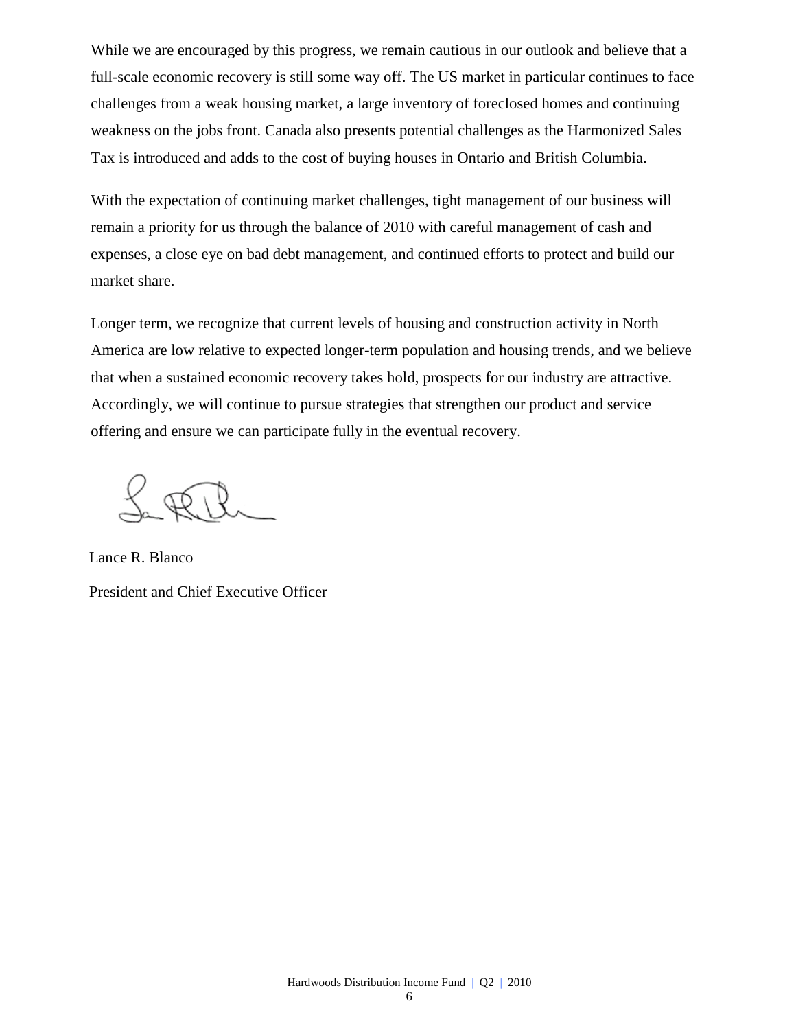While we are encouraged by this progress, we remain cautious in our outlook and believe that a full-scale economic recovery is still some way off. The US market in particular continues to face challenges from a weak housing market, a large inventory of foreclosed homes and continuing weakness on the jobs front. Canada also presents potential challenges as the Harmonized Sales Tax is introduced and adds to the cost of buying houses in Ontario and British Columbia.

With the expectation of continuing market challenges, tight management of our business will remain a priority for us through the balance of 2010 with careful management of cash and expenses, a close eye on bad debt management, and continued efforts to protect and build our market share.

Longer term, we recognize that current levels of housing and construction activity in North America are low relative to expected longer-term population and housing trends, and we believe that when a sustained economic recovery takes hold, prospects for our industry are attractive. Accordingly, we will continue to pursue strategies that strengthen our product and service offering and ensure we can participate fully in the eventual recovery.

Lance R. Blanco

President and Chief Executive Officer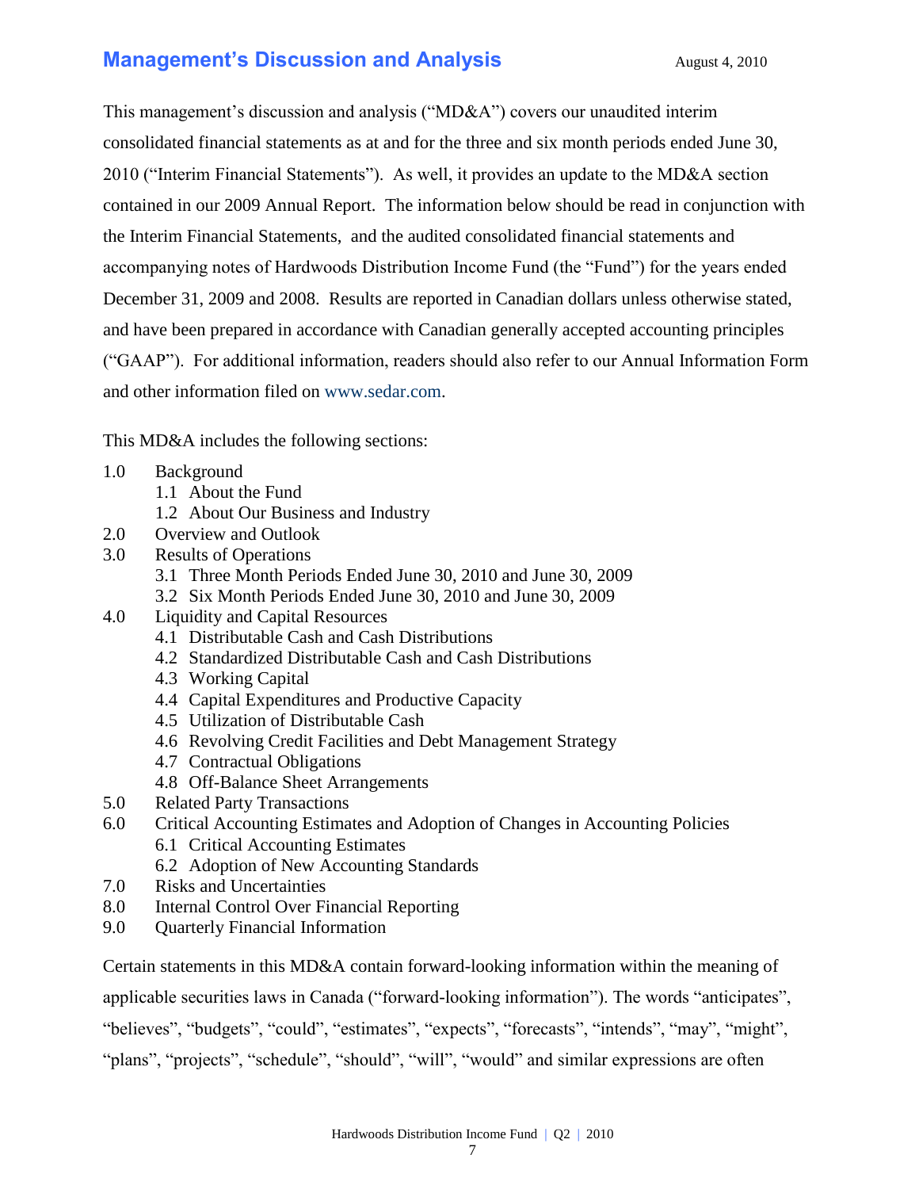# Management's Discussion and Analysis

August 4, 2010

This management's discussion and analysis ("MD&A") covers our unaudited interim consolidated financial statements as at and for the three and six month periods ended June 30, 2010 ("Interim Financial Statements"). As well, it provides an update to the MD&A section contained in our 2009 Annual Report. The information below should be read in conjunction with the Interim Financial Statements, and the audited consolidated financial statements and accompanying notes of Hardwoods Distribution Income Fund (the "Fund") for the years ended December 31, 2009 and 2008. Results are reported in Canadian dollars unless otherwise stated, and have been prepared in accordance with Canadian generally accepted accounting principles ("GAAP"). For additional information, readers should also refer to our Annual Information Form and other information filed on www.sedar.com.

This MD&A includes the following sections:

- 1.0 Background
  - 1.1 About the Fund
  - 1.2 About Our Business and Industry
- 2.0 Overview and Outlook
- 3.0 Results of Operations
  - 3.1 Three Month Periods Ended June 30, 2010 and June 30, 2009
  - 3.2 Six Month Periods Ended June 30, 2010 and June 30, 2009
- 4.0 Liquidity and Capital Resources
  - 4.1 Distributable Cash and Cash Distributions
  - 4.2 Standardized Distributable Cash and Cash Distributions
  - 4.3 Working Capital
  - 4.4 Capital Expenditures and Productive Capacity
  - 4.5 Utilization of Distributable Cash
  - 4.6 Revolving Credit Facilities and Debt Management Strategy
  - 4.7 Contractual Obligations
  - 4.8 Off-Balance Sheet Arrangements
- 5.0 Related Party Transactions
- 6.0 Critical Accounting Estimates and Adoption of Changes in Accounting Policies
  - 6.1 Critical Accounting Estimates
  - 6.2 Adoption of New Accounting Standards
- 7.0 Risks and Uncertainties
- 8.0 Internal Control Over Financial Reporting
- 9.0 Quarterly Financial Information

Certain statements in this MD&A contain forward-looking information within the meaning of applicable securities laws in Canada ("forward-looking information"). The words "anticipates", "believes", "budgets", "could", "estimates", "expects", "forecasts", "intends", "may", "might", "plans", "projects", "schedule", "should", "will", "would" and similar expressions are often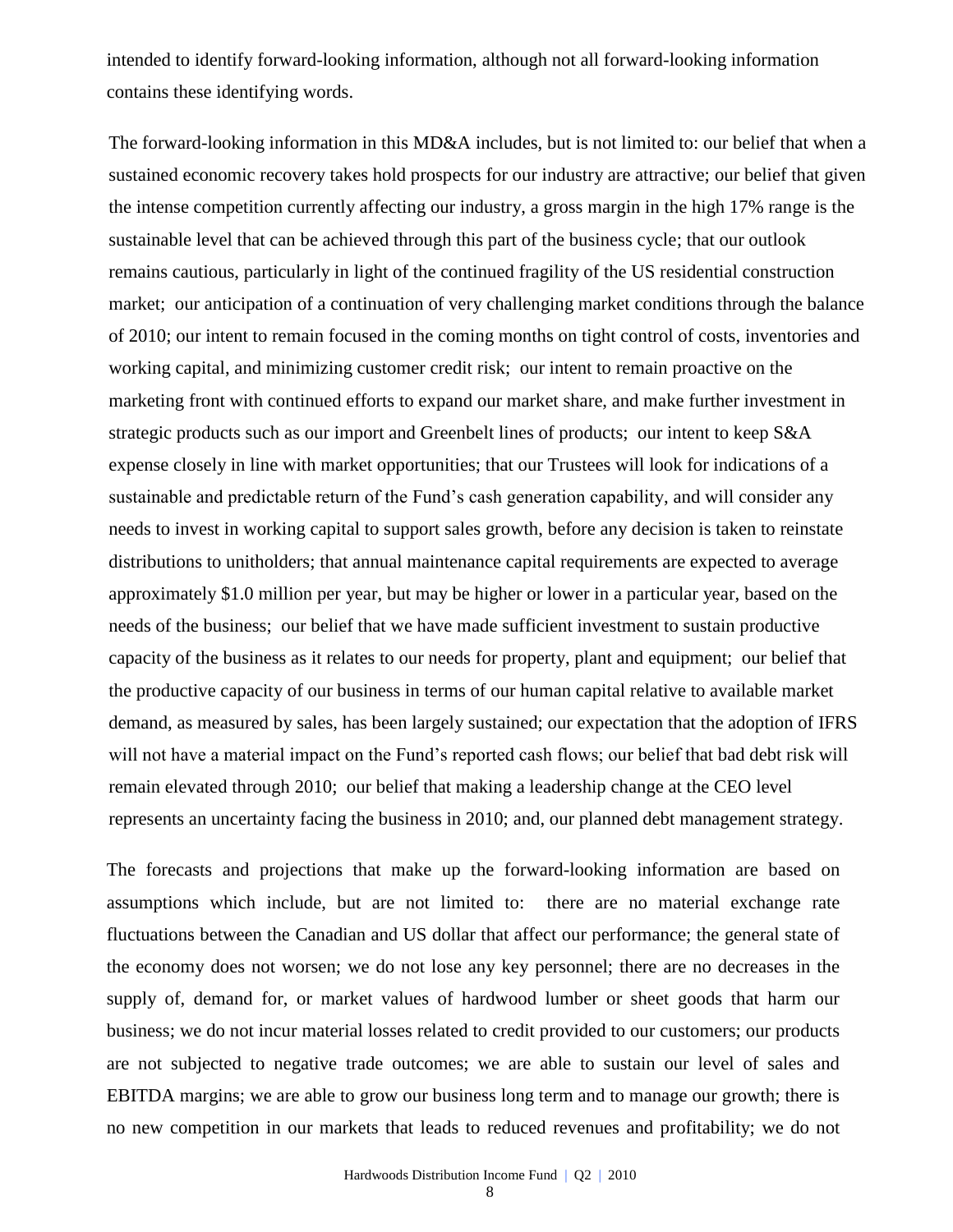intended to identify forward-looking information, although not all forward-looking information contains these identifying words.

The forward-looking information in this MD&A includes, but is not limited to: our belief that when a sustained economic recovery takes hold prospects for our industry are attractive; our belief that given the intense competition currently affecting our industry, a gross margin in the high 17% range is the sustainable level that can be achieved through this part of the business cycle; that our outlook remains cautious, particularly in light of the continued fragility of the US residential construction market; our anticipation of a continuation of very challenging market conditions through the balance of 2010; our intent to remain focused in the coming months on tight control of costs, inventories and working capital, and minimizing customer credit risk; our intent to remain proactive on the marketing front with continued efforts to expand our market share, and make further investment in strategic products such as our import and Greenbelt lines of products; our intent to keep S&A expense closely in line with market opportunities; that our Trustees will look for indications of a sustainable and predictable return of the Fund's cash generation capability, and will consider any needs to invest in working capital to support sales growth, before any decision is taken to reinstate distributions to unitholders; that annual maintenance capital requirements are expected to average approximately $1.0 million per year, but may be higher or lower in a particular year, based on the needs of the business; our belief that we have made sufficient investment to sustain productive capacity of the business as it relates to our needs for property, plant and equipment; our belief that the productive capacity of our business in terms of our human capital relative to available market demand, as measured by sales, has been largely sustained; our expectation that the adoption of IFRS will not have a material impact on the Fund's reported cash flows; our belief that bad debt risk will remain elevated through 2010; our belief that making a leadership change at the CEO level represents an uncertainty facing the business in 2010; and, our planned debt management strategy.

The forecasts and projections that make up the forward-looking information are based on assumptions which include, but are not limited to: there are no material exchange rate fluctuations between the Canadian and US dollar that affect our performance; the general state of the economy does not worsen; we do not lose any key personnel; there are no decreases in the supply of, demand for, or market values of hardwood lumber or sheet goods that harm our business; we do not incur material losses related to credit provided to our customers; our products are not subjected to negative trade outcomes; we are able to sustain our level of sales and EBITDA margins; we are able to grow our business long term and to manage our growth; there is no new competition in our markets that leads to reduced revenues and profitability; we do not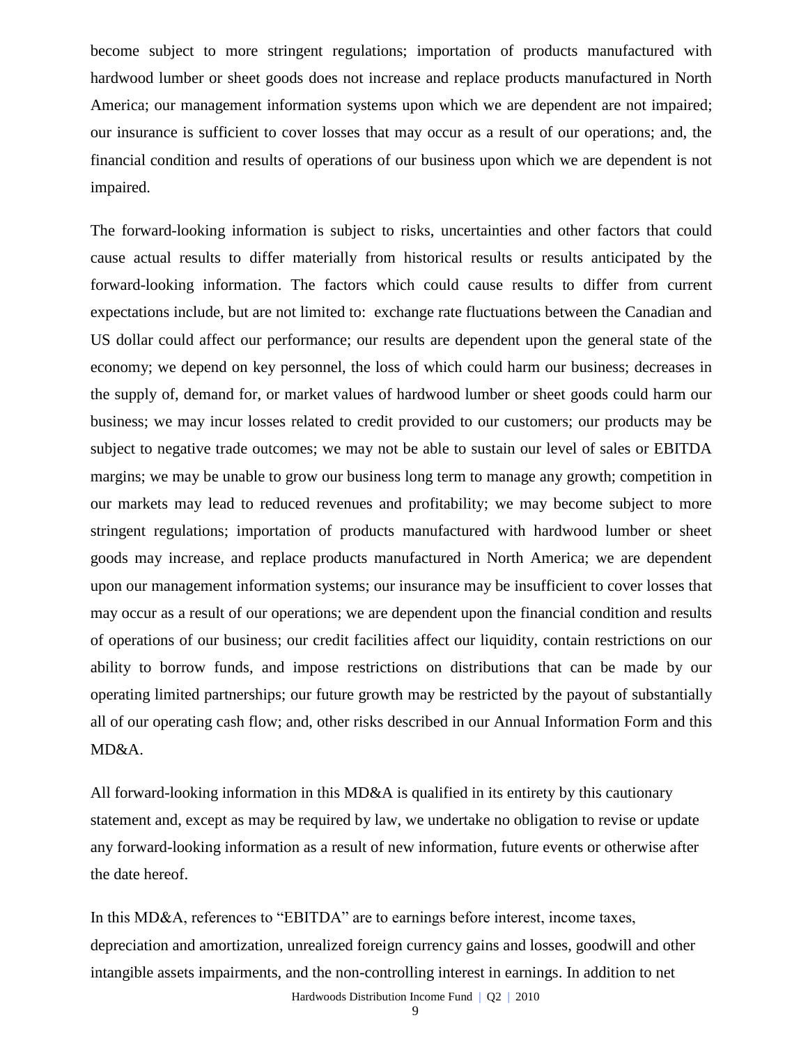become subject to more stringent regulations; importation of products manufactured with hardwood lumber or sheet goods does not increase and replace products manufactured in North America; our management information systems upon which we are dependent are not impaired; our insurance is sufficient to cover losses that may occur as a result of our operations; and, the financial condition and results of operations of our business upon which we are dependent is not impaired.

The forward-looking information is subject to risks, uncertainties and other factors that could cause actual results to differ materially from historical results or results anticipated by the forward-looking information. The factors which could cause results to differ from current expectations include, but are not limited to: exchange rate fluctuations between the Canadian and US dollar could affect our performance; our results are dependent upon the general state of the economy; we depend on key personnel, the loss of which could harm our business; decreases in the supply of, demand for, or market values of hardwood lumber or sheet goods could harm our business; we may incur losses related to credit provided to our customers; our products may be subject to negative trade outcomes; we may not be able to sustain our level of sales or EBITDA margins; we may be unable to grow our business long term to manage any growth; competition in our markets may lead to reduced revenues and profitability; we may become subject to more stringent regulations; importation of products manufactured with hardwood lumber or sheet goods may increase, and replace products manufactured in North America; we are dependent upon our management information systems; our insurance may be insufficient to cover losses that may occur as a result of our operations; we are dependent upon the financial condition and results of operations of our business; our credit facilities affect our liquidity, contain restrictions on our ability to borrow funds, and impose restrictions on distributions that can be made by our operating limited partnerships; our future growth may be restricted by the payout of substantially all of our operating cash flow; and, other risks described in our Annual Information Form and this MD&A.

All forward-looking information in this MD&A is qualified in its entirety by this cautionary statement and, except as may be required by law, we undertake no obligation to revise or update any forward-looking information as a result of new information, future events or otherwise after the date hereof.

In this MD&A, references to "EBITDA" are to earnings before interest, income taxes, depreciation and amortization, unrealized foreign currency gains and losses, goodwill and other intangible assets impairments, and the non-controlling interest in earnings. In addition to net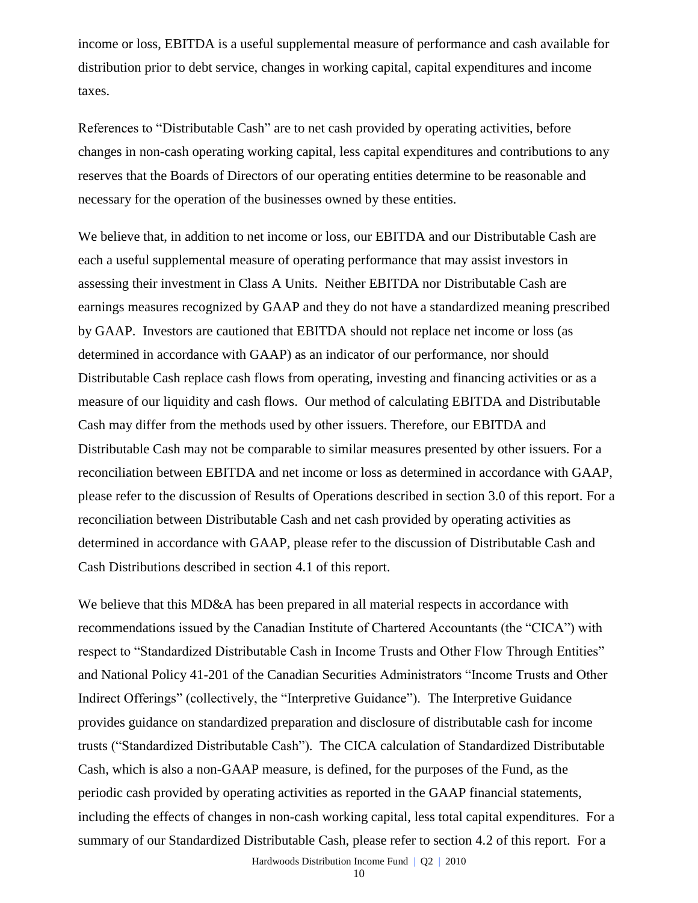income or loss, EBITDA is a useful supplemental measure of performance and cash available for distribution prior to debt service, changes in working capital, capital expenditures and income taxes.

References to "Distributable Cash" are to net cash provided by operating activities, before changes in non-cash operating working capital, less capital expenditures and contributions to any reserves that the Boards of Directors of our operating entities determine to be reasonable and necessary for the operation of the businesses owned by these entities.

We believe that, in addition to net income or loss, our EBITDA and our Distributable Cash are each a useful supplemental measure of operating performance that may assist investors in assessing their investment in Class A Units. Neither EBITDA nor Distributable Cash are earnings measures recognized by GAAP and they do not have a standardized meaning prescribed by GAAP. Investors are cautioned that EBITDA should not replace net income or loss (as determined in accordance with GAAP) as an indicator of our performance, nor should Distributable Cash replace cash flows from operating, investing and financing activities or as a measure of our liquidity and cash flows. Our method of calculating EBITDA and Distributable Cash may differ from the methods used by other issuers. Therefore, our EBITDA and Distributable Cash may not be comparable to similar measures presented by other issuers. For a reconciliation between EBITDA and net income or loss as determined in accordance with GAAP, please refer to the discussion of Results of Operations described in section 3.0 of this report. For a reconciliation between Distributable Cash and net cash provided by operating activities as determined in accordance with GAAP, please refer to the discussion of Distributable Cash and Cash Distributions described in section 4.1 of this report.

We believe that this MD&A has been prepared in all material respects in accordance with recommendations issued by the Canadian Institute of Chartered Accountants (the "CICA") with respect to "Standardized Distributable Cash in Income Trusts and Other Flow Through Entities" and National Policy 41-201 of the Canadian Securities Administrators "Income Trusts and Other Indirect Offerings" (collectively, the "Interpretive Guidance"). The Interpretive Guidance provides guidance on standardized preparation and disclosure of distributable cash for income trusts ("Standardized Distributable Cash"). The CICA calculation of Standardized Distributable Cash, which is also a non-GAAP measure, is defined, for the purposes of the Fund, as the periodic cash provided by operating activities as reported in the GAAP financial statements, including the effects of changes in non-cash working capital, less total capital expenditures. For a summary of our Standardized Distributable Cash, please refer to section 4.2 of this report. For a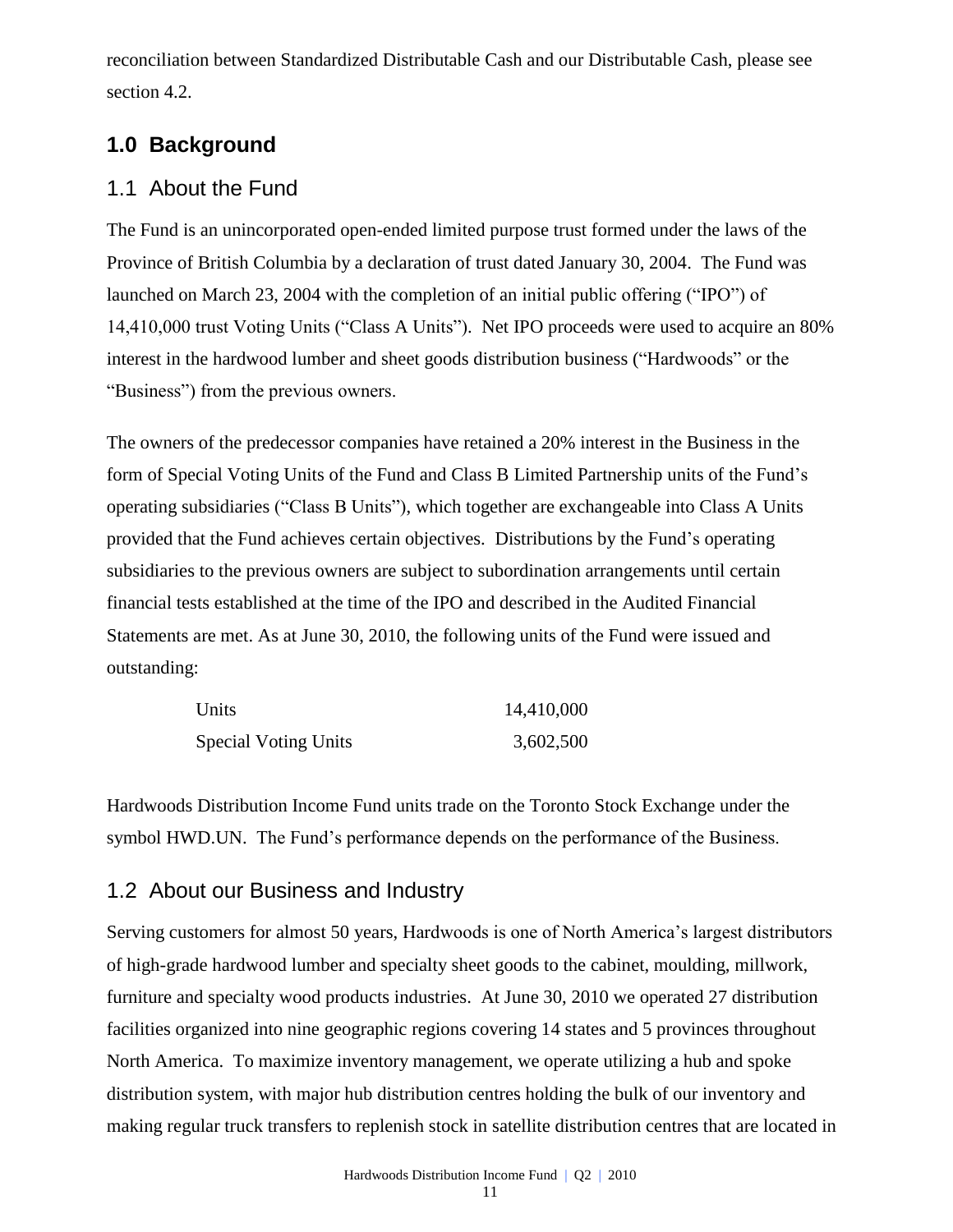reconciliation between Standardized Distributable Cash and our Distributable Cash, please see section 4.2.

## 1.0 Background

### 1.1 About the Fund

The Fund is an unincorporated open-ended limited purpose trust formed under the laws of the Province of British Columbia by a declaration of trust dated January 30, 2004. The Fund was launched on March 23, 2004 with the completion of an initial public offering ("IPO") of 14,410,000 trust Voting Units ("Class A Units"). Net IPO proceeds were used to acquire an 80% interest in the hardwood lumber and sheet goods distribution business ("Hardwoods" or the "Business") from the previous owners.

The owners of the predecessor companies have retained a 20% interest in the Business in the form of Special Voting Units of the Fund and Class B Limited Partnership units of the Fund's operating subsidiaries ("Class B Units"), which together are exchangeable into Class A Units provided that the Fund achieves certain objectives. Distributions by the Fund's operating subsidiaries to the previous owners are subject to subordination arrangements until certain financial tests established at the time of the IPO and described in the Audited Financial Statements are met. As at June 30, 2010, the following units of the Fund were issued and outstanding:

| | |
|---|---|
| Units | 14,410,000 |
| Special Voting Units | 3,602,500 |

Hardwoods Distribution Income Fund units trade on the Toronto Stock Exchange under the symbol HWD.UN. The Fund's performance depends on the performance of the Business.

### 1.2 About our Business and Industry

Serving customers for almost 50 years, Hardwoods is one of North America's largest distributors of high-grade hardwood lumber and specialty sheet goods to the cabinet, moulding, millwork, furniture and specialty wood products industries. At June 30, 2010 we operated 27 distribution facilities organized into nine geographic regions covering 14 states and 5 provinces throughout North America. To maximize inventory management, we operate utilizing a hub and spoke distribution system, with major hub distribution centres holding the bulk of our inventory and making regular truck transfers to replenish stock in satellite distribution centres that are located in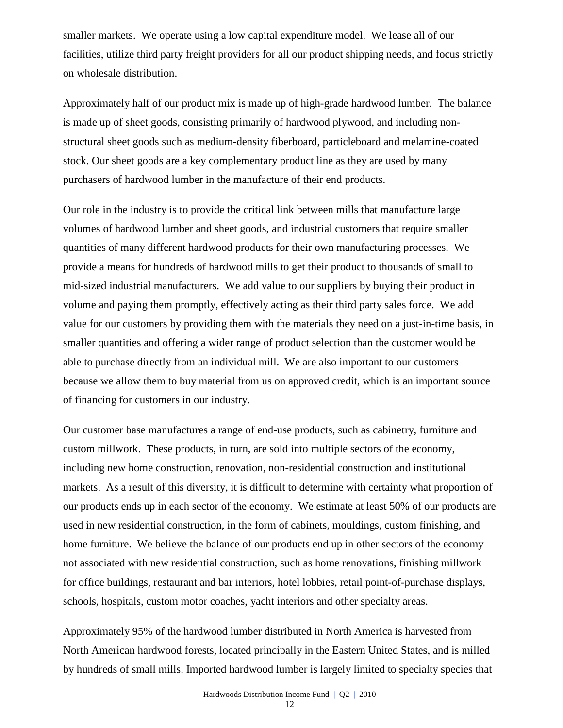smaller markets. We operate using a low capital expenditure model. We lease all of our facilities, utilize third party freight providers for all our product shipping needs, and focus strictly on wholesale distribution.

Approximately half of our product mix is made up of high-grade hardwood lumber. The balance is made up of sheet goods, consisting primarily of hardwood plywood, and including non-structural sheet goods such as medium-density fiberboard, particleboard and melamine-coated stock. Our sheet goods are a key complementary product line as they are used by many purchasers of hardwood lumber in the manufacture of their end products.

Our role in the industry is to provide the critical link between mills that manufacture large volumes of hardwood lumber and sheet goods, and industrial customers that require smaller quantities of many different hardwood products for their own manufacturing processes. We provide a means for hundreds of hardwood mills to get their product to thousands of small to mid-sized industrial manufacturers. We add value to our suppliers by buying their product in volume and paying them promptly, effectively acting as their third party sales force. We add value for our customers by providing them with the materials they need on a just-in-time basis, in smaller quantities and offering a wider range of product selection than the customer would be able to purchase directly from an individual mill. We are also important to our customers because we allow them to buy material from us on approved credit, which is an important source of financing for customers in our industry.

Our customer base manufactures a range of end-use products, such as cabinetry, furniture and custom millwork. These products, in turn, are sold into multiple sectors of the economy, including new home construction, renovation, non-residential construction and institutional markets. As a result of this diversity, it is difficult to determine with certainty what proportion of our products ends up in each sector of the economy. We estimate at least 50% of our products are used in new residential construction, in the form of cabinets, mouldings, custom finishing, and home furniture. We believe the balance of our products end up in other sectors of the economy not associated with new residential construction, such as home renovations, finishing millwork for office buildings, restaurant and bar interiors, hotel lobbies, retail point-of-purchase displays, schools, hospitals, custom motor coaches, yacht interiors and other specialty areas.

Approximately 95% of the hardwood lumber distributed in North America is harvested from North American hardwood forests, located principally in the Eastern United States, and is milled by hundreds of small mills. Imported hardwood lumber is largely limited to specialty species that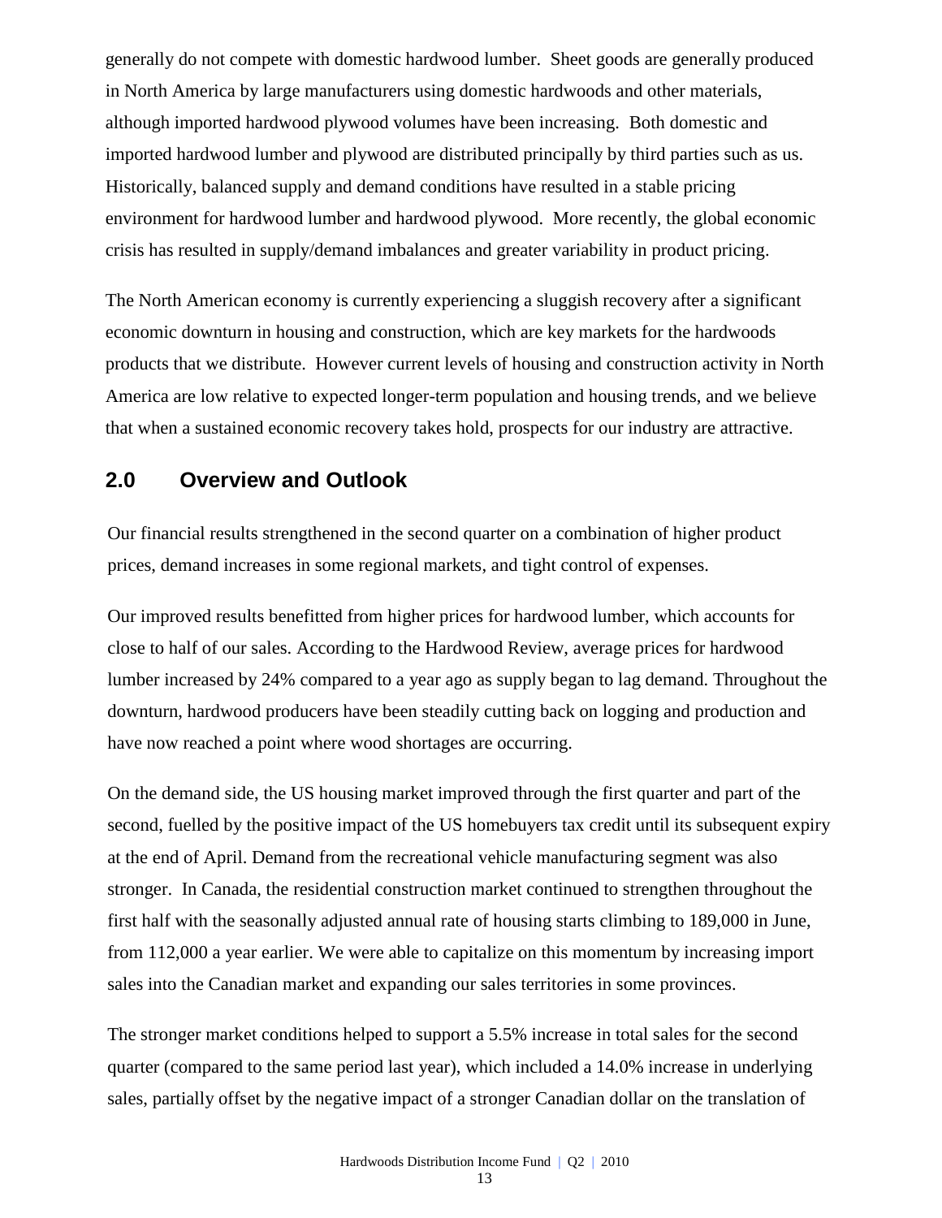generally do not compete with domestic hardwood lumber. Sheet goods are generally produced in North America by large manufacturers using domestic hardwoods and other materials, although imported hardwood plywood volumes have been increasing. Both domestic and imported hardwood lumber and plywood are distributed principally by third parties such as us. Historically, balanced supply and demand conditions have resulted in a stable pricing environment for hardwood lumber and hardwood plywood. More recently, the global economic crisis has resulted in supply/demand imbalances and greater variability in product pricing.

The North American economy is currently experiencing a sluggish recovery after a significant economic downturn in housing and construction, which are key markets for the hardwoods products that we distribute. However current levels of housing and construction activity in North America are low relative to expected longer-term population and housing trends, and we believe that when a sustained economic recovery takes hold, prospects for our industry are attractive.

## 2.0 Overview and Outlook

Our financial results strengthened in the second quarter on a combination of higher product prices, demand increases in some regional markets, and tight control of expenses.

Our improved results benefitted from higher prices for hardwood lumber, which accounts for close to half of our sales. According to the Hardwood Review, average prices for hardwood lumber increased by 24% compared to a year ago as supply began to lag demand. Throughout the downturn, hardwood producers have been steadily cutting back on logging and production and have now reached a point where wood shortages are occurring.

On the demand side, the US housing market improved through the first quarter and part of the second, fuelled by the positive impact of the US homebuyers tax credit until its subsequent expiry at the end of April. Demand from the recreational vehicle manufacturing segment was also stronger. In Canada, the residential construction market continued to strengthen throughout the first half with the seasonally adjusted annual rate of housing starts climbing to 189,000 in June, from 112,000 a year earlier. We were able to capitalize on this momentum by increasing import sales into the Canadian market and expanding our sales territories in some provinces.

The stronger market conditions helped to support a 5.5% increase in total sales for the second quarter (compared to the same period last year), which included a 14.0% increase in underlying sales, partially offset by the negative impact of a stronger Canadian dollar on the translation of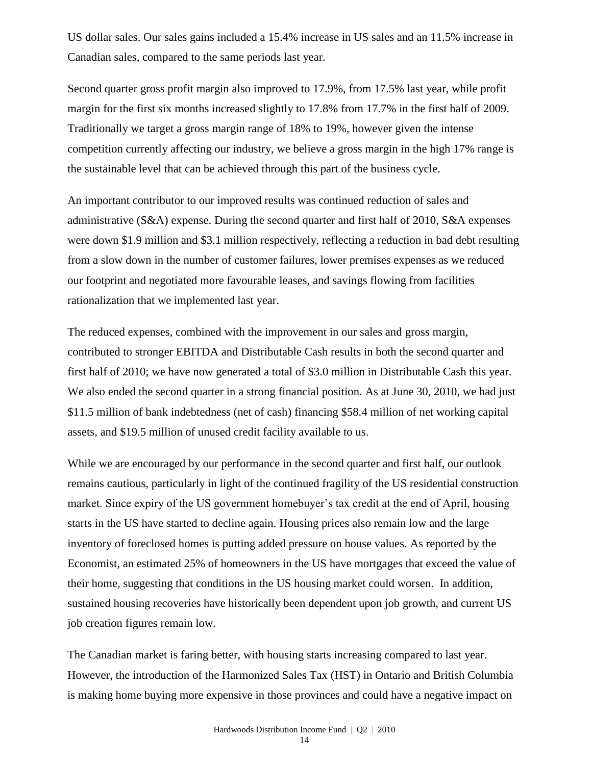US dollar sales. Our sales gains included a 15.4% increase in US sales and an 11.5% increase in Canadian sales, compared to the same periods last year.

Second quarter gross profit margin also improved to 17.9%, from 17.5% last year, while profit margin for the first six months increased slightly to 17.8% from 17.7% in the first half of 2009. Traditionally we target a gross margin range of 18% to 19%, however given the intense competition currently affecting our industry, we believe a gross margin in the high 17% range is the sustainable level that can be achieved through this part of the business cycle.

An important contributor to our improved results was continued reduction of sales and administrative (S&A) expense. During the second quarter and first half of 2010, S&A expenses were down $1.9 million and $3.1 million respectively, reflecting a reduction in bad debt resulting from a slow down in the number of customer failures, lower premises expenses as we reduced our footprint and negotiated more favourable leases, and savings flowing from facilities rationalization that we implemented last year.

The reduced expenses, combined with the improvement in our sales and gross margin, contributed to stronger EBITDA and Distributable Cash results in both the second quarter and first half of 2010; we have now generated a total of $3.0 million in Distributable Cash this year. We also ended the second quarter in a strong financial position. As at June 30, 2010, we had just $11.5 million of bank indebtedness (net of cash) financing $58.4 million of net working capital assets, and $19.5 million of unused credit facility available to us.

While we are encouraged by our performance in the second quarter and first half, our outlook remains cautious, particularly in light of the continued fragility of the US residential construction market. Since expiry of the US government homebuyer's tax credit at the end of April, housing starts in the US have started to decline again. Housing prices also remain low and the large inventory of foreclosed homes is putting added pressure on house values. As reported by the Economist, an estimated 25% of homeowners in the US have mortgages that exceed the value of their home, suggesting that conditions in the US housing market could worsen. In addition, sustained housing recoveries have historically been dependent upon job growth, and current US job creation figures remain low.

The Canadian market is faring better, with housing starts increasing compared to last year. However, the introduction of the Harmonized Sales Tax (HST) in Ontario and British Columbia is making home buying more expensive in those provinces and could have a negative impact on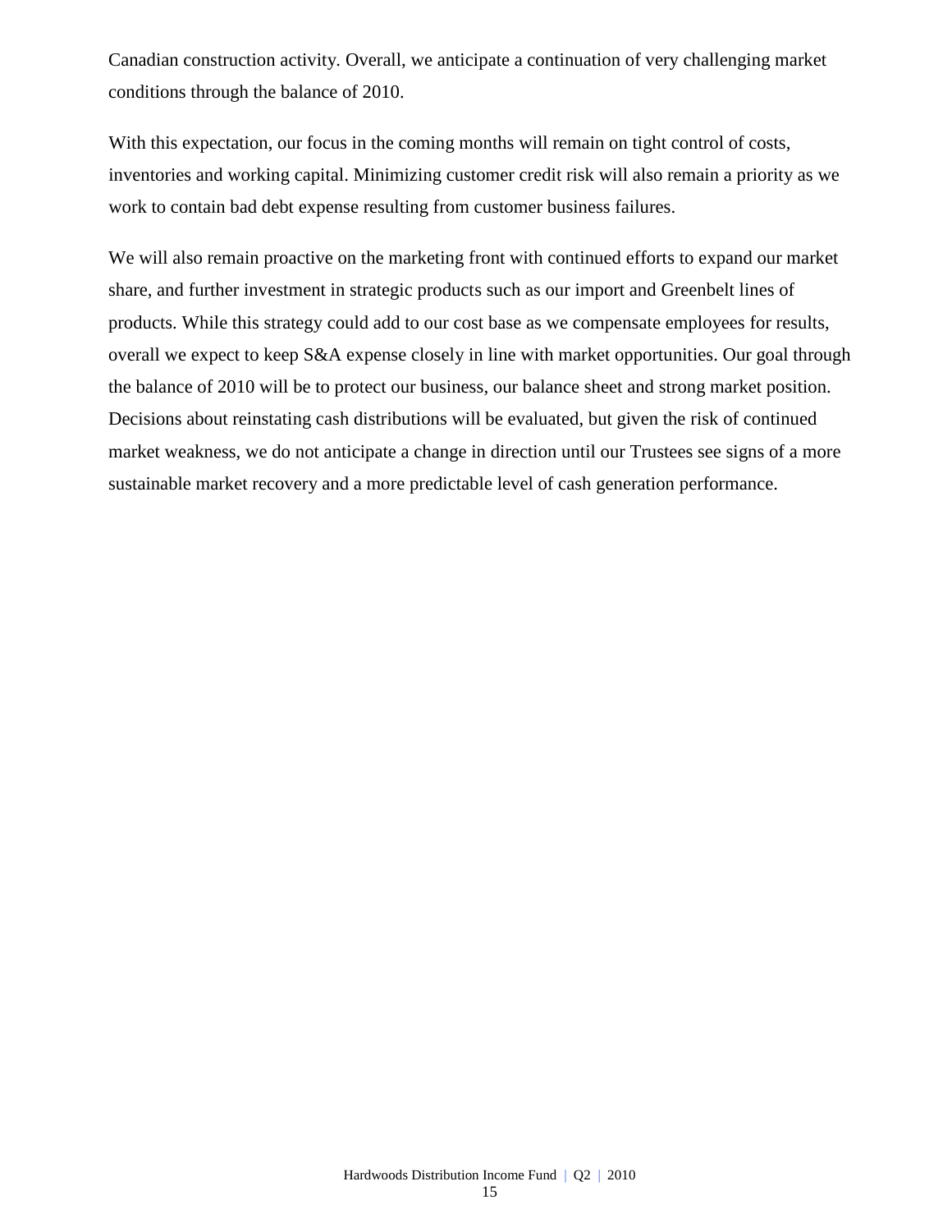Canadian construction activity. Overall, we anticipate a continuation of very challenging market conditions through the balance of 2010.

With this expectation, our focus in the coming months will remain on tight control of costs, inventories and working capital. Minimizing customer credit risk will also remain a priority as we work to contain bad debt expense resulting from customer business failures.

We will also remain proactive on the marketing front with continued efforts to expand our market share, and further investment in strategic products such as our import and Greenbelt lines of products. While this strategy could add to our cost base as we compensate employees for results, overall we expect to keep S&A expense closely in line with market opportunities. Our goal through the balance of 2010 will be to protect our business, our balance sheet and strong market position. Decisions about reinstating cash distributions will be evaluated, but given the risk of continued market weakness, we do not anticipate a change in direction until our Trustees see signs of a more sustainable market recovery and a more predictable level of cash generation performance.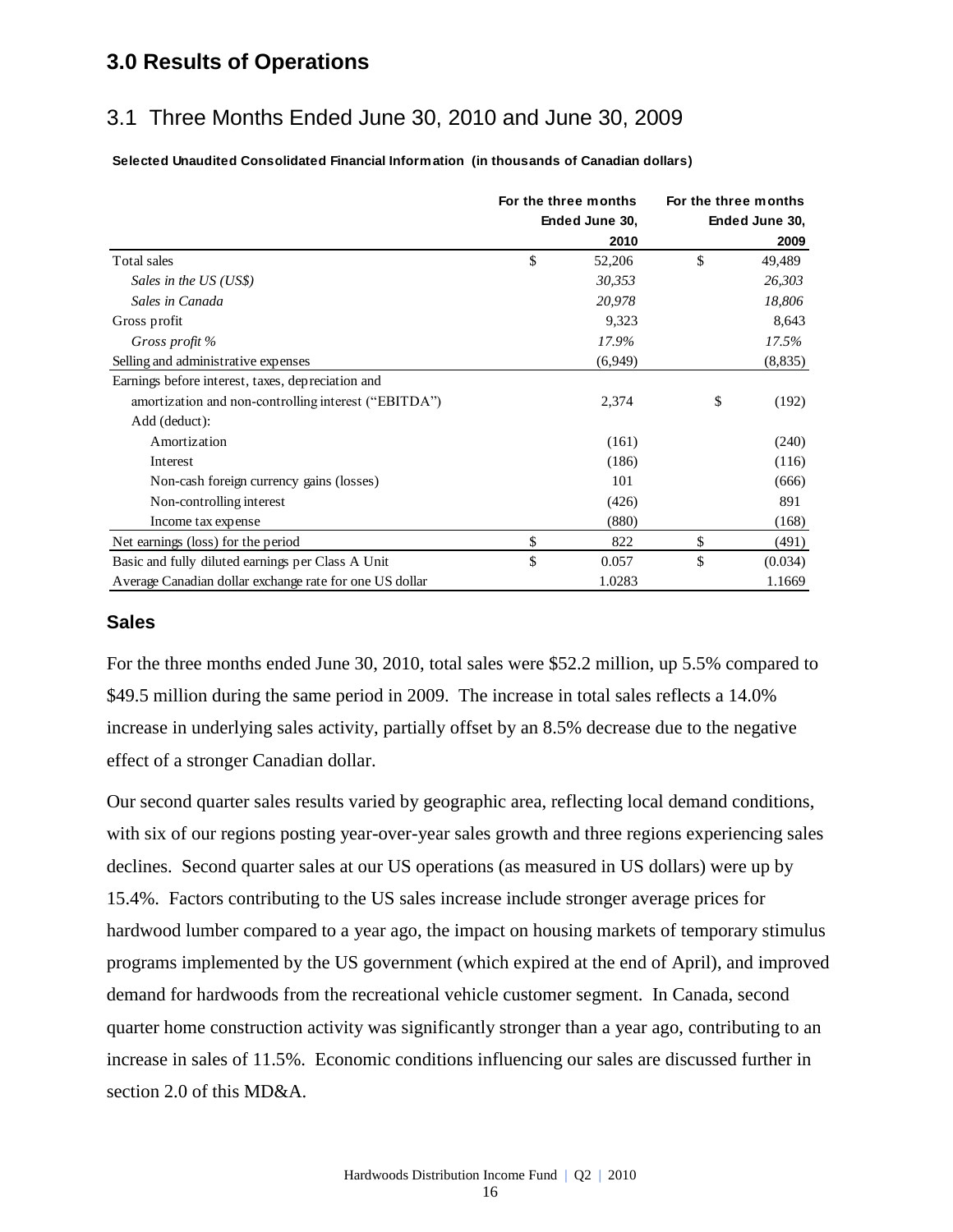# 3.0 Results of Operations

## 3.1 Three Months Ended June 30, 2010 and June 30, 2009

**Selected Unaudited Consolidated Financial Information (in thousands of Canadian dollars)**

| | For the three months Ended June 30, 2010 | For the three months Ended June 30, 2009 |
|---|---|---|
| Total sales | $ 52,206 | $ 49,489 |
| *Sales in the US (US$)* | *30,353* | *26,303* |
| *Sales in Canada* | *20,978* | *18,806* |
| Gross profit | 9,323 | 8,643 |
| *Gross profit %* | *17.9%* | *17.5%* |
| Selling and administrative expenses | (6,949) | (8,835) |
| Earnings before interest, taxes, depreciation and amortization and non-controlling interest ("EBITDA") | 2,374 | $ (192) |
| Add (deduct): | | |
| Amortization | (161) | (240) |
| Interest | (186) | (116) |
| Non-cash foreign currency gains (losses) | 101 | (666) |
| Non-controlling interest | (426) | 891 |
| Income tax expense | (880) | (168) |
| Net earnings (loss) for the period | $ 822 | $ (491) |
| Basic and fully diluted earnings per Class A Unit | $ 0.057 | $ (0.034) |
| Average Canadian dollar exchange rate for one US dollar | 1.0283 | 1.1669 |

### Sales

For the three months ended June 30, 2010, total sales were $52.2 million, up 5.5% compared to $49.5 million during the same period in 2009. The increase in total sales reflects a 14.0% increase in underlying sales activity, partially offset by an 8.5% decrease due to the negative effect of a stronger Canadian dollar.

Our second quarter sales results varied by geographic area, reflecting local demand conditions, with six of our regions posting year-over-year sales growth and three regions experiencing sales declines. Second quarter sales at our US operations (as measured in US dollars) were up by 15.4%. Factors contributing to the US sales increase include stronger average prices for hardwood lumber compared to a year ago, the impact on housing markets of temporary stimulus programs implemented by the US government (which expired at the end of April), and improved demand for hardwoods from the recreational vehicle customer segment. In Canada, second quarter home construction activity was significantly stronger than a year ago, contributing to an increase in sales of 11.5%. Economic conditions influencing our sales are discussed further in section 2.0 of this MD&A.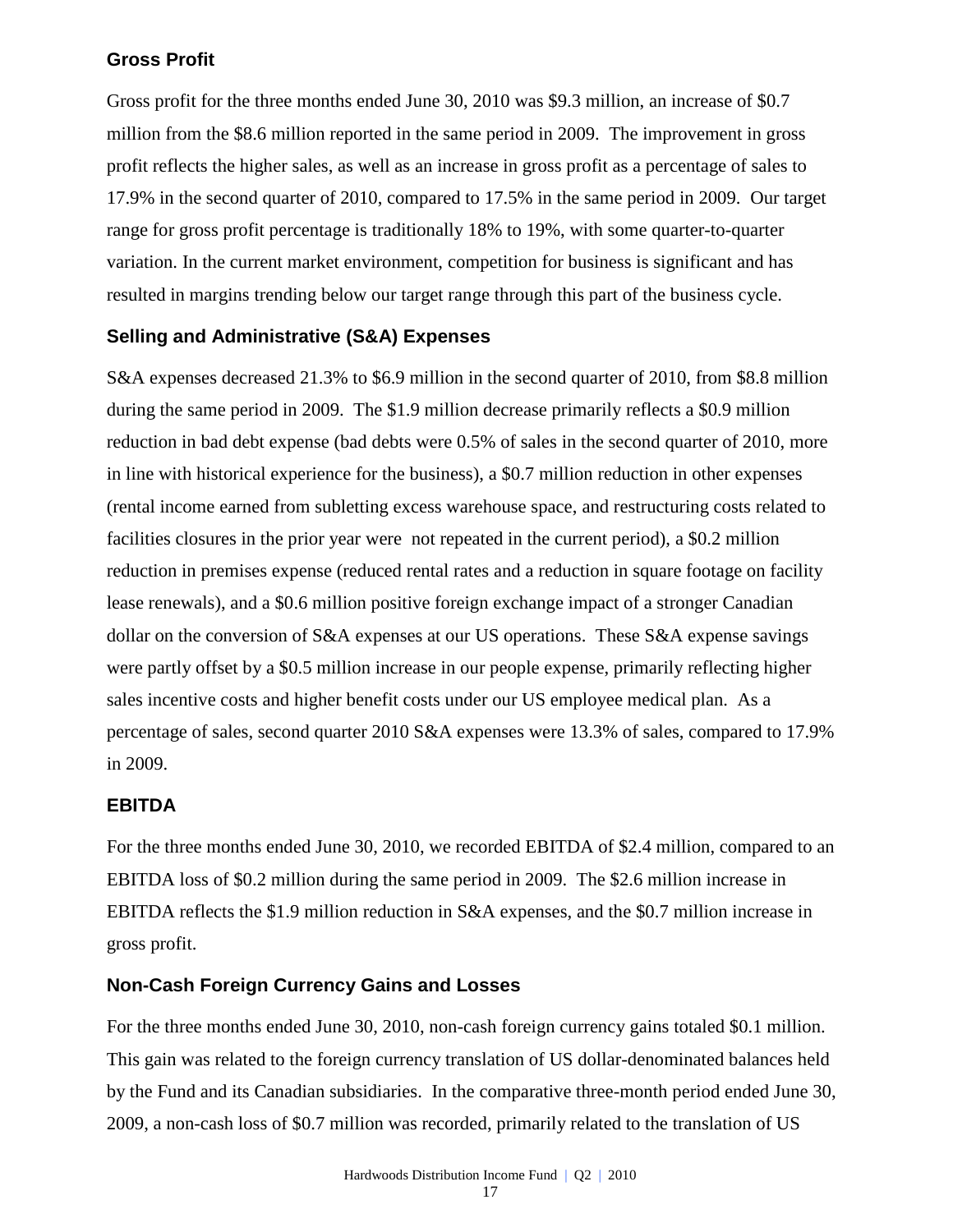## Gross Profit

Gross profit for the three months ended June 30, 2010 was $9.3 million, an increase of $0.7 million from the $8.6 million reported in the same period in 2009. The improvement in gross profit reflects the higher sales, as well as an increase in gross profit as a percentage of sales to 17.9% in the second quarter of 2010, compared to 17.5% in the same period in 2009. Our target range for gross profit percentage is traditionally 18% to 19%, with some quarter-to-quarter variation. In the current market environment, competition for business is significant and has resulted in margins trending below our target range through this part of the business cycle.

## Selling and Administrative (S&A) Expenses

S&A expenses decreased 21.3% to $6.9 million in the second quarter of 2010, from $8.8 million during the same period in 2009. The $1.9 million decrease primarily reflects a $0.9 million reduction in bad debt expense (bad debts were 0.5% of sales in the second quarter of 2010, more in line with historical experience for the business), a $0.7 million reduction in other expenses (rental income earned from subletting excess warehouse space, and restructuring costs related to facilities closures in the prior year were not repeated in the current period), a $0.2 million reduction in premises expense (reduced rental rates and a reduction in square footage on facility lease renewals), and a $0.6 million positive foreign exchange impact of a stronger Canadian dollar on the conversion of S&A expenses at our US operations. These S&A expense savings were partly offset by a $0.5 million increase in our people expense, primarily reflecting higher sales incentive costs and higher benefit costs under our US employee medical plan. As a percentage of sales, second quarter 2010 S&A expenses were 13.3% of sales, compared to 17.9% in 2009.

## EBITDA

For the three months ended June 30, 2010, we recorded EBITDA of $2.4 million, compared to an EBITDA loss of $0.2 million during the same period in 2009. The $2.6 million increase in EBITDA reflects the $1.9 million reduction in S&A expenses, and the $0.7 million increase in gross profit.

## Non-Cash Foreign Currency Gains and Losses

For the three months ended June 30, 2010, non-cash foreign currency gains totaled $0.1 million. This gain was related to the foreign currency translation of US dollar-denominated balances held by the Fund and its Canadian subsidiaries. In the comparative three-month period ended June 30, 2009, a non-cash loss of $0.7 million was recorded, primarily related to the translation of US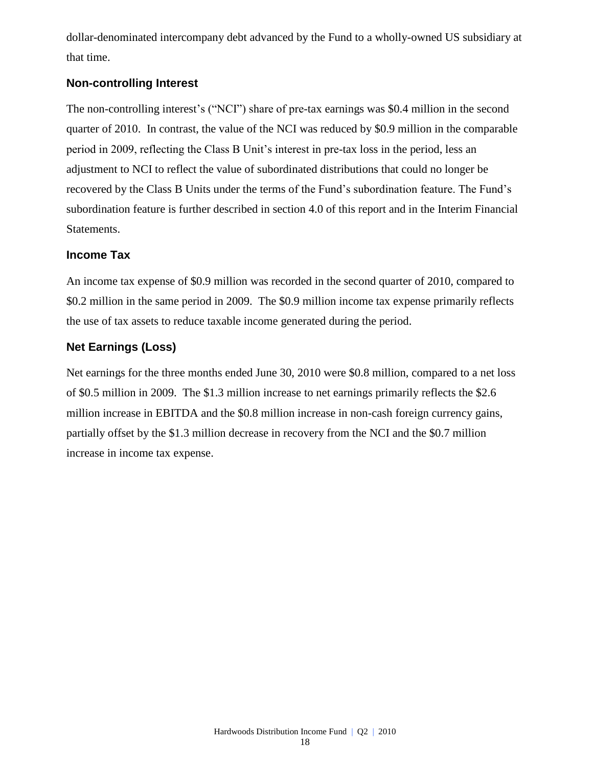dollar-denominated intercompany debt advanced by the Fund to a wholly-owned US subsidiary at that time.

### Non-controlling Interest

The non-controlling interest's ("NCI") share of pre-tax earnings was $0.4 million in the second quarter of 2010. In contrast, the value of the NCI was reduced by $0.9 million in the comparable period in 2009, reflecting the Class B Unit's interest in pre-tax loss in the period, less an adjustment to NCI to reflect the value of subordinated distributions that could no longer be recovered by the Class B Units under the terms of the Fund's subordination feature. The Fund's subordination feature is further described in section 4.0 of this report and in the Interim Financial Statements.

### Income Tax

An income tax expense of $0.9 million was recorded in the second quarter of 2010, compared to $0.2 million in the same period in 2009. The $0.9 million income tax expense primarily reflects the use of tax assets to reduce taxable income generated during the period.

### Net Earnings (Loss)

Net earnings for the three months ended June 30, 2010 were $0.8 million, compared to a net loss of $0.5 million in 2009. The $1.3 million increase to net earnings primarily reflects the $2.6 million increase in EBITDA and the $0.8 million increase in non-cash foreign currency gains, partially offset by the $1.3 million decrease in recovery from the NCI and the $0.7 million increase in income tax expense.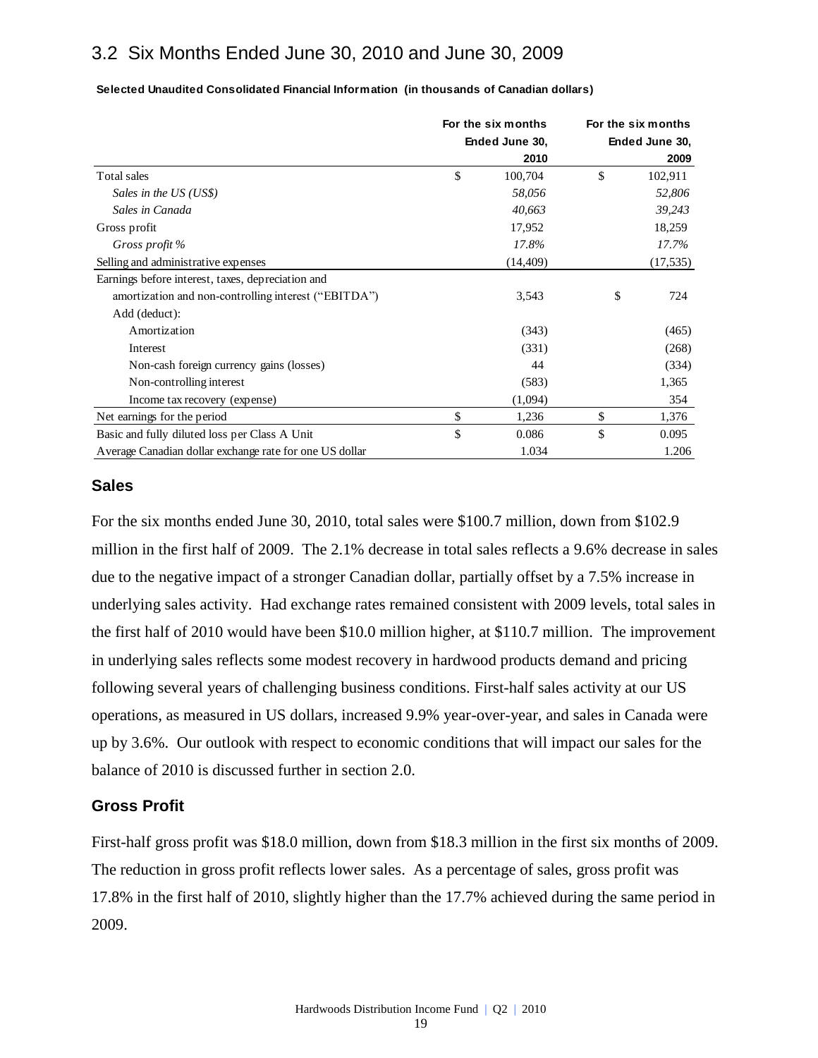## 3.2 Six Months Ended June 30, 2010 and June 30, 2009

**Selected Unaudited Consolidated Financial Information (in thousands of Canadian dollars)**

| | For the six months Ended June 30, 2010 | For the six months Ended June 30, 2009 |
|---|---|---|
| Total sales | $ 100,704 | $ 102,911 |
| *Sales in the US (US$)* | *58,056* | *52,806* |
| *Sales in Canada* | *40,663* | *39,243* |
| Gross profit | 17,952 | 18,259 |
| *Gross profit %* | *17.8%* | *17.7%* |
| Selling and administrative expenses | (14,409) | (17,535) |
| Earnings before interest, taxes, depreciation and amortization and non-controlling interest ("EBITDA") | 3,543 | $ 724 |
| Add (deduct): | | |
| Amortization | (343) | (465) |
| Interest | (331) | (268) |
| Non-cash foreign currency gains (losses) | 44 | (334) |
| Non-controlling interest | (583) | 1,365 |
| Income tax recovery (expense) | (1,094) | 354 |
| Net earnings for the period | $ 1,236 | $ 1,376 |
| Basic and fully diluted loss per Class A Unit | $ 0.086 | $ 0.095 |
| Average Canadian dollar exchange rate for one US dollar | 1.034 | 1.206 |

### Sales

For the six months ended June 30, 2010, total sales were $100.7 million, down from $102.9 million in the first half of 2009. The 2.1% decrease in total sales reflects a 9.6% decrease in sales due to the negative impact of a stronger Canadian dollar, partially offset by a 7.5% increase in underlying sales activity. Had exchange rates remained consistent with 2009 levels, total sales in the first half of 2010 would have been $10.0 million higher, at $110.7 million. The improvement in underlying sales reflects some modest recovery in hardwood products demand and pricing following several years of challenging business conditions. First-half sales activity at our US operations, as measured in US dollars, increased 9.9% year-over-year, and sales in Canada were up by 3.6%. Our outlook with respect to economic conditions that will impact our sales for the balance of 2010 is discussed further in section 2.0.

### Gross Profit

First-half gross profit was $18.0 million, down from $18.3 million in the first six months of 2009. The reduction in gross profit reflects lower sales. As a percentage of sales, gross profit was 17.8% in the first half of 2010, slightly higher than the 17.7% achieved during the same period in 2009.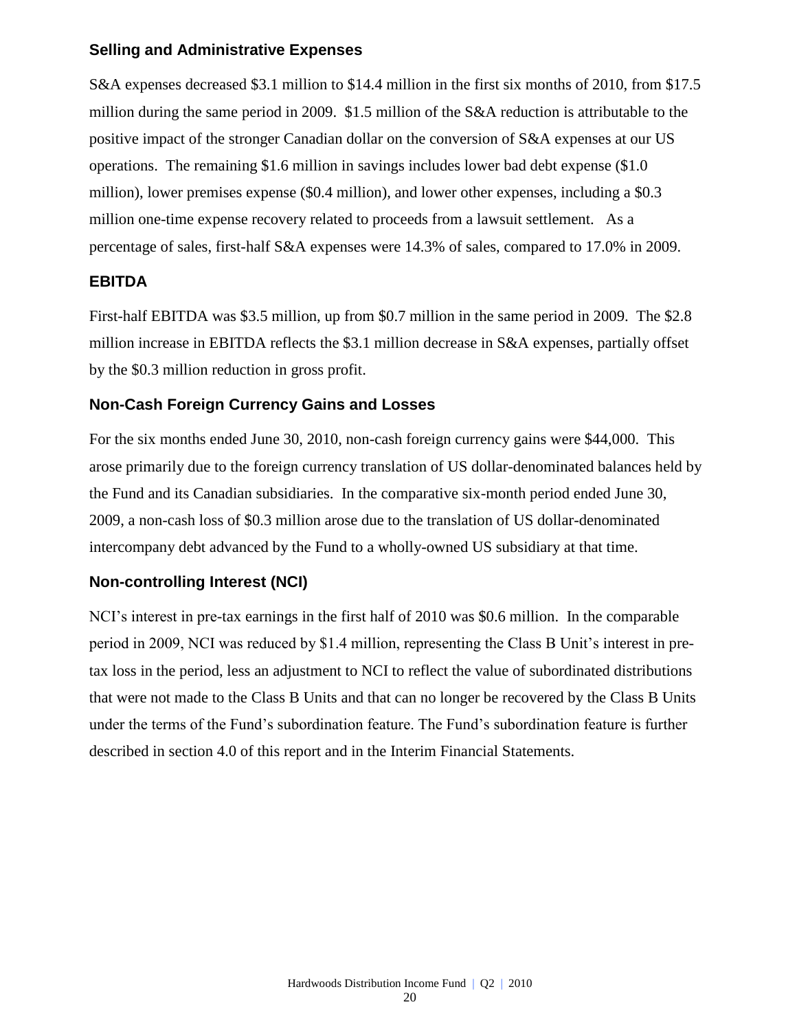### Selling and Administrative Expenses

S&A expenses decreased $3.1 million to $14.4 million in the first six months of 2010, from $17.5 million during the same period in 2009. $1.5 million of the S&A reduction is attributable to the positive impact of the stronger Canadian dollar on the conversion of S&A expenses at our US operations. The remaining $1.6 million in savings includes lower bad debt expense ($1.0 million), lower premises expense ($0.4 million), and lower other expenses, including a $0.3 million one-time expense recovery related to proceeds from a lawsuit settlement. As a percentage of sales, first-half S&A expenses were 14.3% of sales, compared to 17.0% in 2009.

### EBITDA

First-half EBITDA was $3.5 million, up from $0.7 million in the same period in 2009. The $2.8 million increase in EBITDA reflects the $3.1 million decrease in S&A expenses, partially offset by the $0.3 million reduction in gross profit.

### Non-Cash Foreign Currency Gains and Losses

For the six months ended June 30, 2010, non-cash foreign currency gains were $44,000. This arose primarily due to the foreign currency translation of US dollar-denominated balances held by the Fund and its Canadian subsidiaries. In the comparative six-month period ended June 30, 2009, a non-cash loss of $0.3 million arose due to the translation of US dollar-denominated intercompany debt advanced by the Fund to a wholly-owned US subsidiary at that time.

### Non-controlling Interest (NCI)

NCI's interest in pre-tax earnings in the first half of 2010 was $0.6 million. In the comparable period in 2009, NCI was reduced by $1.4 million, representing the Class B Unit's interest in pre-tax loss in the period, less an adjustment to NCI to reflect the value of subordinated distributions that were not made to the Class B Units and that can no longer be recovered by the Class B Units under the terms of the Fund's subordination feature. The Fund's subordination feature is further described in section 4.0 of this report and in the Interim Financial Statements.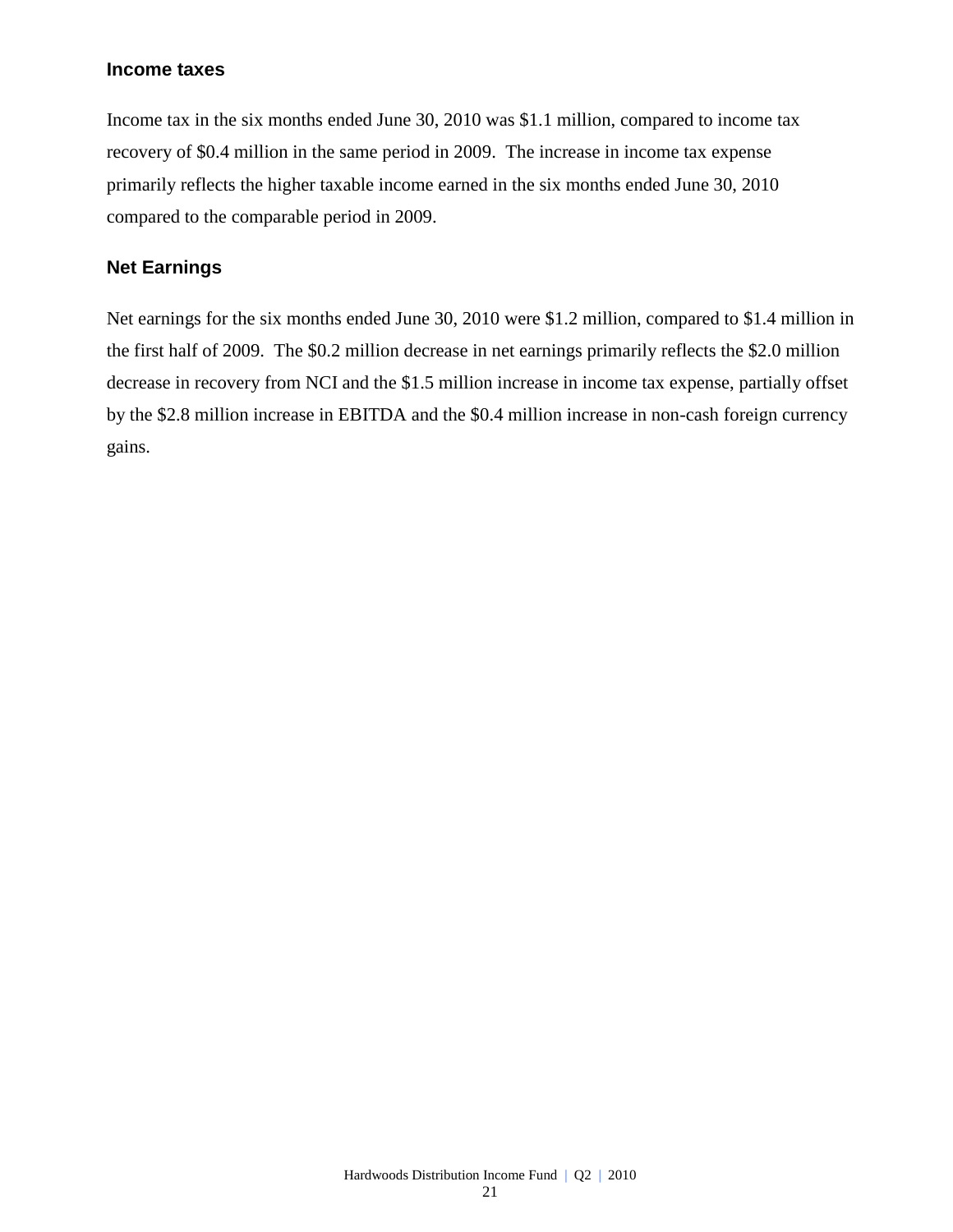### Income taxes

Income tax in the six months ended June 30, 2010 was $1.1 million, compared to income tax recovery of $0.4 million in the same period in 2009. The increase in income tax expense primarily reflects the higher taxable income earned in the six months ended June 30, 2010 compared to the comparable period in 2009.

### Net Earnings

Net earnings for the six months ended June 30, 2010 were $1.2 million, compared to $1.4 million in the first half of 2009. The $0.2 million decrease in net earnings primarily reflects the $2.0 million decrease in recovery from NCI and the $1.5 million increase in income tax expense, partially offset by the $2.8 million increase in EBITDA and the $0.4 million increase in non-cash foreign currency gains.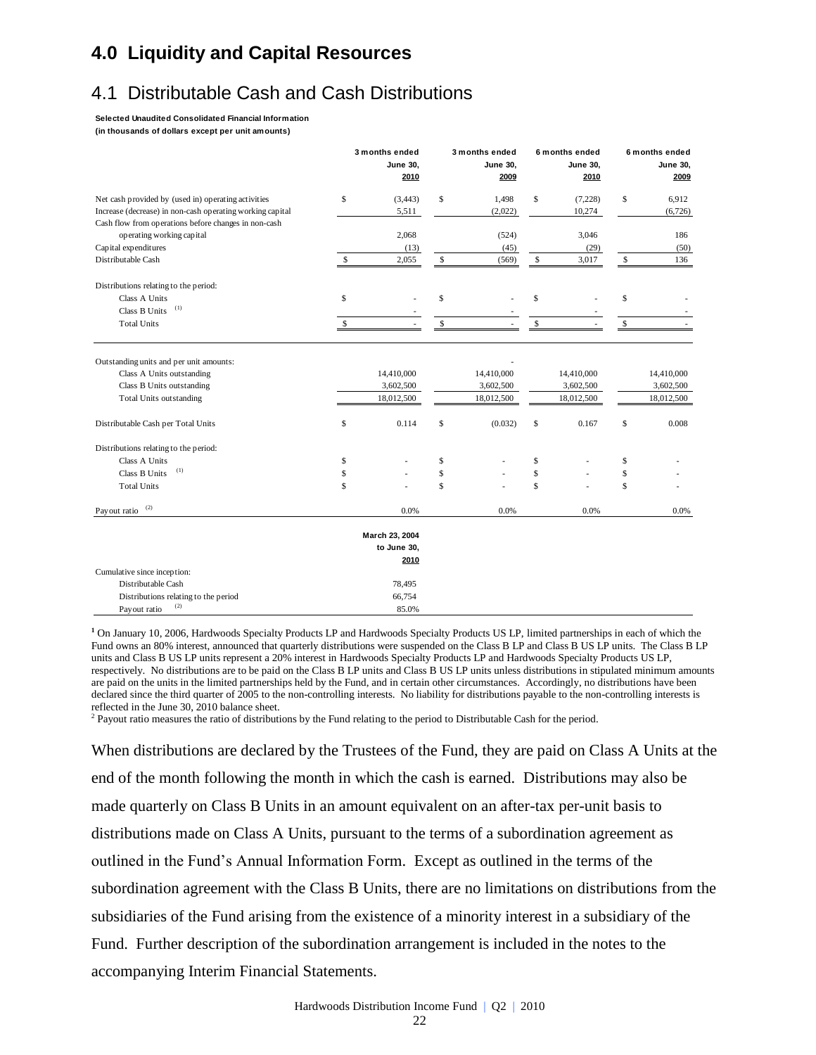# 4.0 Liquidity and Capital Resources

## 4.1 Distributable Cash and Cash Distributions

**Selected Unaudited Consolidated Financial Information**
**(in thousands of dollars except per unit amounts)**

| | 3 months ended June 30, 2010 | 3 months ended June 30, 2009 | 6 months ended June 30, 2010 | 6 months ended June 30, 2009 |
|---|---|---|---|---|
| Net cash provided by (used in) operating activities | $ (3,443) | $ 1,498 | $ (7,228) | $ 6,912 |
| Increase (decrease) in non-cash operating working capital | 5,511 | (2,022) | 10,274 | (6,726) |
| Cash flow from operations before changes in non-cash operating working capital | 2,068 | (524) | 3,046 | 186 |
| Capital expenditures | (13) | (45) | (29) | (50) |
| Distributable Cash | $ 2,055 | $ (569) | $ 3,017 | $ 136 |
| Distributions relating to the period: | | | | |
| Class A Units | $ - | $ - | $ - | $ - |
| Class B Units [(1)] | - | - | - | - |
| Total Units | $ - | $ - | $ - | $ - |
| Outstanding units and per unit amounts: | | - | | |
| Class A Units outstanding | 14,410,000 | 14,410,000 | 14,410,000 | 14,410,000 |
| Class B Units outstanding | 3,602,500 | 3,602,500 | 3,602,500 | 3,602,500 |
| Total Units outstanding | 18,012,500 | 18,012,500 | 18,012,500 | 18,012,500 |
| Distributable Cash per Total Units | $ 0.114 | $ (0.032) | $ 0.167 | $ 0.008 |
| Distributions relating to the period: | | | | |
| Class A Units | $ - | $ - | $ - | $ - |
| Class B Units [(1)] | $ - | $ - | $ - | $ - |
| Total Units | $ - | $ - | $ - | $ - |
| Payout ratio [(2)] | 0.0% | 0.0% | 0.0% | 0.0% |

| | March 23, 2004 to June 30, 2010 |
|---|---|
| Cumulative since inception: | |
| Distributable Cash | 78,495 |
| Distributions relating to the period | 66,754 |
| Payout ratio [(2)] | 85.0% |

[1] On January 10, 2006, Hardwoods Specialty Products LP and Hardwoods Specialty Products US LP, limited partnerships in each of which the Fund owns an 80% interest, announced that quarterly distributions were suspended on the Class B LP and Class B US LP units. The Class B LP units and Class B US LP units represent a 20% interest in Hardwoods Specialty Products LP and Hardwoods Specialty Products US LP, respectively. No distributions are to be paid on the Class B LP units and Class B US LP units unless distributions in stipulated minimum amounts are paid on the units in the limited partnerships held by the Fund, and in certain other circumstances. Accordingly, no distributions have been declared since the third quarter of 2005 to the non-controlling interests. No liability for distributions payable to the non-controlling interests is reflected in the June 30, 2010 balance sheet.

[2] Payout ratio measures the ratio of distributions by the Fund relating to the period to Distributable Cash for the period.

When distributions are declared by the Trustees of the Fund, they are paid on Class A Units at the end of the month following the month in which the cash is earned. Distributions may also be made quarterly on Class B Units in an amount equivalent on an after-tax per-unit basis to distributions made on Class A Units, pursuant to the terms of a subordination agreement as outlined in the Fund's Annual Information Form. Except as outlined in the terms of the subordination agreement with the Class B Units, there are no limitations on distributions from the subsidiaries of the Fund arising from the existence of a minority interest in a subsidiary of the Fund. Further description of the subordination arrangement is included in the notes to the accompanying Interim Financial Statements.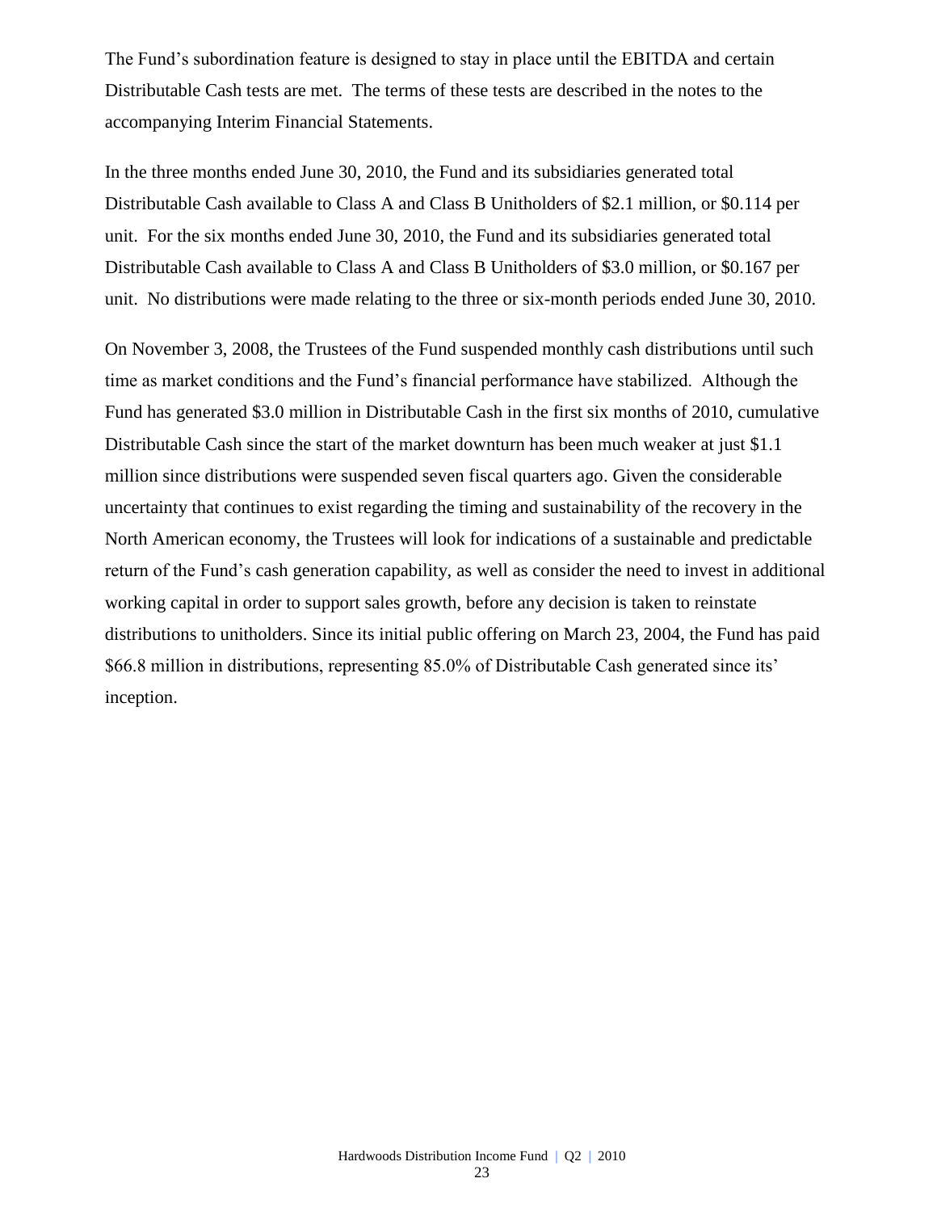The Fund's subordination feature is designed to stay in place until the EBITDA and certain Distributable Cash tests are met. The terms of these tests are described in the notes to the accompanying Interim Financial Statements.

In the three months ended June 30, 2010, the Fund and its subsidiaries generated total Distributable Cash available to Class A and Class B Unitholders of $2.1 million, or $0.114 per unit. For the six months ended June 30, 2010, the Fund and its subsidiaries generated total Distributable Cash available to Class A and Class B Unitholders of $3.0 million, or $0.167 per unit. No distributions were made relating to the three or six-month periods ended June 30, 2010.

On November 3, 2008, the Trustees of the Fund suspended monthly cash distributions until such time as market conditions and the Fund's financial performance have stabilized. Although the Fund has generated $3.0 million in Distributable Cash in the first six months of 2010, cumulative Distributable Cash since the start of the market downturn has been much weaker at just $1.1 million since distributions were suspended seven fiscal quarters ago. Given the considerable uncertainty that continues to exist regarding the timing and sustainability of the recovery in the North American economy, the Trustees will look for indications of a sustainable and predictable return of the Fund's cash generation capability, as well as consider the need to invest in additional working capital in order to support sales growth, before any decision is taken to reinstate distributions to unitholders. Since its initial public offering on March 23, 2004, the Fund has paid $66.8 million in distributions, representing 85.0% of Distributable Cash generated since its' inception.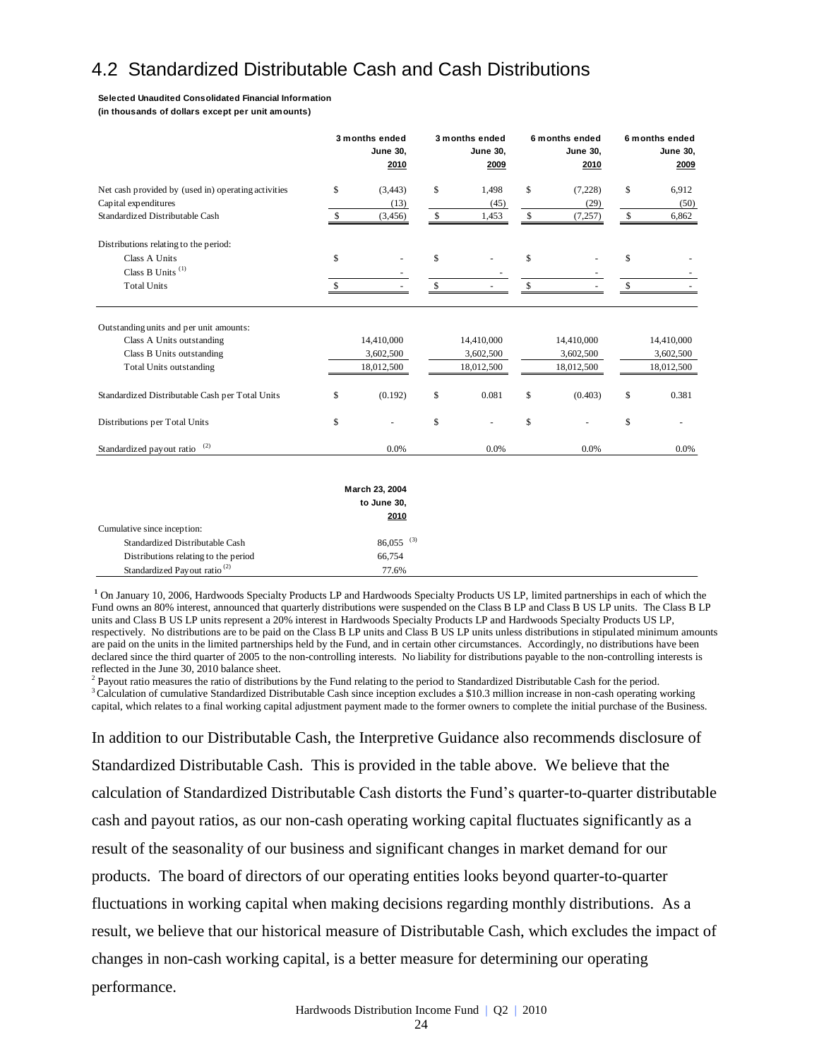## 4.2 Standardized Distributable Cash and Cash Distributions

**Selected Unaudited Consolidated Financial Information**
**(in thousands of dollars except per unit amounts)**

| | 3 months ended June 30, 2010 | 3 months ended June 30, 2009 | 6 months ended June 30, 2010 | 6 months ended June 30, 2009 |
|---|---|---|---|---|
| Net cash provided by (used in) operating activities | $ (3,443) | $ 1,498 | $ (7,228) | $ 6,912 |
| Capital expenditures | (13) | (45) | (29) | (50) |
| Standardized Distributable Cash | $ (3,456) | $ 1,453 | $ (7,257) | $ 6,862 |
| Distributions relating to the period: | | | | |
| Class A Units | $ - | $ - | $ - | $ - |
| Class B Units [1] | - | - | - | - |
| Total Units | $ - | $ - | $ - | $ - |
| Outstanding units and per unit amounts: | | | | |
| Class A Units outstanding | 14,410,000 | 14,410,000 | 14,410,000 | 14,410,000 |
| Class B Units outstanding | 3,602,500 | 3,602,500 | 3,602,500 | 3,602,500 |
| Total Units outstanding | 18,012,500 | 18,012,500 | 18,012,500 | 18,012,500 |
| Standardized Distributable Cash per Total Units | $ (0.192) | $ 0.081 | $ (0.403) | $ 0.381 |
| Distributions per Total Units | $ - | $ - | $ - | $ - |
| Standardized payout ratio [2] | 0.0% | 0.0% | 0.0% | 0.0% |

| | March 23, 2004 to June 30, 2010 |
|---|---|
| Cumulative since inception: | |
| Standardized Distributable Cash | 86,055 [3] |
| Distributions relating to the period | 66,754 |
| Standardized Payout ratio [2] | 77.6% |

[1] On January 10, 2006, Hardwoods Specialty Products LP and Hardwoods Specialty Products US LP, limited partnerships in each of which the Fund owns an 80% interest, announced that quarterly distributions were suspended on the Class B LP and Class B US LP units. The Class B LP units and Class B US LP units represent a 20% interest in Hardwoods Specialty Products LP and Hardwoods Specialty Products US LP, respectively. No distributions are to be paid on the Class B LP units and Class B US LP units unless distributions in stipulated minimum amounts are paid on the units in the limited partnerships held by the Fund, and in certain other circumstances. Accordingly, no distributions have been declared since the third quarter of 2005 to the non-controlling interests. No liability for distributions payable to the non-controlling interests is reflected in the June 30, 2010 balance sheet.

[2] Payout ratio measures the ratio of distributions by the Fund relating to the period to Standardized Distributable Cash for the period.

[3] Calculation of cumulative Standardized Distributable Cash since inception excludes a $10.3 million increase in non-cash operating working capital, which relates to a final working capital adjustment payment made to the former owners to complete the initial purchase of the Business.

In addition to our Distributable Cash, the Interpretive Guidance also recommends disclosure of Standardized Distributable Cash. This is provided in the table above. We believe that the calculation of Standardized Distributable Cash distorts the Fund's quarter-to-quarter distributable cash and payout ratios, as our non-cash operating working capital fluctuates significantly as a result of the seasonality of our business and significant changes in market demand for our products. The board of directors of our operating entities looks beyond quarter-to-quarter fluctuations in working capital when making decisions regarding monthly distributions. As a result, we believe that our historical measure of Distributable Cash, which excludes the impact of changes in non-cash working capital, is a better measure for determining our operating performance.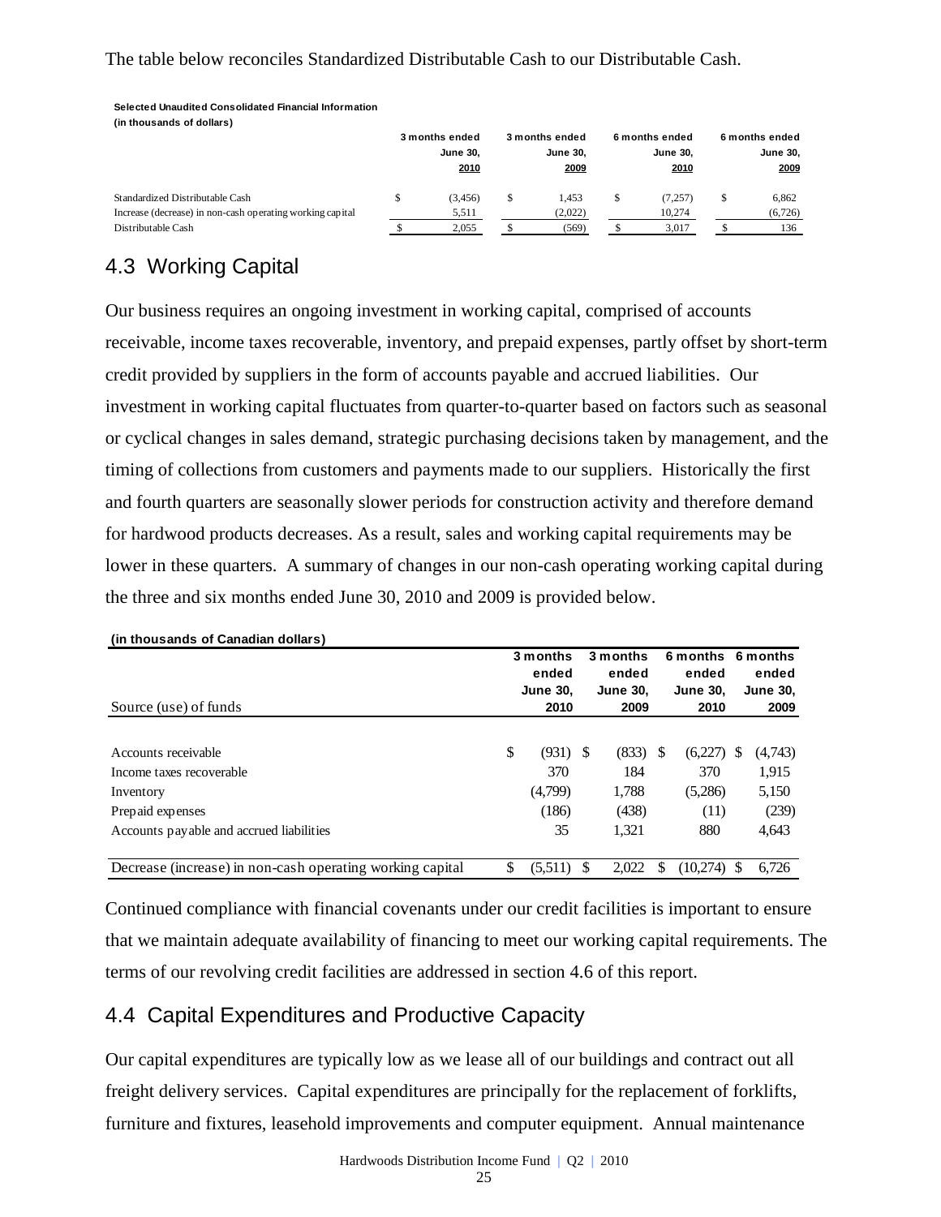The table below reconciles Standardized Distributable Cash to our Distributable Cash.

**Selected Unaudited Consolidated Financial Information**
**(in thousands of dollars)**

| | 3 months ended June 30, 2010 | 3 months ended June 30, 2009 | 6 months ended June 30, 2010 | 6 months ended June 30, 2009 |
|---|---|---|---|---|
| Standardized Distributable Cash | $ (3,456) | $ 1,453 | $ (7,257) | $ 6,862 |
| Increase (decrease) in non-cash operating working capital | 5,511 | (2,022) | 10,274 | (6,726) |
| Distributable Cash | $ 2,055 | $ (569) | $ 3,017 | $ 136 |

## 4.3 Working Capital

Our business requires an ongoing investment in working capital, comprised of accounts receivable, income taxes recoverable, inventory, and prepaid expenses, partly offset by short-term credit provided by suppliers in the form of accounts payable and accrued liabilities. Our investment in working capital fluctuates from quarter-to-quarter based on factors such as seasonal or cyclical changes in sales demand, strategic purchasing decisions taken by management, and the timing of collections from customers and payments made to our suppliers. Historically the first and fourth quarters are seasonally slower periods for construction activity and therefore demand for hardwood products decreases. As a result, sales and working capital requirements may be lower in these quarters. A summary of changes in our non-cash operating working capital during the three and six months ended June 30, 2010 and 2009 is provided below.

**(in thousands of Canadian dollars)**

| Source (use) of funds | 3 months ended June 30, 2010 | 3 months ended June 30, 2009 | 6 months ended June 30, 2010 | 6 months ended June 30, 2009 |
|---|---|---|---|---|
| Accounts receivable | $ (931) | $ (833) | $ (6,227) | $ (4,743) |
| Income taxes recoverable | 370 | 184 | 370 | 1,915 |
| Inventory | (4,799) | 1,788 | (5,286) | 5,150 |
| Prepaid expenses | (186) | (438) | (11) | (239) |
| Accounts payable and accrued liabilities | 35 | 1,321 | 880 | 4,643 |
| Decrease (increase) in non-cash operating working capital | $ (5,511) | $ 2,022 | $ (10,274) | $ 6,726 |

Continued compliance with financial covenants under our credit facilities is important to ensure that we maintain adequate availability of financing to meet our working capital requirements. The terms of our revolving credit facilities are addressed in section 4.6 of this report.

## 4.4 Capital Expenditures and Productive Capacity

Our capital expenditures are typically low as we lease all of our buildings and contract out all freight delivery services. Capital expenditures are principally for the replacement of forklifts, furniture and fixtures, leasehold improvements and computer equipment. Annual maintenance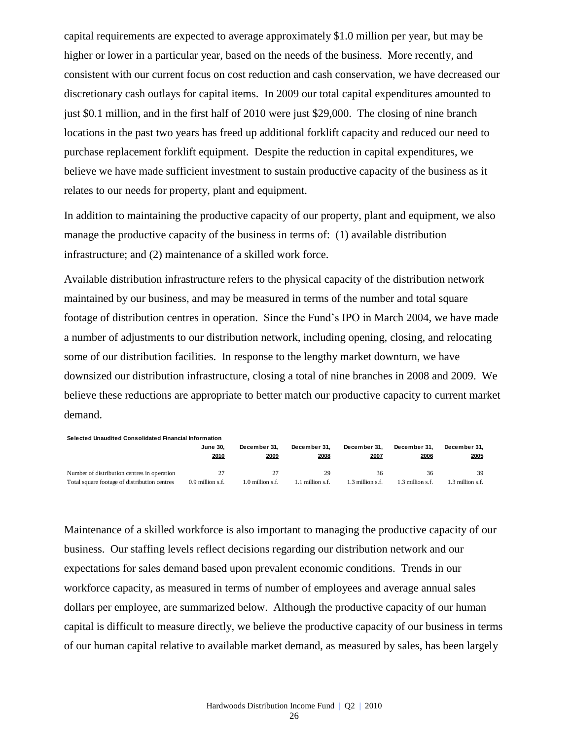capital requirements are expected to average approximately $1.0 million per year, but may be higher or lower in a particular year, based on the needs of the business. More recently, and consistent with our current focus on cost reduction and cash conservation, we have decreased our discretionary cash outlays for capital items. In 2009 our total capital expenditures amounted to just $0.1 million, and in the first half of 2010 were just $29,000. The closing of nine branch locations in the past two years has freed up additional forklift capacity and reduced our need to purchase replacement forklift equipment. Despite the reduction in capital expenditures, we believe we have made sufficient investment to sustain productive capacity of the business as it relates to our needs for property, plant and equipment.

In addition to maintaining the productive capacity of our property, plant and equipment, we also manage the productive capacity of the business in terms of: (1) available distribution infrastructure; and (2) maintenance of a skilled work force.

Available distribution infrastructure refers to the physical capacity of the distribution network maintained by our business, and may be measured in terms of the number and total square footage of distribution centres in operation. Since the Fund's IPO in March 2004, we have made a number of adjustments to our distribution network, including opening, closing, and relocating some of our distribution facilities. In response to the lengthy market downturn, we have downsized our distribution infrastructure, closing a total of nine branches in 2008 and 2009. We believe these reductions are appropriate to better match our productive capacity to current market demand.

**Selected Unaudited Consolidated Financial Information**

| | June 30, 2010 | December 31, 2009 | December 31, 2008 | December 31, 2007 | December 31, 2006 | December 31, 2005 |
|---|---|---|---|---|---|---|
| Number of distribution centres in operation | 27 | 27 | 29 | 36 | 36 | 39 |
| Total square footage of distribution centres | 0.9 million s.f. | 1.0 million s.f. | 1.1 million s.f. | 1.3 million s.f. | 1.3 million s.f. | 1.3 million s.f. |

Maintenance of a skilled workforce is also important to managing the productive capacity of our business. Our staffing levels reflect decisions regarding our distribution network and our expectations for sales demand based upon prevalent economic conditions. Trends in our workforce capacity, as measured in terms of number of employees and average annual sales dollars per employee, are summarized below. Although the productive capacity of our human capital is difficult to measure directly, we believe the productive capacity of our business in terms of our human capital relative to available market demand, as measured by sales, has been largely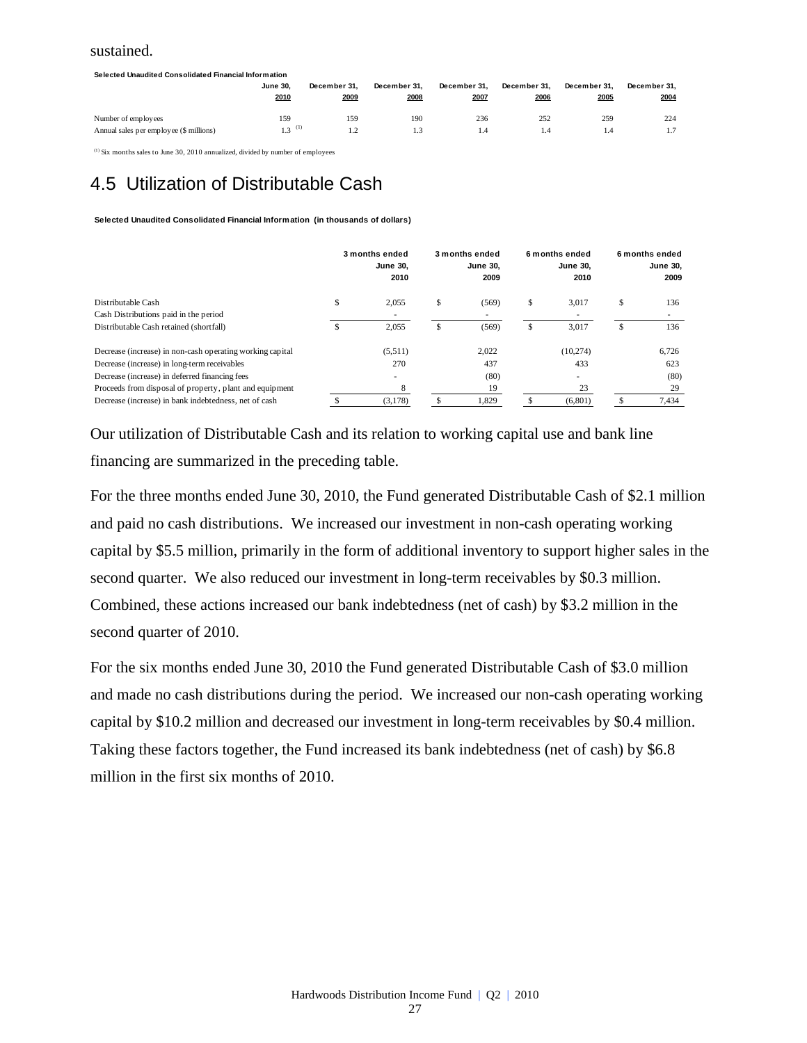sustained.

**Selected Unaudited Consolidated Financial Information**

| | June 30, 2010 | December 31, 2009 | December 31, 2008 | December 31, 2007 | December 31, 2006 | December 31, 2005 | December 31, 2004 |
|---|---|---|---|---|---|---|---|
| Number of employees | 159 | 159 | 190 | 236 | 252 | 259 | 224 |
| Annual sales per employee ($ millions) | 1.3 [(1)] | 1.2 | 1.3 | 1.4 | 1.4 | 1.4 | 1.7 |

[(1)] Six months sales to June 30, 2010 annualized, divided by number of employees

## 4.5 Utilization of Distributable Cash

**Selected Unaudited Consolidated Financial Information (in thousands of dollars)**

| | 3 months ended June 30, 2010 | 3 months ended June 30, 2009 | 6 months ended June 30, 2010 | 6 months ended June 30, 2009 |
|---|---|---|---|---|
| Distributable Cash | $ 2,055 | $ (569) | $ 3,017 | $ 136 |
| Cash Distributions paid in the period | - | - | - | - |
| Distributable Cash retained (shortfall) | $ 2,055 | $ (569) | $ 3,017 | $ 136 |
| Decrease (increase) in non-cash operating working capital | (5,511) | 2,022 | (10,274) | 6,726 |
| Decrease (increase) in long-term receivables | 270 | 437 | 433 | 623 |
| Decrease (increase) in deferred financing fees | - | (80) | - | (80) |
| Proceeds from disposal of property, plant and equipment | 8 | 19 | 23 | 29 |
| Decrease (increase) in bank indebtedness, net of cash | $ (3,178) | $ 1,829 | $ (6,801) | $ 7,434 |

Our utilization of Distributable Cash and its relation to working capital use and bank line financing are summarized in the preceding table.

For the three months ended June 30, 2010, the Fund generated Distributable Cash of $2.1 million and paid no cash distributions. We increased our investment in non-cash operating working capital by $5.5 million, primarily in the form of additional inventory to support higher sales in the second quarter. We also reduced our investment in long-term receivables by $0.3 million. Combined, these actions increased our bank indebtedness (net of cash) by $3.2 million in the second quarter of 2010.

For the six months ended June 30, 2010 the Fund generated Distributable Cash of $3.0 million and made no cash distributions during the period. We increased our non-cash operating working capital by $10.2 million and decreased our investment in long-term receivables by $0.4 million. Taking these factors together, the Fund increased its bank indebtedness (net of cash) by $6.8 million in the first six months of 2010.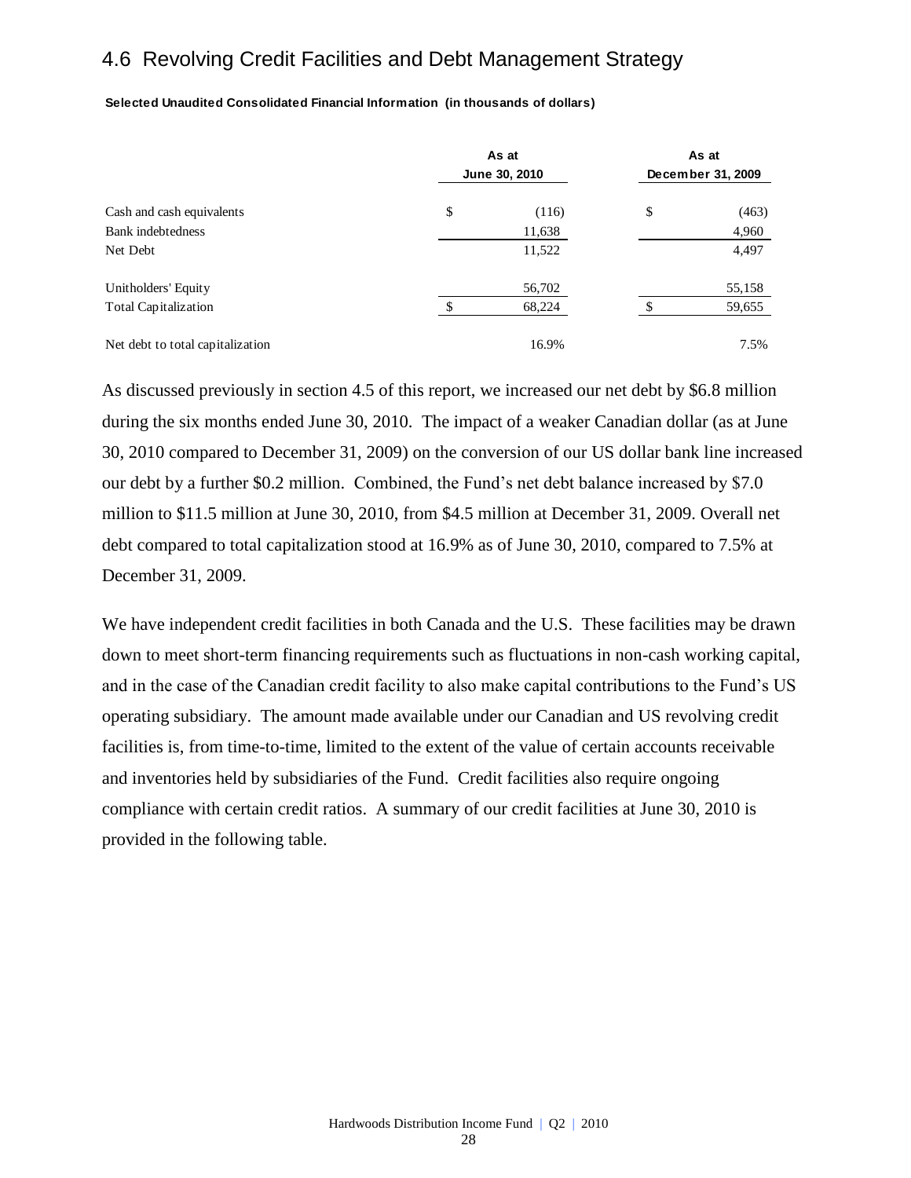## 4.6 Revolving Credit Facilities and Debt Management Strategy

**Selected Unaudited Consolidated Financial Information (in thousands of dollars)**

| | As at June 30, 2010 | As at December 31, 2009 |
|---|---|---|
| Cash and cash equivalents | $ (116) | $ (463) |
| Bank indebtedness | 11,638 | 4,960 |
| Net Debt | 11,522 | 4,497 |
| Unitholders' Equity | 56,702 | 55,158 |
| Total Capitalization | $ 68,224 | $ 59,655 |
| Net debt to total capitalization | 16.9% | 7.5% |

As discussed previously in section 4.5 of this report, we increased our net debt by $6.8 million during the six months ended June 30, 2010. The impact of a weaker Canadian dollar (as at June 30, 2010 compared to December 31, 2009) on the conversion of our US dollar bank line increased our debt by a further $0.2 million. Combined, the Fund's net debt balance increased by $7.0 million to $11.5 million at June 30, 2010, from $4.5 million at December 31, 2009. Overall net debt compared to total capitalization stood at 16.9% as of June 30, 2010, compared to 7.5% at December 31, 2009.

We have independent credit facilities in both Canada and the U.S. These facilities may be drawn down to meet short-term financing requirements such as fluctuations in non-cash working capital, and in the case of the Canadian credit facility to also make capital contributions to the Fund's US operating subsidiary. The amount made available under our Canadian and US revolving credit facilities is, from time-to-time, limited to the extent of the value of certain accounts receivable and inventories held by subsidiaries of the Fund. Credit facilities also require ongoing compliance with certain credit ratios. A summary of our credit facilities at June 30, 2010 is provided in the following table.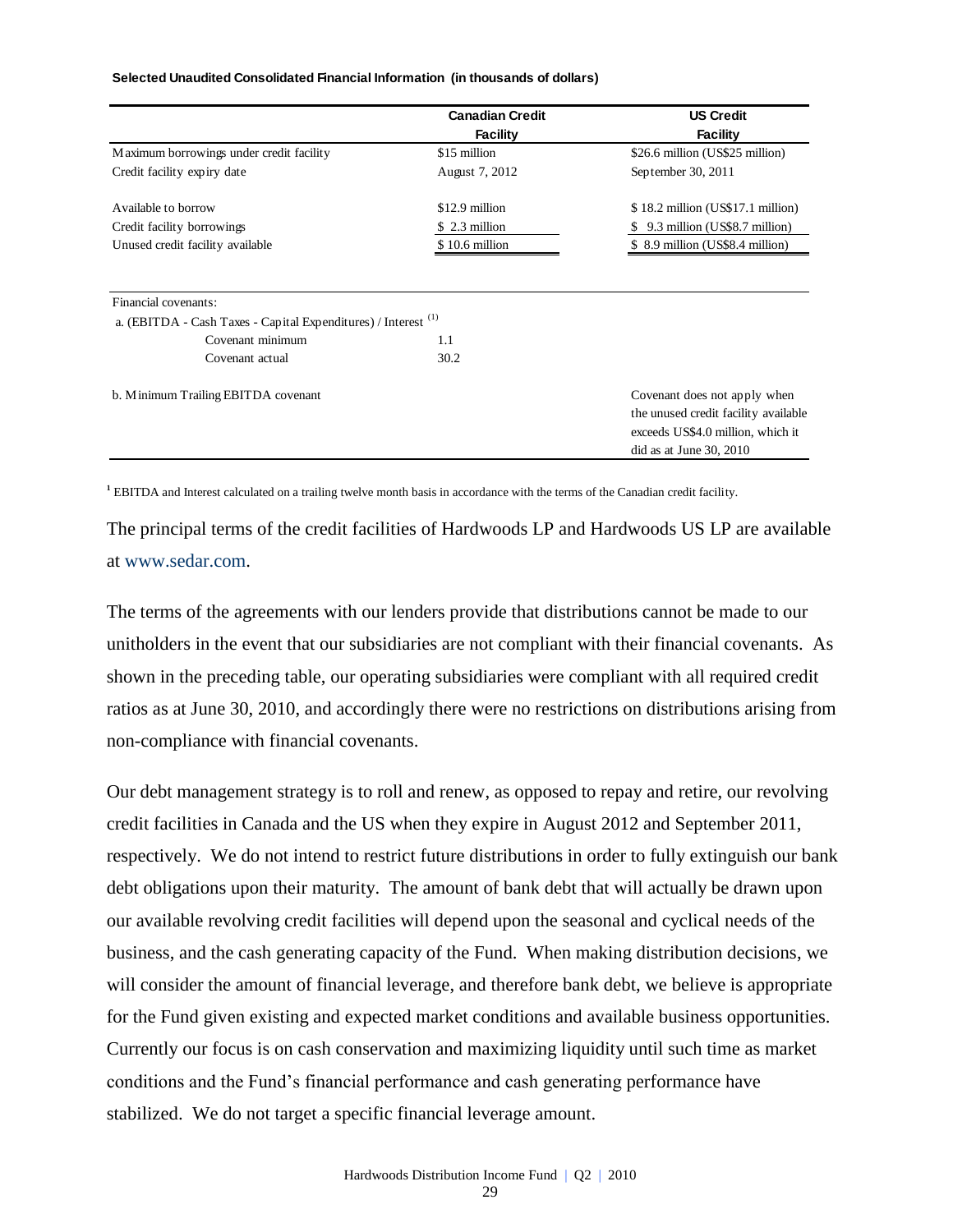**Selected Unaudited Consolidated Financial Information (in thousands of dollars)**

| | Canadian Credit Facility | US Credit Facility |
|---|---|---|
| Maximum borrowings under credit facility | $15 million | $26.6 million (US$25 million) |
| Credit facility expiry date | August 7, 2012 | September 30, 2011 |
| Available to borrow | $12.9 million | $ 18.2 million (US$17.1 million) |
| Credit facility borrowings | $ 2.3 million | $ 9.3 million (US$8.7 million) |
| Unused credit facility available | $ 10.6 million | $ 8.9 million (US$8.4 million) |
| Financial covenants: | | |
| a. (EBITDA - Cash Taxes - Capital Expenditures) / Interest [(1)] | | |
| Covenant minimum | 1.1 | |
| Covenant actual | 30.2 | |
| b. Minimum Trailing EBITDA covenant | | Covenant does not apply when the unused credit facility available exceeds US$4.0 million, which it did as at June 30, 2010 |

[1] EBITDA and Interest calculated on a trailing twelve month basis in accordance with the terms of the Canadian credit facility.

The principal terms of the credit facilities of Hardwoods LP and Hardwoods US LP are available at www.sedar.com.

The terms of the agreements with our lenders provide that distributions cannot be made to our unitholders in the event that our subsidiaries are not compliant with their financial covenants. As shown in the preceding table, our operating subsidiaries were compliant with all required credit ratios as at June 30, 2010, and accordingly there were no restrictions on distributions arising from non-compliance with financial covenants.

Our debt management strategy is to roll and renew, as opposed to repay and retire, our revolving credit facilities in Canada and the US when they expire in August 2012 and September 2011, respectively. We do not intend to restrict future distributions in order to fully extinguish our bank debt obligations upon their maturity. The amount of bank debt that will actually be drawn upon our available revolving credit facilities will depend upon the seasonal and cyclical needs of the business, and the cash generating capacity of the Fund. When making distribution decisions, we will consider the amount of financial leverage, and therefore bank debt, we believe is appropriate for the Fund given existing and expected market conditions and available business opportunities. Currently our focus is on cash conservation and maximizing liquidity until such time as market conditions and the Fund's financial performance and cash generating performance have stabilized. We do not target a specific financial leverage amount.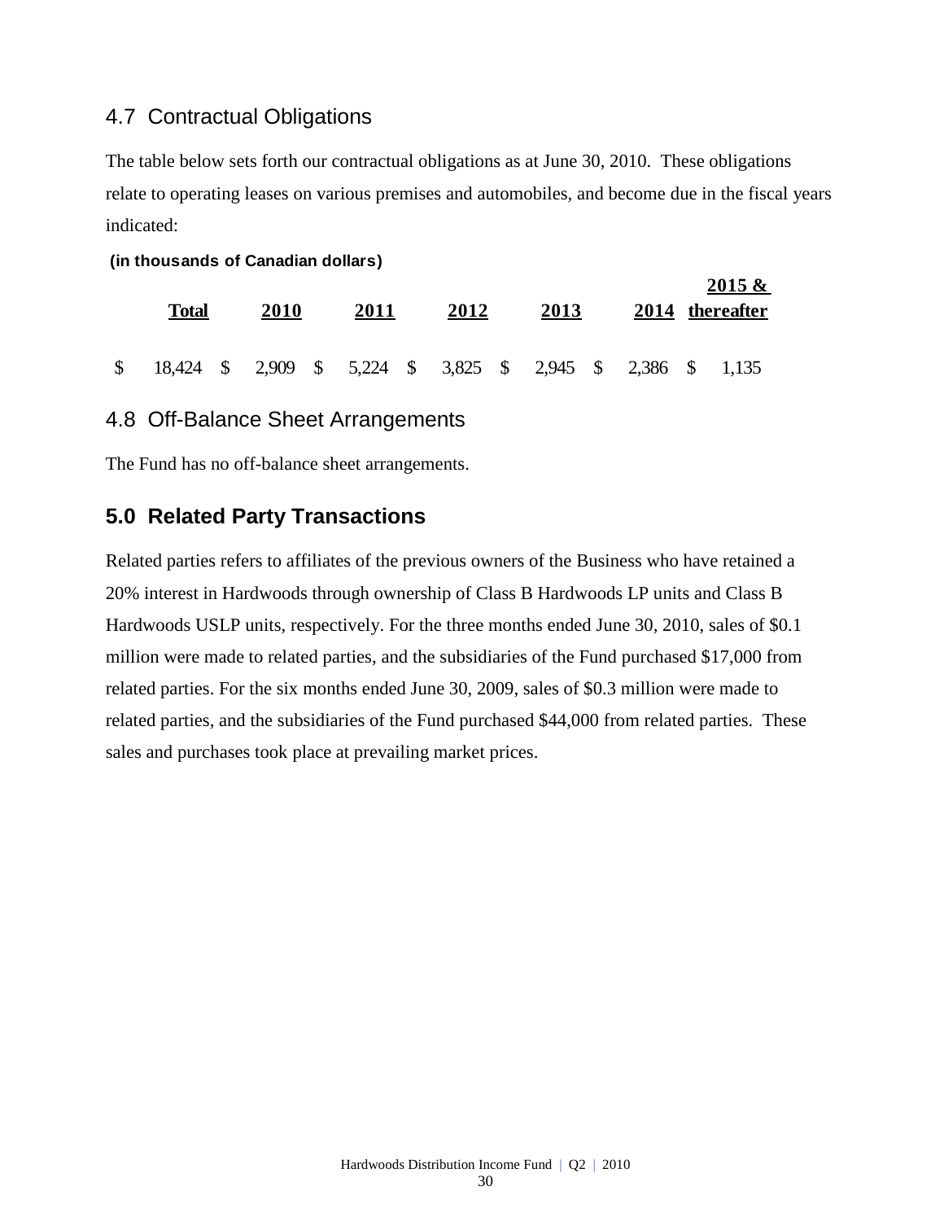## 4.7 Contractual Obligations

The table below sets forth our contractual obligations as at June 30, 2010. These obligations relate to operating leases on various premises and automobiles, and become due in the fiscal years indicated:

**(in thousands of Canadian dollars)**

| Total | 2010 | 2011 | 2012 | 2013 | 2014 | 2015 & thereafter |
|---|---|---|---|---|---|---|
| $ 18,424 | $ 2,909 | $ 5,224 | $ 3,825 | $ 2,945 | $ 2,386 | $ 1,135 |

## 4.8 Off-Balance Sheet Arrangements

The Fund has no off-balance sheet arrangements.

# 5.0 Related Party Transactions

Related parties refers to affiliates of the previous owners of the Business who have retained a 20% interest in Hardwoods through ownership of Class B Hardwoods LP units and Class B Hardwoods USLP units, respectively. For the three months ended June 30, 2010, sales of $0.1 million were made to related parties, and the subsidiaries of the Fund purchased $17,000 from related parties. For the six months ended June 30, 2009, sales of $0.3 million were made to related parties, and the subsidiaries of the Fund purchased $44,000 from related parties. These sales and purchases took place at prevailing market prices.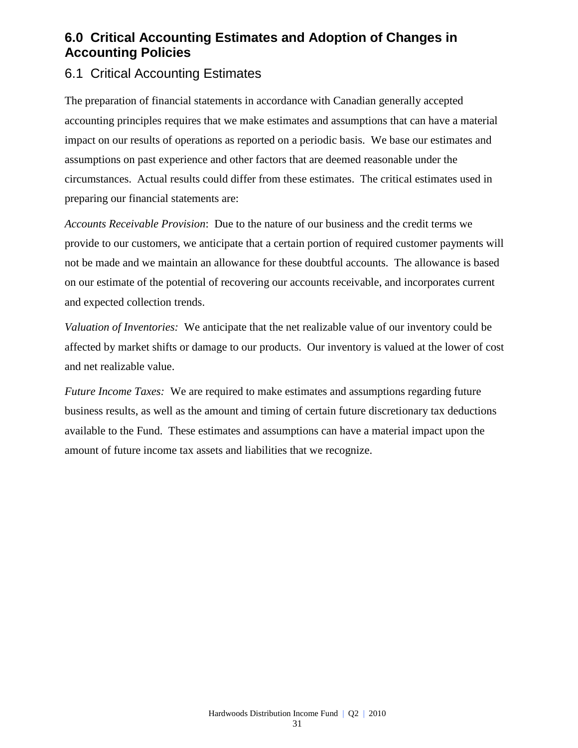## 6.0 Critical Accounting Estimates and Adoption of Changes in Accounting Policies

### 6.1 Critical Accounting Estimates

The preparation of financial statements in accordance with Canadian generally accepted accounting principles requires that we make estimates and assumptions that can have a material impact on our results of operations as reported on a periodic basis. We base our estimates and assumptions on past experience and other factors that are deemed reasonable under the circumstances. Actual results could differ from these estimates. The critical estimates used in preparing our financial statements are:

*Accounts Receivable Provision*: Due to the nature of our business and the credit terms we provide to our customers, we anticipate that a certain portion of required customer payments will not be made and we maintain an allowance for these doubtful accounts. The allowance is based on our estimate of the potential of recovering our accounts receivable, and incorporates current and expected collection trends.

*Valuation of Inventories:* We anticipate that the net realizable value of our inventory could be affected by market shifts or damage to our products. Our inventory is valued at the lower of cost and net realizable value.

*Future Income Taxes:* We are required to make estimates and assumptions regarding future business results, as well as the amount and timing of certain future discretionary tax deductions available to the Fund. These estimates and assumptions can have a material impact upon the amount of future income tax assets and liabilities that we recognize.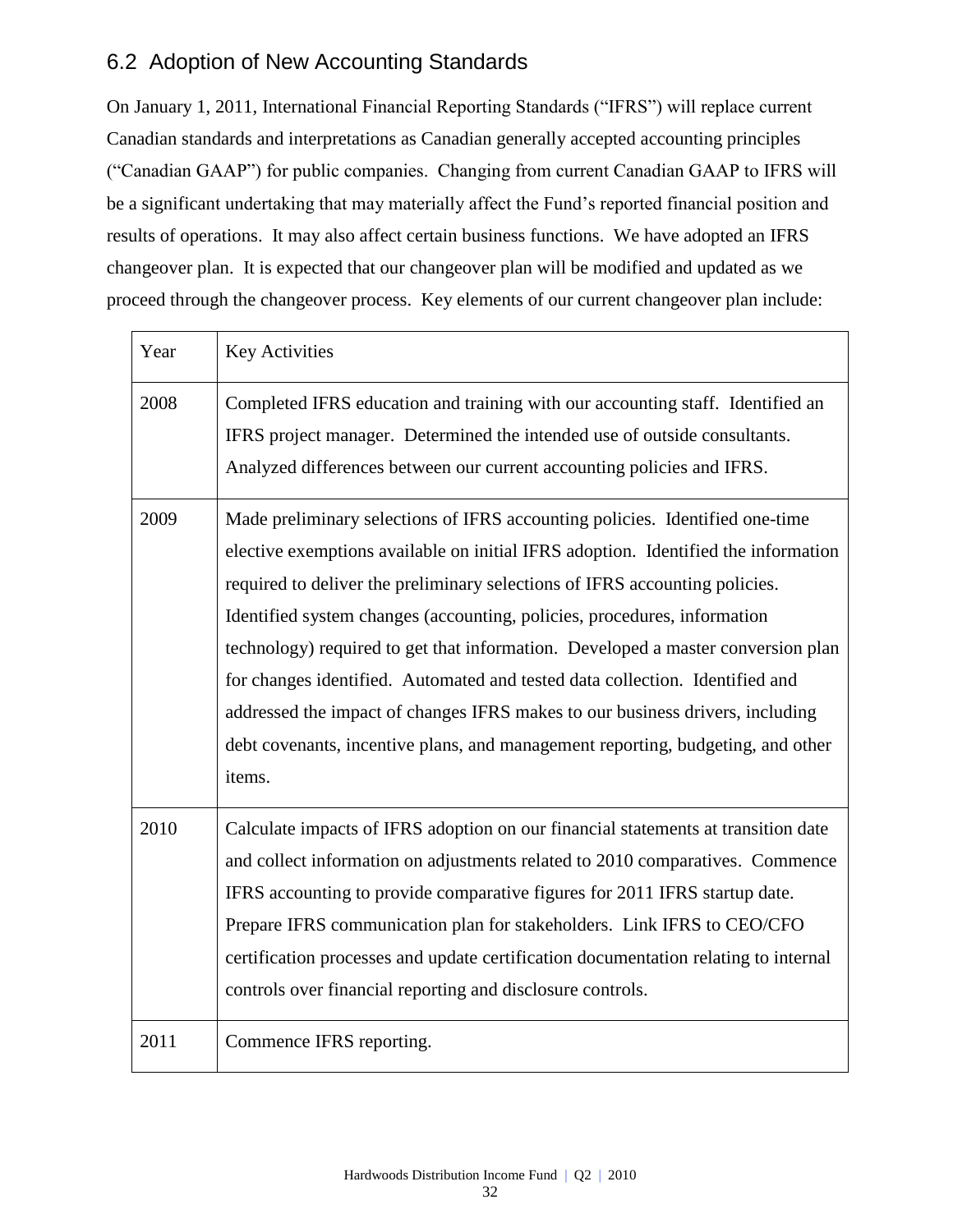## 6.2 Adoption of New Accounting Standards

On January 1, 2011, International Financial Reporting Standards ("IFRS") will replace current Canadian standards and interpretations as Canadian generally accepted accounting principles ("Canadian GAAP") for public companies. Changing from current Canadian GAAP to IFRS will be a significant undertaking that may materially affect the Fund's reported financial position and results of operations. It may also affect certain business functions. We have adopted an IFRS changeover plan. It is expected that our changeover plan will be modified and updated as we proceed through the changeover process. Key elements of our current changeover plan include:

| Year | Key Activities |
|---|---|
| 2008 | Completed IFRS education and training with our accounting staff. Identified an IFRS project manager. Determined the intended use of outside consultants. Analyzed differences between our current accounting policies and IFRS. |
| 2009 | Made preliminary selections of IFRS accounting policies. Identified one-time elective exemptions available on initial IFRS adoption. Identified the information required to deliver the preliminary selections of IFRS accounting policies. Identified system changes (accounting, policies, procedures, information technology) required to get that information. Developed a master conversion plan for changes identified. Automated and tested data collection. Identified and addressed the impact of changes IFRS makes to our business drivers, including debt covenants, incentive plans, and management reporting, budgeting, and other items. |
| 2010 | Calculate impacts of IFRS adoption on our financial statements at transition date and collect information on adjustments related to 2010 comparatives. Commence IFRS accounting to provide comparative figures for 2011 IFRS startup date. Prepare IFRS communication plan for stakeholders. Link IFRS to CEO/CFO certification processes and update certification documentation relating to internal controls over financial reporting and disclosure controls. |
| 2011 | Commence IFRS reporting. |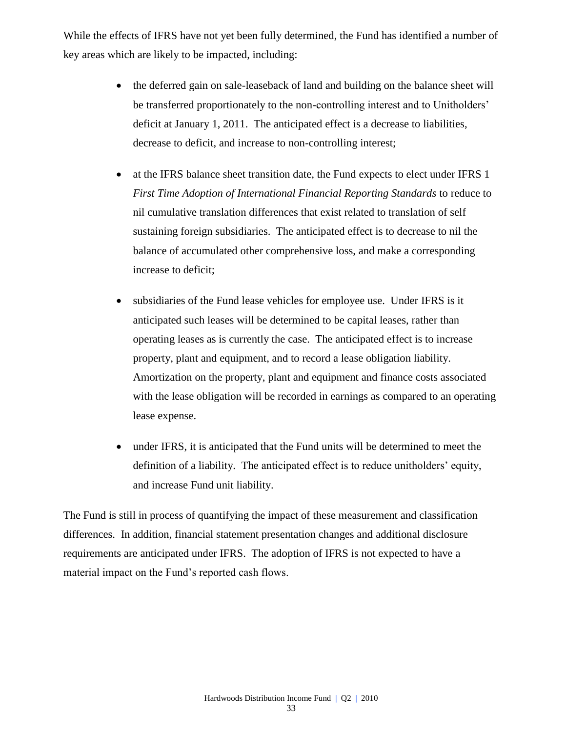While the effects of IFRS have not yet been fully determined, the Fund has identified a number of key areas which are likely to be impacted, including:

- the deferred gain on sale-leaseback of land and building on the balance sheet will be transferred proportionately to the non-controlling interest and to Unitholders' deficit at January 1, 2011. The anticipated effect is a decrease to liabilities, decrease to deficit, and increase to non-controlling interest;

- at the IFRS balance sheet transition date, the Fund expects to elect under IFRS 1 *First Time Adoption of International Financial Reporting Standards* to reduce to nil cumulative translation differences that exist related to translation of self sustaining foreign subsidiaries. The anticipated effect is to decrease to nil the balance of accumulated other comprehensive loss, and make a corresponding increase to deficit;

- subsidiaries of the Fund lease vehicles for employee use. Under IFRS is it anticipated such leases will be determined to be capital leases, rather than operating leases as is currently the case. The anticipated effect is to increase property, plant and equipment, and to record a lease obligation liability. Amortization on the property, plant and equipment and finance costs associated with the lease obligation will be recorded in earnings as compared to an operating lease expense.

- under IFRS, it is anticipated that the Fund units will be determined to meet the definition of a liability. The anticipated effect is to reduce unitholders' equity, and increase Fund unit liability.

The Fund is still in process of quantifying the impact of these measurement and classification differences. In addition, financial statement presentation changes and additional disclosure requirements are anticipated under IFRS. The adoption of IFRS is not expected to have a material impact on the Fund's reported cash flows.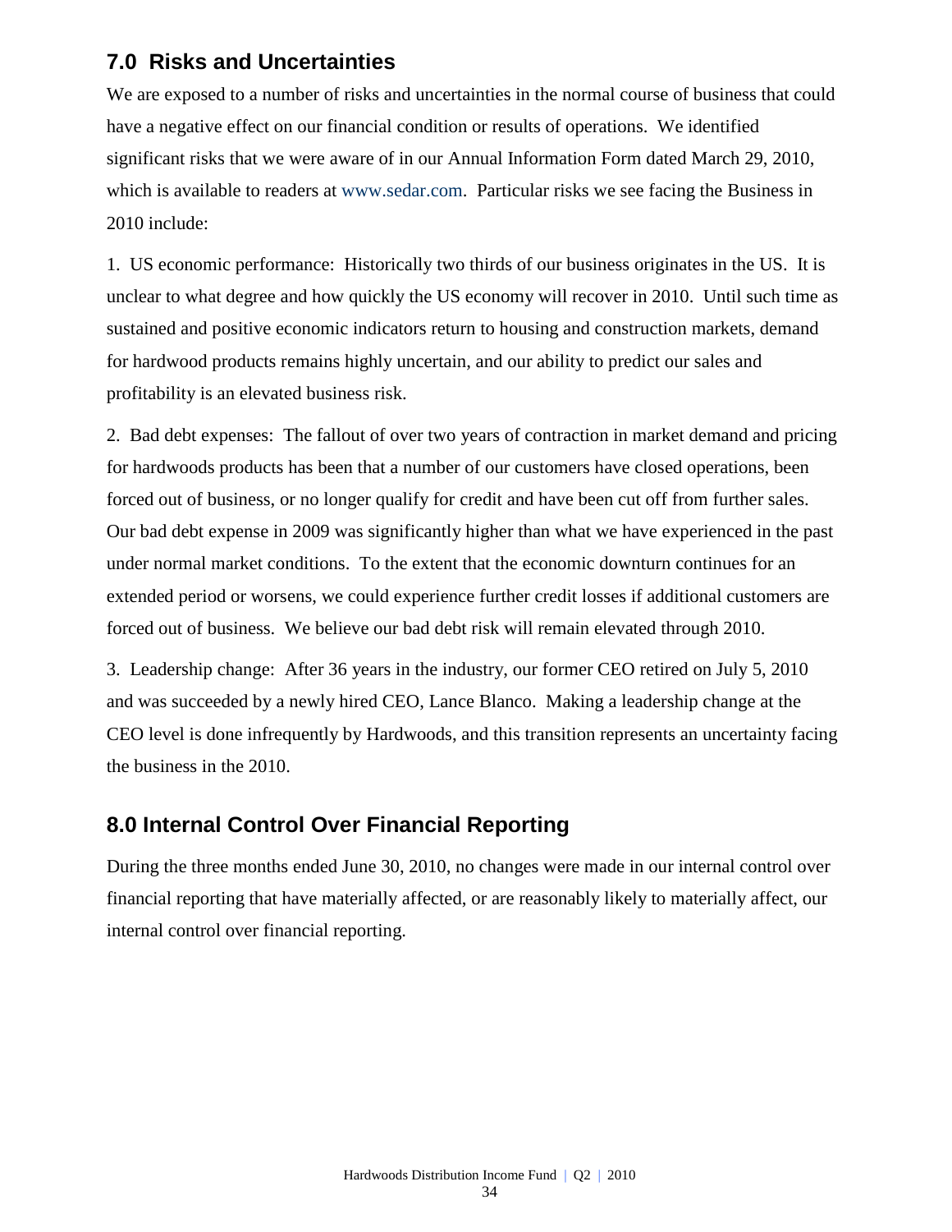## 7.0 Risks and Uncertainties

We are exposed to a number of risks and uncertainties in the normal course of business that could have a negative effect on our financial condition or results of operations. We identified significant risks that we were aware of in our Annual Information Form dated March 29, 2010, which is available to readers at www.sedar.com. Particular risks we see facing the Business in 2010 include:

1. US economic performance: Historically two thirds of our business originates in the US. It is unclear to what degree and how quickly the US economy will recover in 2010. Until such time as sustained and positive economic indicators return to housing and construction markets, demand for hardwood products remains highly uncertain, and our ability to predict our sales and profitability is an elevated business risk.

2. Bad debt expenses: The fallout of over two years of contraction in market demand and pricing for hardwoods products has been that a number of our customers have closed operations, been forced out of business, or no longer qualify for credit and have been cut off from further sales. Our bad debt expense in 2009 was significantly higher than what we have experienced in the past under normal market conditions. To the extent that the economic downturn continues for an extended period or worsens, we could experience further credit losses if additional customers are forced out of business. We believe our bad debt risk will remain elevated through 2010.

3. Leadership change: After 36 years in the industry, our former CEO retired on July 5, 2010 and was succeeded by a newly hired CEO, Lance Blanco. Making a leadership change at the CEO level is done infrequently by Hardwoods, and this transition represents an uncertainty facing the business in the 2010.

## 8.0 Internal Control Over Financial Reporting

During the three months ended June 30, 2010, no changes were made in our internal control over financial reporting that have materially affected, or are reasonably likely to materially affect, our internal control over financial reporting.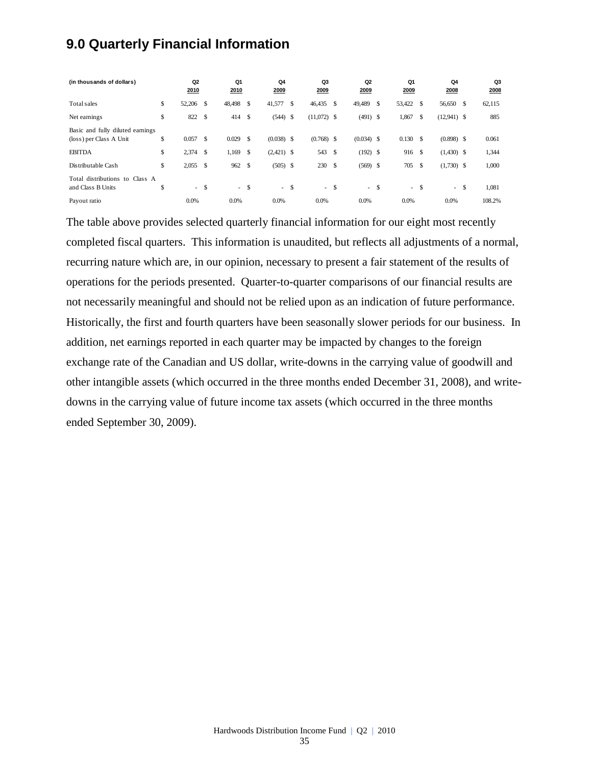## 9.0 Quarterly Financial Information

| (in thousands of dollars) | Q2 2010 | Q1 2010 | Q4 2009 | Q3 2009 | Q2 2009 | Q1 2009 | Q4 2008 | Q3 2008 |
|---|---|---|---|---|---|---|---|---|
| Total sales | $ 52,206 | $ 48,498 | $ 41,577 | $ 46,435 | $ 49,489 | $ 53,422 | $ 56,650 | $ 62,115 |
| Net earnings | $ 822 | $ 414 | $ (544) | $ (11,072) | $ (491) | $ 1,867 | $ (12,941) | $ 885 |
| Basic and fully diluted earnings (loss) per Class A Unit | $ 0.057 | $ 0.029 | $ (0.038) | $ (0.768) | $ (0.034) | $ 0.130 | $ (0.898) | $ 0.061 |
| EBITDA | $ 2,374 | $ 1,169 | $ (2,421) | $ 543 | $ (192) | $ 916 | $ (1,430) | $ 1,344 |
| Distributable Cash | $ 2,055 | $ 962 | $ (505) | $ 230 | $ (569) | $ 705 | $ (1,730) | $ 1,000 |
| Total distributions to Class A and Class B Units | $ - | $ - | $ - | $ - | $ - | $ - | $ - | $ 1,081 |
| Payout ratio | 0.0% | 0.0% | 0.0% | 0.0% | 0.0% | 0.0% | 0.0% | 108.2% |

The table above provides selected quarterly financial information for our eight most recently completed fiscal quarters. This information is unaudited, but reflects all adjustments of a normal, recurring nature which are, in our opinion, necessary to present a fair statement of the results of operations for the periods presented. Quarter-to-quarter comparisons of our financial results are not necessarily meaningful and should not be relied upon as an indication of future performance. Historically, the first and fourth quarters have been seasonally slower periods for our business. In addition, net earnings reported in each quarter may be impacted by changes to the foreign exchange rate of the Canadian and US dollar, write-downs in the carrying value of goodwill and other intangible assets (which occurred in the three months ended December 31, 2008), and write-downs in the carrying value of future income tax assets (which occurred in the three months ended September 30, 2009).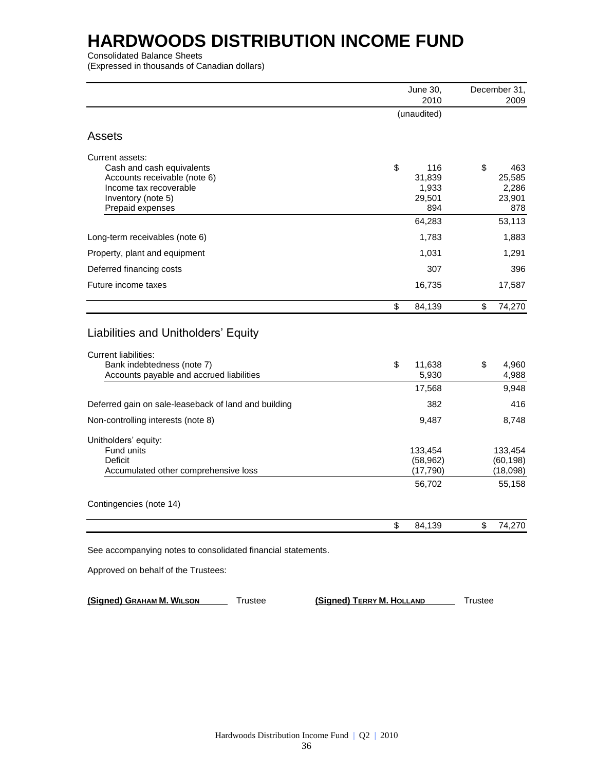# HARDWOODS DISTRIBUTION INCOME FUND

Consolidated Balance Sheets

(Expressed in thousands of Canadian dollars)

| | June 30, 2010 | December 31, 2009 |
|---|---|---|
| | (unaudited) | |
| **Assets** | | |
| Current assets: | | |
| Cash and cash equivalents | $ 116 | $ 463 |
| Accounts receivable (note 6) | 31,839 | 25,585 |
| Income tax recoverable | 1,933 | 2,286 |
| Inventory (note 5) | 29,501 | 23,901 |
| Prepaid expenses | 894 | 878 |
| | 64,283 | 53,113 |
| Long-term receivables (note 6) | 1,783 | 1,883 |
| Property, plant and equipment | 1,031 | 1,291 |
| Deferred financing costs | 307 | 396 |
| Future income taxes | 16,735 | 17,587 |
| | $ 84,139 | $ 74,270 |
| **Liabilities and Unitholders' Equity** | | |
| Current liabilities: | | |
| Bank indebtedness (note 7) | $ 11,638 | $ 4,960 |
| Accounts payable and accrued liabilities | 5,930 | 4,988 |
| | 17,568 | 9,948 |
| Deferred gain on sale-leaseback of land and building | 382 | 416 |
| Non-controlling interests (note 8) | 9,487 | 8,748 |
| Unitholders' equity: | | |
| Fund units | 133,454 | 133,454 |
| Deficit | (58,962) | (60,198) |
| Accumulated other comprehensive loss | (17,790) | (18,098) |
| | 56,702 | 55,158 |
| Contingencies (note 14) | | |
| | $ 84,139 | $ 74,270 |

See accompanying notes to consolidated financial statements.

Approved on behalf of the Trustees:

**(Signed) GRAHAM M. WILSON** Trustee     **(Signed) TERRY M. HOLLAND** Trustee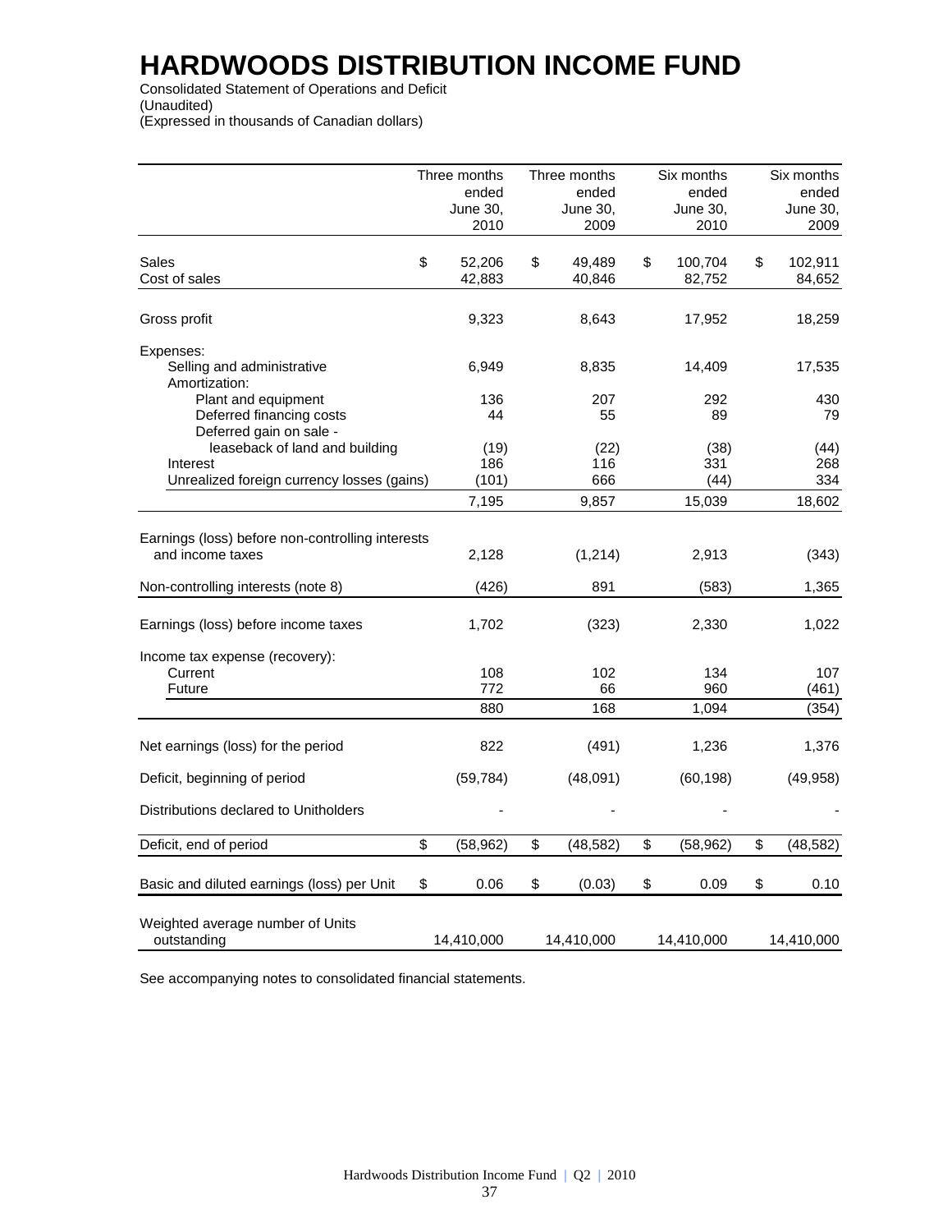# HARDWOODS DISTRIBUTION INCOME FUND

Consolidated Statement of Operations and Deficit
(Unaudited)
(Expressed in thousands of Canadian dollars)

| | Three months ended June 30, 2010 | Three months ended June 30, 2009 | Six months ended June 30, 2010 | Six months ended June 30, 2009 |
|---|---|---|---|---|
| Sales | $ 52,206 | $ 49,489 | $ 100,704 | $ 102,911 |
| Cost of sales | 42,883 | 40,846 | 82,752 | 84,652 |
| Gross profit | 9,323 | 8,643 | 17,952 | 18,259 |
| Expenses: | | | | |
| Selling and administrative | 6,949 | 8,835 | 14,409 | 17,535 |
| Amortization: | | | | |
| Plant and equipment | 136 | 207 | 292 | 430 |
| Deferred financing costs | 44 | 55 | 89 | 79 |
| Deferred gain on sale - leaseback of land and building | (19) | (22) | (38) | (44) |
| Interest | 186 | 116 | 331 | 268 |
| Unrealized foreign currency losses (gains) | (101) | 666 | (44) | 334 |
| | 7,195 | 9,857 | 15,039 | 18,602 |
| Earnings (loss) before non-controlling interests and income taxes | 2,128 | (1,214) | 2,913 | (343) |
| Non-controlling interests (note 8) | (426) | 891 | (583) | 1,365 |
| Earnings (loss) before income taxes | 1,702 | (323) | 2,330 | 1,022 |
| Income tax expense (recovery): | | | | |
| Current | 108 | 102 | 134 | 107 |
| Future | 772 | 66 | 960 | (461) |
| | 880 | 168 | 1,094 | (354) |
| Net earnings (loss) for the period | 822 | (491) | 1,236 | 1,376 |
| Deficit, beginning of period | (59,784) | (48,091) | (60,198) | (49,958) |
| Distributions declared to Unitholders | - | - | - | - |
| Deficit, end of period | $ (58,962) | $ (48,582) | $ (58,962) | $ (48,582) |
| Basic and diluted earnings (loss) per Unit | $ 0.06 | $ (0.03) | $ 0.09 | $ 0.10 |
| Weighted average number of Units outstanding | 14,410,000 | 14,410,000 | 14,410,000 | 14,410,000 |

See accompanying notes to consolidated financial statements.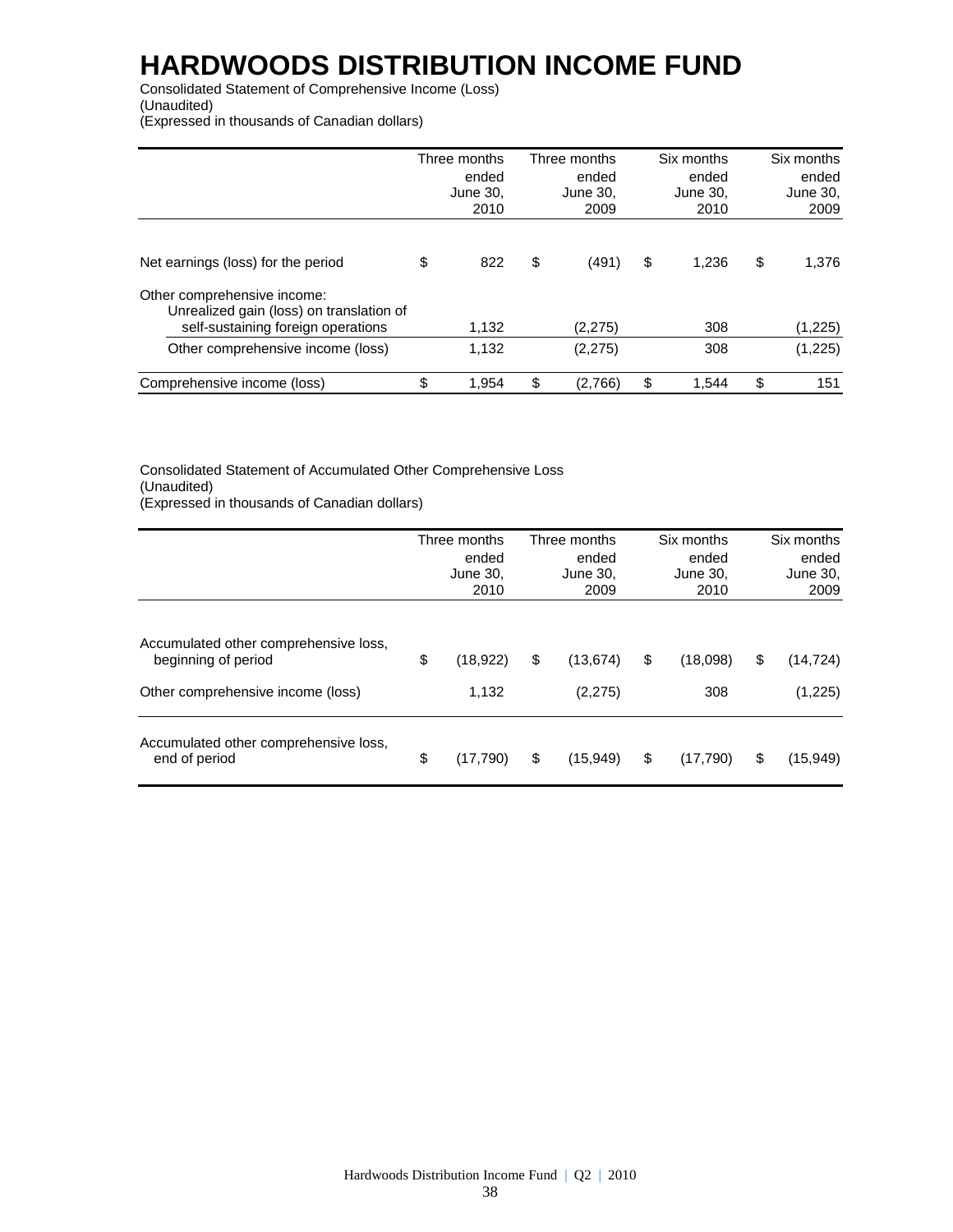# HARDWOODS DISTRIBUTION INCOME FUND

Consolidated Statement of Comprehensive Income (Loss)
(Unaudited)
(Expressed in thousands of Canadian dollars)

| | Three months ended June 30, 2010 | Three months ended June 30, 2009 | Six months ended June 30, 2010 | Six months ended June 30, 2009 |
|---|---|---|---|---|
| Net earnings (loss) for the period | $ 822 | $ (491) | $ 1,236 | $ 1,376 |
| Other comprehensive income: | | | | |
| Unrealized gain (loss) on translation of self-sustaining foreign operations | 1,132 | (2,275) | 308 | (1,225) |
| Other comprehensive income (loss) | 1,132 | (2,275) | 308 | (1,225) |
| Comprehensive income (loss) | $ 1,954 | $ (2,766) | $ 1,544 | $ 151 |

Consolidated Statement of Accumulated Other Comprehensive Loss
(Unaudited)
(Expressed in thousands of Canadian dollars)

| | Three months ended June 30, 2010 | Three months ended June 30, 2009 | Six months ended June 30, 2010 | Six months ended June 30, 2009 |
|---|---|---|---|---|
| Accumulated other comprehensive loss, beginning of period | $ (18,922) | $ (13,674) | $ (18,098) | $ (14,724) |
| Other comprehensive income (loss) | 1,132 | (2,275) | 308 | (1,225) |
| Accumulated other comprehensive loss, end of period | $ (17,790) | $ (15,949) | $ (17,790) | $ (15,949) |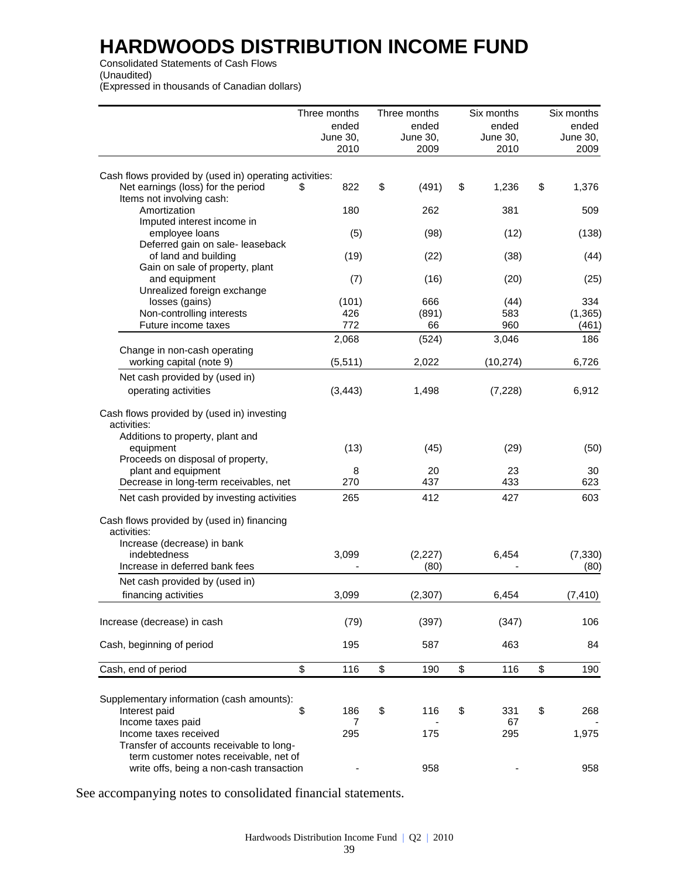# HARDWOODS DISTRIBUTION INCOME FUND

Consolidated Statements of Cash Flows
(Unaudited)
(Expressed in thousands of Canadian dollars)

| | Three months ended June 30, 2010 | Three months ended June 30, 2009 | Six months ended June 30, 2010 | Six months ended June 30, 2009 |
|---|---|---|---|---|
| Cash flows provided by (used in) operating activities: | | | | |
| Net earnings (loss) for the period | $ 822 | $ (491) | $ 1,236 | $ 1,376 |
| Items not involving cash: | | | | |
| Amortization | 180 | 262 | 381 | 509 |
| Imputed interest income in employee loans | (5) | (98) | (12) | (138) |
| Deferred gain on sale- leaseback of land and building | (19) | (22) | (38) | (44) |
| Gain on sale of property, plant and equipment | (7) | (16) | (20) | (25) |
| Unrealized foreign exchange losses (gains) | (101) | 666 | (44) | 334 |
| Non-controlling interests | 426 | (891) | 583 | (1,365) |
| Future income taxes | 772 | 66 | 960 | (461) |
| | 2,068 | (524) | 3,046 | 186 |
| Change in non-cash operating working capital (note 9) | (5,511) | 2,022 | (10,274) | 6,726 |
| Net cash provided by (used in) operating activities | (3,443) | 1,498 | (7,228) | 6,912 |
| Cash flows provided by (used in) investing activities: | | | | |
| Additions to property, plant and equipment | (13) | (45) | (29) | (50) |
| Proceeds on disposal of property, plant and equipment | 8 | 20 | 23 | 30 |
| Decrease in long-term receivables, net | 270 | 437 | 433 | 623 |
| Net cash provided by investing activities | 265 | 412 | 427 | 603 |
| Cash flows provided by (used in) financing activities: | | | | |
| Increase (decrease) in bank indebtedness | 3,099 | (2,227) | 6,454 | (7,330) |
| Increase in deferred bank fees | - | (80) | - | (80) |
| Net cash provided by (used in) financing activities | 3,099 | (2,307) | 6,454 | (7,410) |
| Increase (decrease) in cash | (79) | (397) | (347) | 106 |
| Cash, beginning of period | 195 | 587 | 463 | 84 |
| Cash, end of period | $ 116 | $ 190 | $ 116 | $ 190 |
| Supplementary information (cash amounts): | | | | |
| Interest paid | $ 186 | $ 116 | $ 331 | $ 268 |
| Income taxes paid | 7 | - | 67 | - |
| Income taxes received | 295 | 175 | 295 | 1,975 |
| Transfer of accounts receivable to long-term customer notes receivable, net of write offs, being a non-cash transaction | - | 958 | - | 958 |

See accompanying notes to consolidated financial statements.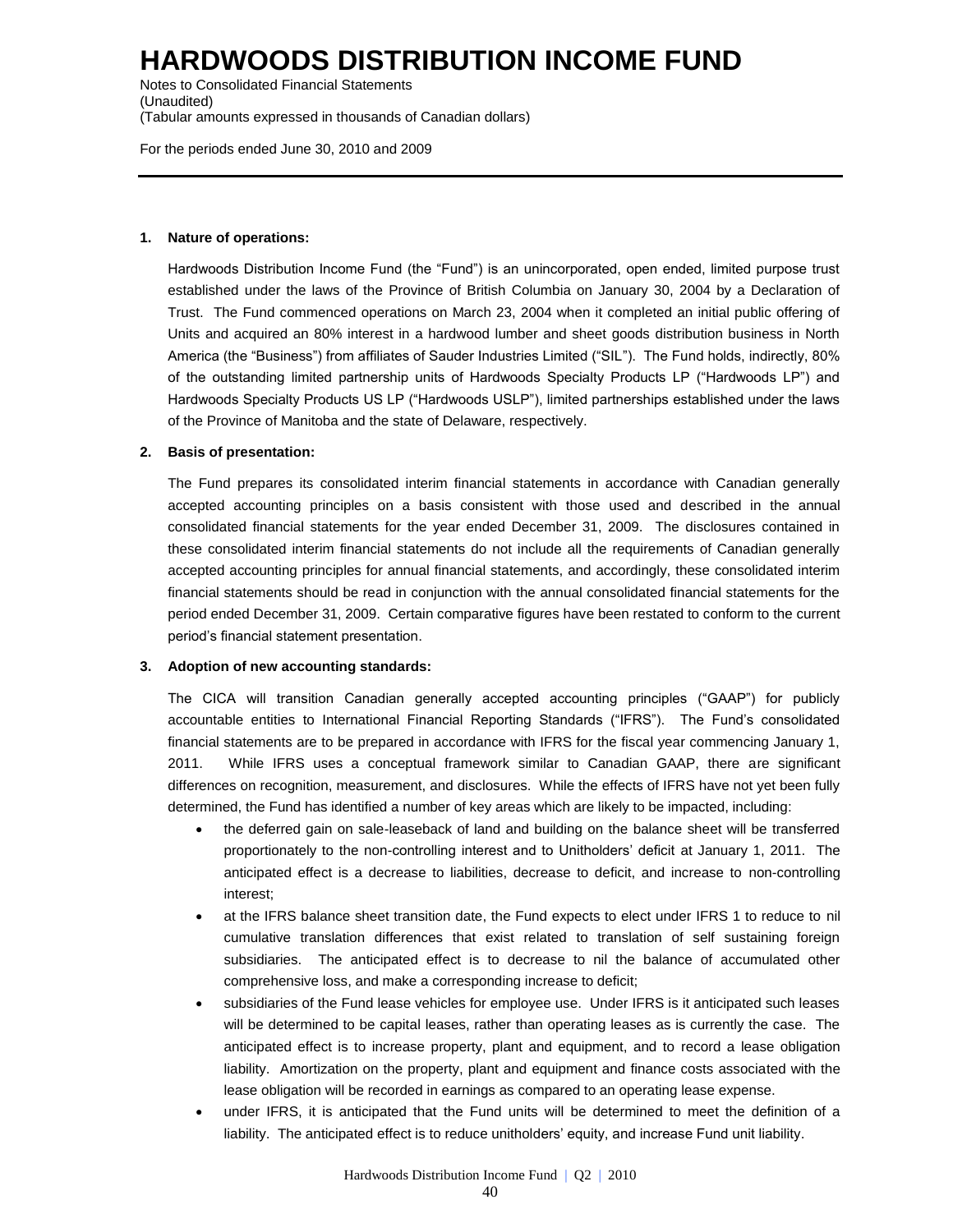# HARDWOODS DISTRIBUTION INCOME FUND

Notes to Consolidated Financial Statements
(Unaudited)
(Tabular amounts expressed in thousands of Canadian dollars)

For the periods ended June 30, 2010 and 2009

---

**1. Nature of operations:**

Hardwoods Distribution Income Fund (the "Fund") is an unincorporated, open ended, limited purpose trust established under the laws of the Province of British Columbia on January 30, 2004 by a Declaration of Trust. The Fund commenced operations on March 23, 2004 when it completed an initial public offering of Units and acquired an 80% interest in a hardwood lumber and sheet goods distribution business in North America (the "Business") from affiliates of Sauder Industries Limited ("SIL"). The Fund holds, indirectly, 80% of the outstanding limited partnership units of Hardwoods Specialty Products LP ("Hardwoods LP") and Hardwoods Specialty Products US LP ("Hardwoods USLP"), limited partnerships established under the laws of the Province of Manitoba and the state of Delaware, respectively.

**2. Basis of presentation:**

The Fund prepares its consolidated interim financial statements in accordance with Canadian generally accepted accounting principles on a basis consistent with those used and described in the annual consolidated financial statements for the year ended December 31, 2009. The disclosures contained in these consolidated interim financial statements do not include all the requirements of Canadian generally accepted accounting principles for annual financial statements, and accordingly, these consolidated interim financial statements should be read in conjunction with the annual consolidated financial statements for the period ended December 31, 2009. Certain comparative figures have been restated to conform to the current period's financial statement presentation.

**3. Adoption of new accounting standards:**

The CICA will transition Canadian generally accepted accounting principles ("GAAP") for publicly accountable entities to International Financial Reporting Standards ("IFRS"). The Fund's consolidated financial statements are to be prepared in accordance with IFRS for the fiscal year commencing January 1, 2011. While IFRS uses a conceptual framework similar to Canadian GAAP, there are significant differences on recognition, measurement, and disclosures. While the effects of IFRS have not yet been fully determined, the Fund has identified a number of key areas which are likely to be impacted, including:

- the deferred gain on sale-leaseback of land and building on the balance sheet will be transferred proportionately to the non-controlling interest and to Unitholders' deficit at January 1, 2011. The anticipated effect is a decrease to liabilities, decrease to deficit, and increase to non-controlling interest;
- at the IFRS balance sheet transition date, the Fund expects to elect under IFRS 1 to reduce to nil cumulative translation differences that exist related to translation of self sustaining foreign subsidiaries. The anticipated effect is to decrease to nil the balance of accumulated other comprehensive loss, and make a corresponding increase to deficit;
- subsidiaries of the Fund lease vehicles for employee use. Under IFRS is it anticipated such leases will be determined to be capital leases, rather than operating leases as is currently the case. The anticipated effect is to increase property, plant and equipment, and to record a lease obligation liability. Amortization on the property, plant and equipment and finance costs associated with the lease obligation will be recorded in earnings as compared to an operating lease expense.
- under IFRS, it is anticipated that the Fund units will be determined to meet the definition of a liability. The anticipated effect is to reduce unitholders' equity, and increase Fund unit liability.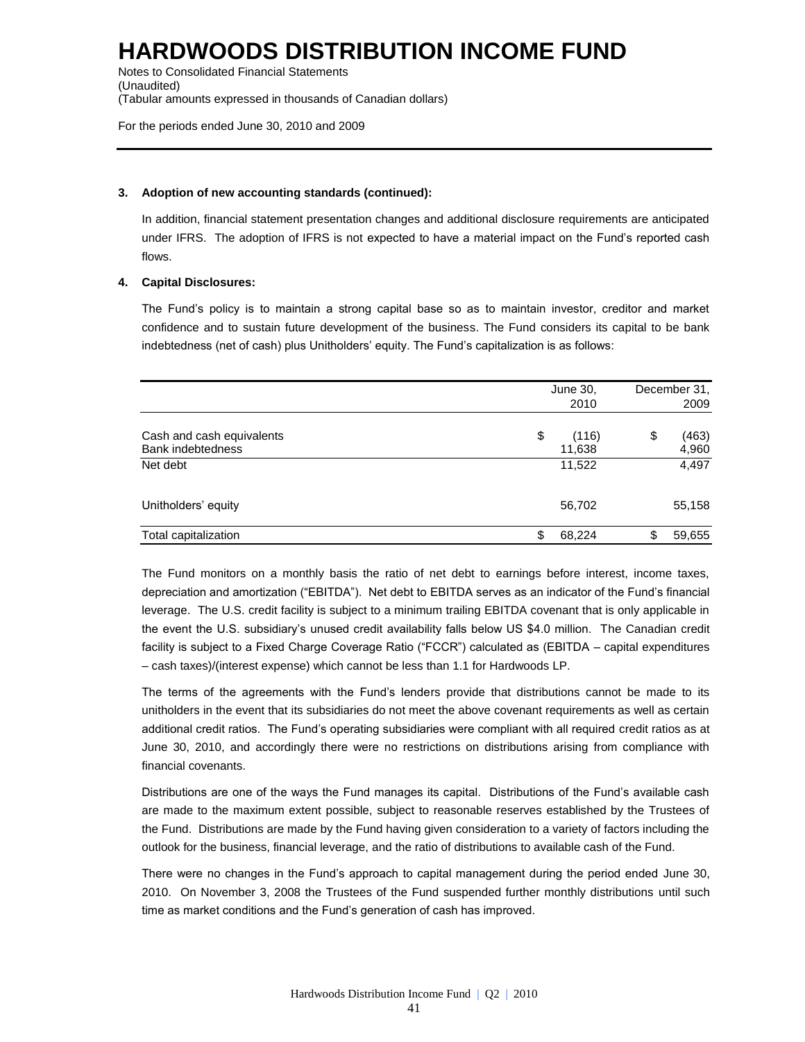# HARDWOODS DISTRIBUTION INCOME FUND

Notes to Consolidated Financial Statements
(Unaudited)
(Tabular amounts expressed in thousands of Canadian dollars)

For the periods ended June 30, 2010 and 2009

**3. Adoption of new accounting standards (continued):**

In addition, financial statement presentation changes and additional disclosure requirements are anticipated under IFRS. The adoption of IFRS is not expected to have a material impact on the Fund's reported cash flows.

**4. Capital Disclosures:**

The Fund's policy is to maintain a strong capital base so as to maintain investor, creditor and market confidence and to sustain future development of the business. The Fund considers its capital to be bank indebtedness (net of cash) plus Unitholders' equity. The Fund's capitalization is as follows:

| | June 30, 2010 | December 31, 2009 |
|---|---|---|
| Cash and cash equivalents | $ (116) | $ (463) |
| Bank indebtedness | 11,638 | 4,960 |
| Net debt | 11,522 | 4,497 |
| Unitholders' equity | 56,702 | 55,158 |
| Total capitalization | $ 68,224 | $ 59,655 |

The Fund monitors on a monthly basis the ratio of net debt to earnings before interest, income taxes, depreciation and amortization ("EBITDA"). Net debt to EBITDA serves as an indicator of the Fund's financial leverage. The U.S. credit facility is subject to a minimum trailing EBITDA covenant that is only applicable in the event the U.S. subsidiary's unused credit availability falls below US $4.0 million. The Canadian credit facility is subject to a Fixed Charge Coverage Ratio ("FCCR") calculated as (EBITDA – capital expenditures – cash taxes)/(interest expense) which cannot be less than 1.1 for Hardwoods LP.

The terms of the agreements with the Fund's lenders provide that distributions cannot be made to its unitholders in the event that its subsidiaries do not meet the above covenant requirements as well as certain additional credit ratios. The Fund's operating subsidiaries were compliant with all required credit ratios as at June 30, 2010, and accordingly there were no restrictions on distributions arising from compliance with financial covenants.

Distributions are one of the ways the Fund manages its capital. Distributions of the Fund's available cash are made to the maximum extent possible, subject to reasonable reserves established by the Trustees of the Fund. Distributions are made by the Fund having given consideration to a variety of factors including the outlook for the business, financial leverage, and the ratio of distributions to available cash of the Fund.

There were no changes in the Fund's approach to capital management during the period ended June 30, 2010. On November 3, 2008 the Trustees of the Fund suspended further monthly distributions until such time as market conditions and the Fund's generation of cash has improved.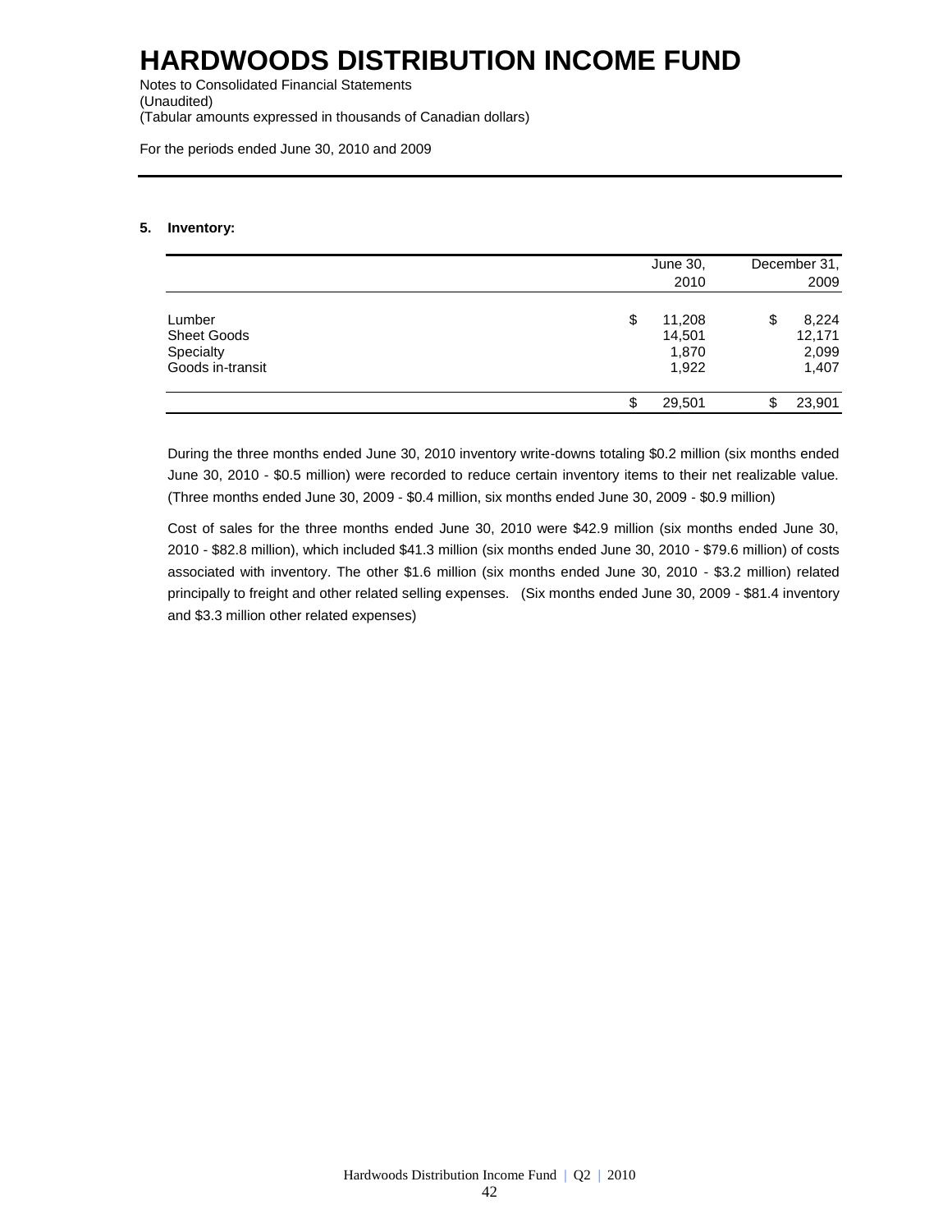# HARDWOODS DISTRIBUTION INCOME FUND

Notes to Consolidated Financial Statements
(Unaudited)
(Tabular amounts expressed in thousands of Canadian dollars)

For the periods ended June 30, 2010 and 2009

**5. Inventory:**

| | June 30, 2010 | December 31, 2009 |
|---|---|---|
| Lumber | $ 11,208 | $ 8,224 |
| Sheet Goods | 14,501 | 12,171 |
| Specialty | 1,870 | 2,099 |
| Goods in-transit | 1,922 | 1,407 |
| | $ 29,501 | $ 23,901 |

During the three months ended June 30, 2010 inventory write-downs totaling $0.2 million (six months ended June 30, 2010 - $0.5 million) were recorded to reduce certain inventory items to their net realizable value. (Three months ended June 30, 2009 - $0.4 million, six months ended June 30, 2009 - $0.9 million)

Cost of sales for the three months ended June 30, 2010 were $42.9 million (six months ended June 30, 2010 - $82.8 million), which included $41.3 million (six months ended June 30, 2010 - $79.6 million) of costs associated with inventory. The other $1.6 million (six months ended June 30, 2010 - $3.2 million) related principally to freight and other related selling expenses. (Six months ended June 30, 2009 - $81.4 inventory and $3.3 million other related expenses)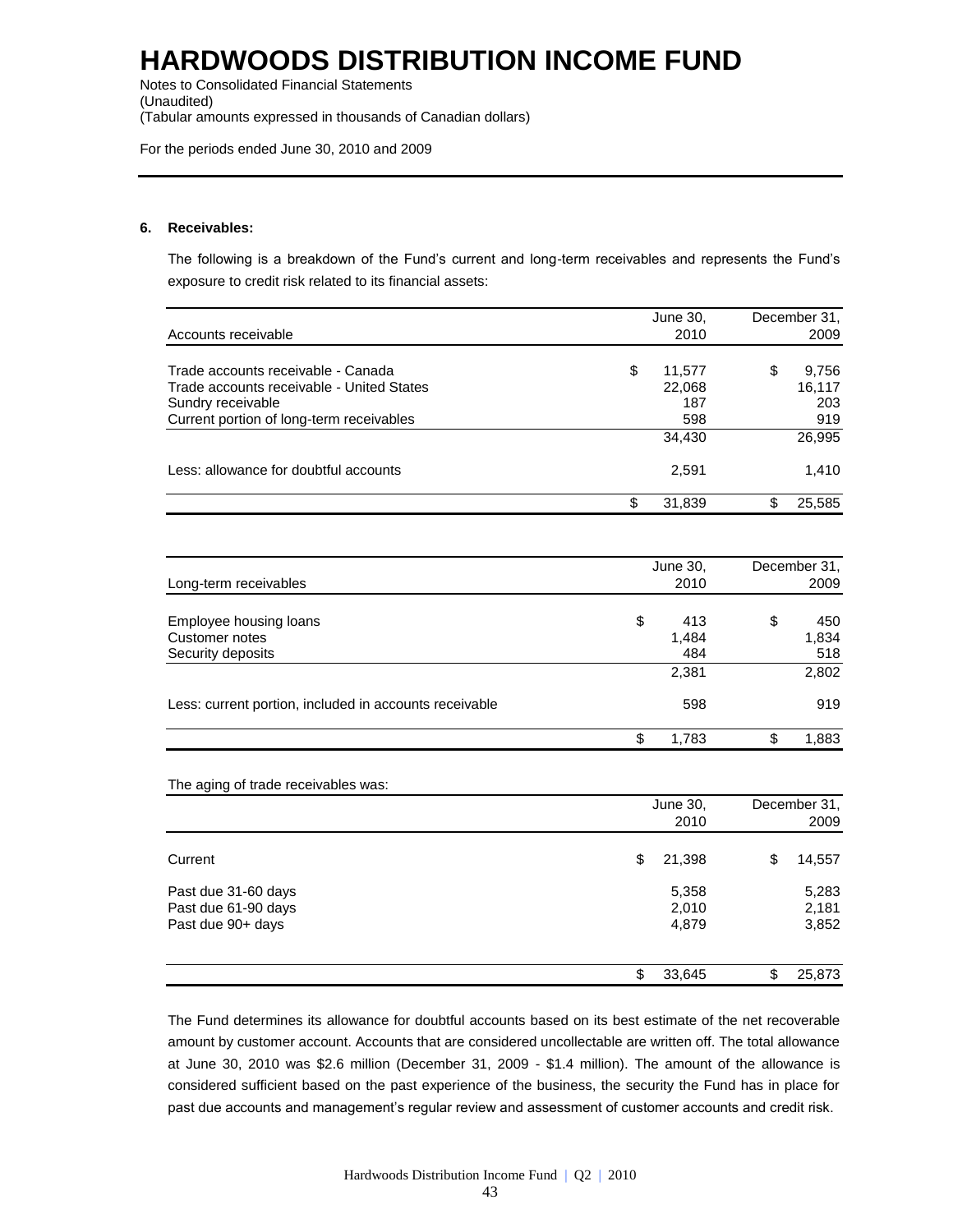# HARDWOODS DISTRIBUTION INCOME FUND

Notes to Consolidated Financial Statements
(Unaudited)
(Tabular amounts expressed in thousands of Canadian dollars)

For the periods ended June 30, 2010 and 2009

**6. Receivables:**

The following is a breakdown of the Fund's current and long-term receivables and represents the Fund's exposure to credit risk related to its financial assets:

| Accounts receivable | June 30, 2010 | December 31, 2009 |
|---|---|---|
| Trade accounts receivable - Canada | $ 11,577 | $ 9,756 |
| Trade accounts receivable - United States | 22,068 | 16,117 |
| Sundry receivable | 187 | 203 |
| Current portion of long-term receivables | 598 | 919 |
| | 34,430 | 26,995 |
| Less: allowance for doubtful accounts | 2,591 | 1,410 |
| | $ 31,839 | $ 25,585 |

| Long-term receivables | June 30, 2010 | December 31, 2009 |
|---|---|---|
| Employee housing loans | $ 413 | $ 450 |
| Customer notes | 1,484 | 1,834 |
| Security deposits | 484 | 518 |
| | 2,381 | 2,802 |
| Less: current portion, included in accounts receivable | 598 | 919 |
| | $ 1,783 | $ 1,883 |

The aging of trade receivables was:

| | June 30, 2010 | December 31, 2009 |
|---|---|---|
| Current | $ 21,398 | $ 14,557 |
| Past due 31-60 days | 5,358 | 5,283 |
| Past due 61-90 days | 2,010 | 2,181 |
| Past due 90+ days | 4,879 | 3,852 |
| | $ 33,645 | $ 25,873 |

The Fund determines its allowance for doubtful accounts based on its best estimate of the net recoverable amount by customer account. Accounts that are considered uncollectable are written off. The total allowance at June 30, 2010 was $2.6 million (December 31, 2009 - $1.4 million). The amount of the allowance is considered sufficient based on the past experience of the business, the security the Fund has in place for past due accounts and management's regular review and assessment of customer accounts and credit risk.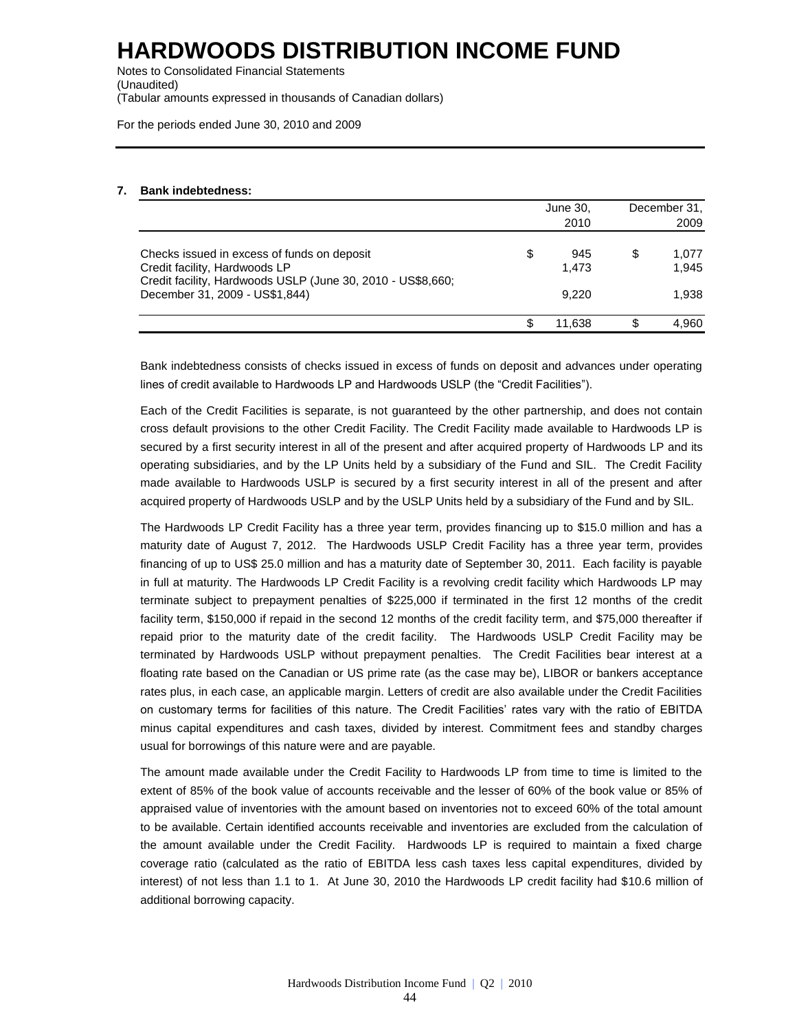# HARDWOODS DISTRIBUTION INCOME FUND

Notes to Consolidated Financial Statements
(Unaudited)
(Tabular amounts expressed in thousands of Canadian dollars)

For the periods ended June 30, 2010 and 2009

**7. Bank indebtedness:**

| | June 30, 2010 | December 31, 2009 |
|---|---|---|
| Checks issued in excess of funds on deposit | $ 945 | $ 1,077 |
| Credit facility, Hardwoods LP | 1,473 | 1,945 |
| Credit facility, Hardwoods USLP (June 30, 2010 - US$8,660; December 31, 2009 - US$1,844) | 9,220 | 1,938 |
| | $ 11,638 | $ 4,960 |

Bank indebtedness consists of checks issued in excess of funds on deposit and advances under operating lines of credit available to Hardwoods LP and Hardwoods USLP (the "Credit Facilities").

Each of the Credit Facilities is separate, is not guaranteed by the other partnership, and does not contain cross default provisions to the other Credit Facility. The Credit Facility made available to Hardwoods LP is secured by a first security interest in all of the present and after acquired property of Hardwoods LP and its operating subsidiaries, and by the LP Units held by a subsidiary of the Fund and SIL. The Credit Facility made available to Hardwoods USLP is secured by a first security interest in all of the present and after acquired property of Hardwoods USLP and by the USLP Units held by a subsidiary of the Fund and by SIL.

The Hardwoods LP Credit Facility has a three year term, provides financing up to $15.0 million and has a maturity date of August 7, 2012. The Hardwoods USLP Credit Facility has a three year term, provides financing of up to US$ 25.0 million and has a maturity date of September 30, 2011. Each facility is payable in full at maturity. The Hardwoods LP Credit Facility is a revolving credit facility which Hardwoods LP may terminate subject to prepayment penalties of $225,000 if terminated in the first 12 months of the credit facility term, $150,000 if repaid in the second 12 months of the credit facility term, and $75,000 thereafter if repaid prior to the maturity date of the credit facility. The Hardwoods USLP Credit Facility may be terminated by Hardwoods USLP without prepayment penalties. The Credit Facilities bear interest at a floating rate based on the Canadian or US prime rate (as the case may be), LIBOR or bankers acceptance rates plus, in each case, an applicable margin. Letters of credit are also available under the Credit Facilities on customary terms for facilities of this nature. The Credit Facilities' rates vary with the ratio of EBITDA minus capital expenditures and cash taxes, divided by interest. Commitment fees and standby charges usual for borrowings of this nature were and are payable.

The amount made available under the Credit Facility to Hardwoods LP from time to time is limited to the extent of 85% of the book value of accounts receivable and the lesser of 60% of the book value or 85% of appraised value of inventories with the amount based on inventories not to exceed 60% of the total amount to be available. Certain identified accounts receivable and inventories are excluded from the calculation of the amount available under the Credit Facility. Hardwoods LP is required to maintain a fixed charge coverage ratio (calculated as the ratio of EBITDA less cash taxes less capital expenditures, divided by interest) of not less than 1.1 to 1. At June 30, 2010 the Hardwoods LP credit facility had $10.6 million of additional borrowing capacity.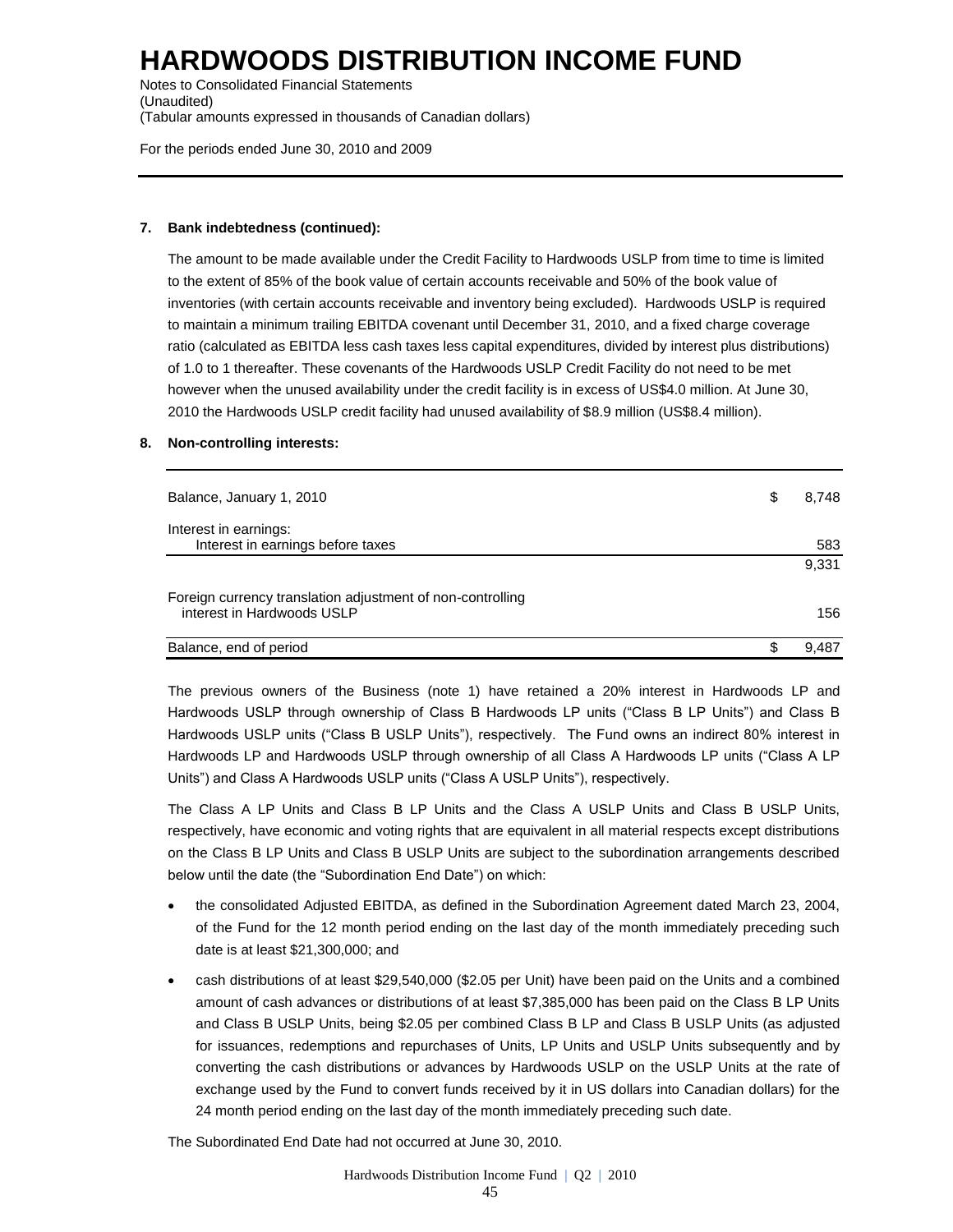# HARDWOODS DISTRIBUTION INCOME FUND

Notes to Consolidated Financial Statements
(Unaudited)
(Tabular amounts expressed in thousands of Canadian dollars)

For the periods ended June 30, 2010 and 2009

---

**7. Bank indebtedness (continued):**

The amount to be made available under the Credit Facility to Hardwoods USLP from time to time is limited to the extent of 85% of the book value of certain accounts receivable and 50% of the book value of inventories (with certain accounts receivable and inventory being excluded). Hardwoods USLP is required to maintain a minimum trailing EBITDA covenant until December 31, 2010, and a fixed charge coverage ratio (calculated as EBITDA less cash taxes less capital expenditures, divided by interest plus distributions) of 1.0 to 1 thereafter. These covenants of the Hardwoods USLP Credit Facility do not need to be met however when the unused availability under the credit facility is in excess of US$4.0 million. At June 30, 2010 the Hardwoods USLP credit facility had unused availability of $8.9 million (US$8.4 million).

**8. Non-controlling interests:**

| | | |
|---|---|---|
| Balance, January 1, 2010 | $ | 8,748 |
| Interest in earnings: | | |
| Interest in earnings before taxes | | 583 |
| | | 9,331 |
| Foreign currency translation adjustment of non-controlling interest in Hardwoods USLP | | 156 |
| Balance, end of period | $ | 9,487 |

The previous owners of the Business (note 1) have retained a 20% interest in Hardwoods LP and Hardwoods USLP through ownership of Class B Hardwoods LP units ("Class B LP Units") and Class B Hardwoods USLP units ("Class B USLP Units"), respectively. The Fund owns an indirect 80% interest in Hardwoods LP and Hardwoods USLP through ownership of all Class A Hardwoods LP units ("Class A LP Units") and Class A Hardwoods USLP units ("Class A USLP Units"), respectively.

The Class A LP Units and Class B LP Units and the Class A USLP Units and Class B USLP Units, respectively, have economic and voting rights that are equivalent in all material respects except distributions on the Class B LP Units and Class B USLP Units are subject to the subordination arrangements described below until the date (the "Subordination End Date") on which:

- the consolidated Adjusted EBITDA, as defined in the Subordination Agreement dated March 23, 2004, of the Fund for the 12 month period ending on the last day of the month immediately preceding such date is at least $21,300,000; and
- cash distributions of at least $29,540,000 ($2.05 per Unit) have been paid on the Units and a combined amount of cash advances or distributions of at least $7,385,000 has been paid on the Class B LP Units and Class B USLP Units, being $2.05 per combined Class B LP and Class B USLP Units (as adjusted for issuances, redemptions and repurchases of Units, LP Units and USLP Units subsequently and by converting the cash distributions or advances by Hardwoods USLP on the USLP Units at the rate of exchange used by the Fund to convert funds received by it in US dollars into Canadian dollars) for the 24 month period ending on the last day of the month immediately preceding such date.

The Subordinated End Date had not occurred at June 30, 2010.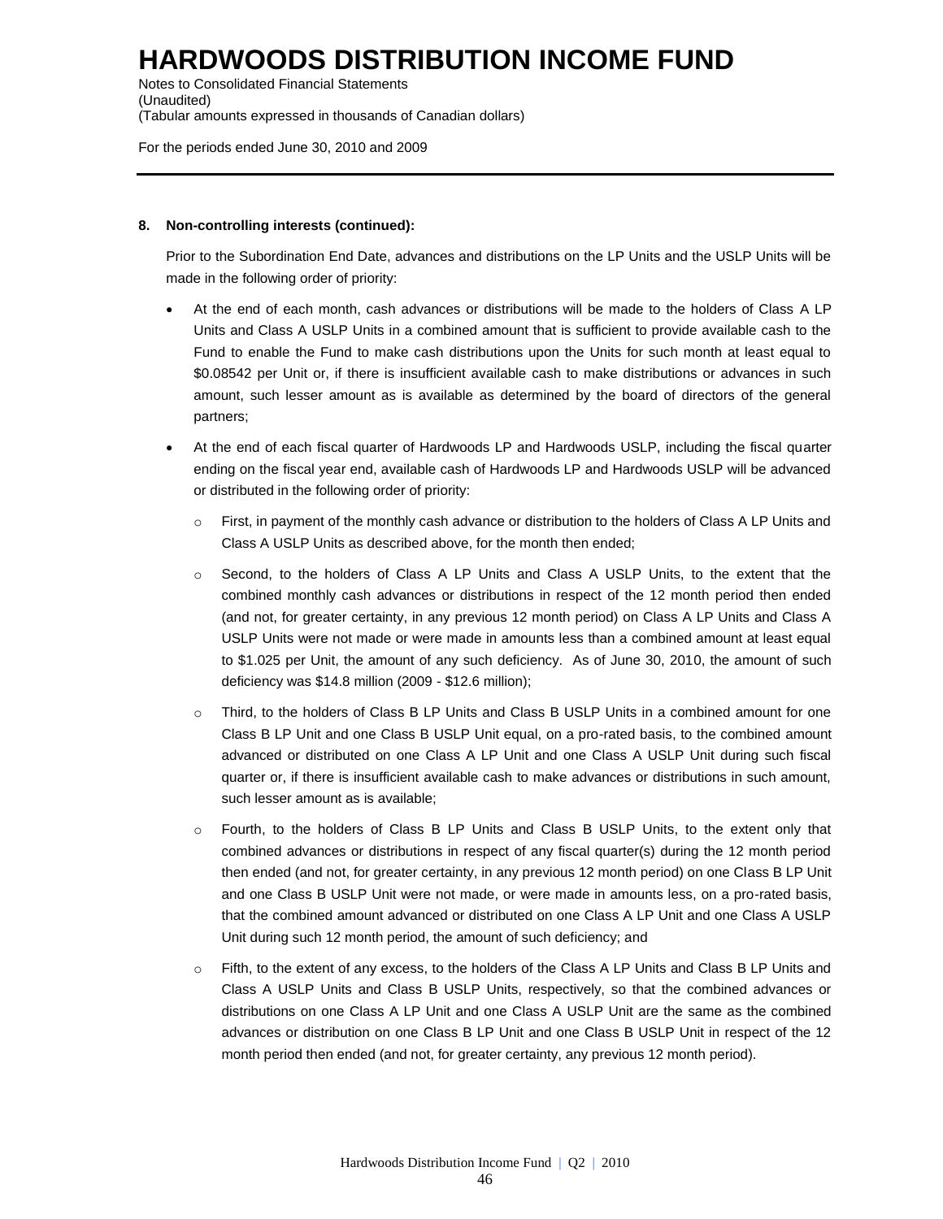**8. Non-controlling interests (continued):**

Prior to the Subordination End Date, advances and distributions on the LP Units and the USLP Units will be made in the following order of priority:

- At the end of each month, cash advances or distributions will be made to the holders of Class A LP Units and Class A USLP Units in a combined amount that is sufficient to provide available cash to the Fund to enable the Fund to make cash distributions upon the Units for such month at least equal to $0.08542 per Unit or, if there is insufficient available cash to make distributions or advances in such amount, such lesser amount as is available as determined by the board of directors of the general partners;

- At the end of each fiscal quarter of Hardwoods LP and Hardwoods USLP, including the fiscal quarter ending on the fiscal year end, available cash of Hardwoods LP and Hardwoods USLP will be advanced or distributed in the following order of priority:

    - First, in payment of the monthly cash advance or distribution to the holders of Class A LP Units and Class A USLP Units as described above, for the month then ended;

    - Second, to the holders of Class A LP Units and Class A USLP Units, to the extent that the combined monthly cash advances or distributions in respect of the 12 month period then ended (and not, for greater certainty, in any previous 12 month period) on Class A LP Units and Class A USLP Units were not made or were made in amounts less than a combined amount at least equal to $1.025 per Unit, the amount of any such deficiency. As of June 30, 2010, the amount of such deficiency was $14.8 million (2009 - $12.6 million);

    - Third, to the holders of Class B LP Units and Class B USLP Units in a combined amount for one Class B LP Unit and one Class B USLP Unit equal, on a pro-rated basis, to the combined amount advanced or distributed on one Class A LP Unit and one Class A USLP Unit during such fiscal quarter or, if there is insufficient available cash to make advances or distributions in such amount, such lesser amount as is available;

    - Fourth, to the holders of Class B LP Units and Class B USLP Units, to the extent only that combined advances or distributions in respect of any fiscal quarter(s) during the 12 month period then ended (and not, for greater certainty, in any previous 12 month period) on one Class B LP Unit and one Class B USLP Unit were not made, or were made in amounts less, on a pro-rated basis, that the combined amount advanced or distributed on one Class A LP Unit and one Class A USLP Unit during such 12 month period, the amount of such deficiency; and

    - Fifth, to the extent of any excess, to the holders of the Class A LP Units and Class B LP Units and Class A USLP Units and Class B USLP Units, respectively, so that the combined advances or distributions on one Class A LP Unit and one Class A USLP Unit are the same as the combined advances or distribution on one Class B LP Unit and one Class B USLP Unit in respect of the 12 month period then ended (and not, for greater certainty, any previous 12 month period).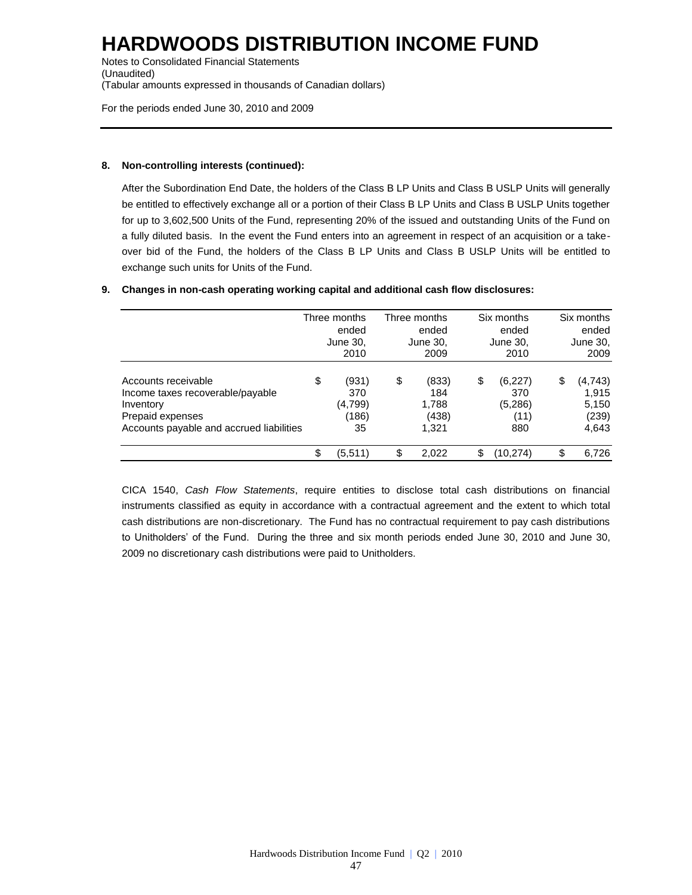# HARDWOODS DISTRIBUTION INCOME FUND

Notes to Consolidated Financial Statements
(Unaudited)
(Tabular amounts expressed in thousands of Canadian dollars)

For the periods ended June 30, 2010 and 2009

**8. Non-controlling interests (continued):**

After the Subordination End Date, the holders of the Class B LP Units and Class B USLP Units will generally be entitled to effectively exchange all or a portion of their Class B LP Units and Class B USLP Units together for up to 3,602,500 Units of the Fund, representing 20% of the issued and outstanding Units of the Fund on a fully diluted basis. In the event the Fund enters into an agreement in respect of an acquisition or a take-over bid of the Fund, the holders of the Class B LP Units and Class B USLP Units will be entitled to exchange such units for Units of the Fund.

**9. Changes in non-cash operating working capital and additional cash flow disclosures:**

| | Three months ended June 30, 2010 | Three months ended June 30, 2009 | Six months ended June 30, 2010 | Six months ended June 30, 2009 |
|---|---|---|---|---|
| Accounts receivable | $ (931) | $ (833) | $ (6,227) | $ (4,743) |
| Income taxes recoverable/payable | 370 | 184 | 370 | 1,915 |
| Inventory | (4,799) | 1,788 | (5,286) | 5,150 |
| Prepaid expenses | (186) | (438) | (11) | (239) |
| Accounts payable and accrued liabilities | 35 | 1,321 | 880 | 4,643 |
| | $ (5,511) | $ 2,022 | $ (10,274) | $ 6,726 |

CICA 1540, *Cash Flow Statements*, require entities to disclose total cash distributions on financial instruments classified as equity in accordance with a contractual agreement and the extent to which total cash distributions are non-discretionary. The Fund has no contractual requirement to pay cash distributions to Unitholders' of the Fund. During the three and six month periods ended June 30, 2010 and June 30, 2009 no discretionary cash distributions were paid to Unitholders.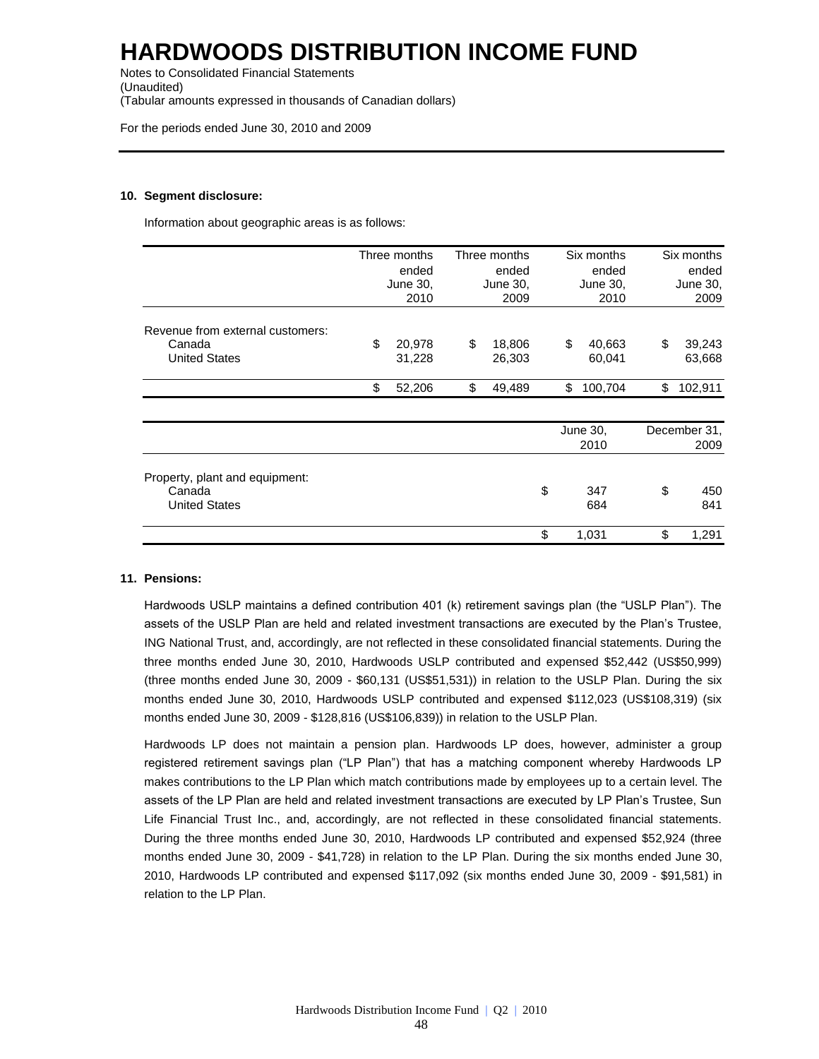# HARDWOODS DISTRIBUTION INCOME FUND

Notes to Consolidated Financial Statements
(Unaudited)
(Tabular amounts expressed in thousands of Canadian dollars)

For the periods ended June 30, 2010 and 2009

**10. Segment disclosure:**

Information about geographic areas is as follows:

| | Three months ended June 30, 2010 | Three months ended June 30, 2009 | Six months ended June 30, 2010 | Six months ended June 30, 2009 |
|---|---|---|---|---|
| Revenue from external customers: | | | | |
| Canada | $ 20,978 | $ 18,806 | $ 40,663 | $ 39,243 |
| United States | 31,228 | 26,303 | 60,041 | 63,668 |
| | $ 52,206 | $ 49,489 | $ 100,704 | $ 102,911 |

| | June 30, 2010 | December 31, 2009 |
|---|---|---|
| Property, plant and equipment: | | |
| Canada | $ 347 | $ 450 |
| United States | 684 | 841 |
| | $ 1,031 | $ 1,291 |

**11. Pensions:**

Hardwoods USLP maintains a defined contribution 401 (k) retirement savings plan (the "USLP Plan"). The assets of the USLP Plan are held and related investment transactions are executed by the Plan's Trustee, ING National Trust, and, accordingly, are not reflected in these consolidated financial statements. During the three months ended June 30, 2010, Hardwoods USLP contributed and expensed $52,442 (US$50,999) (three months ended June 30, 2009 - $60,131 (US$51,531)) in relation to the USLP Plan. During the six months ended June 30, 2010, Hardwoods USLP contributed and expensed $112,023 (US$108,319) (six months ended June 30, 2009 - $128,816 (US$106,839)) in relation to the USLP Plan.

Hardwoods LP does not maintain a pension plan. Hardwoods LP does, however, administer a group registered retirement savings plan ("LP Plan") that has a matching component whereby Hardwoods LP makes contributions to the LP Plan which match contributions made by employees up to a certain level. The assets of the LP Plan are held and related investment transactions are executed by LP Plan's Trustee, Sun Life Financial Trust Inc., and, accordingly, are not reflected in these consolidated financial statements. During the three months ended June 30, 2010, Hardwoods LP contributed and expensed $52,924 (three months ended June 30, 2009 - $41,728) in relation to the LP Plan. During the six months ended June 30, 2010, Hardwoods LP contributed and expensed $117,092 (six months ended June 30, 2009 - $91,581) in relation to the LP Plan.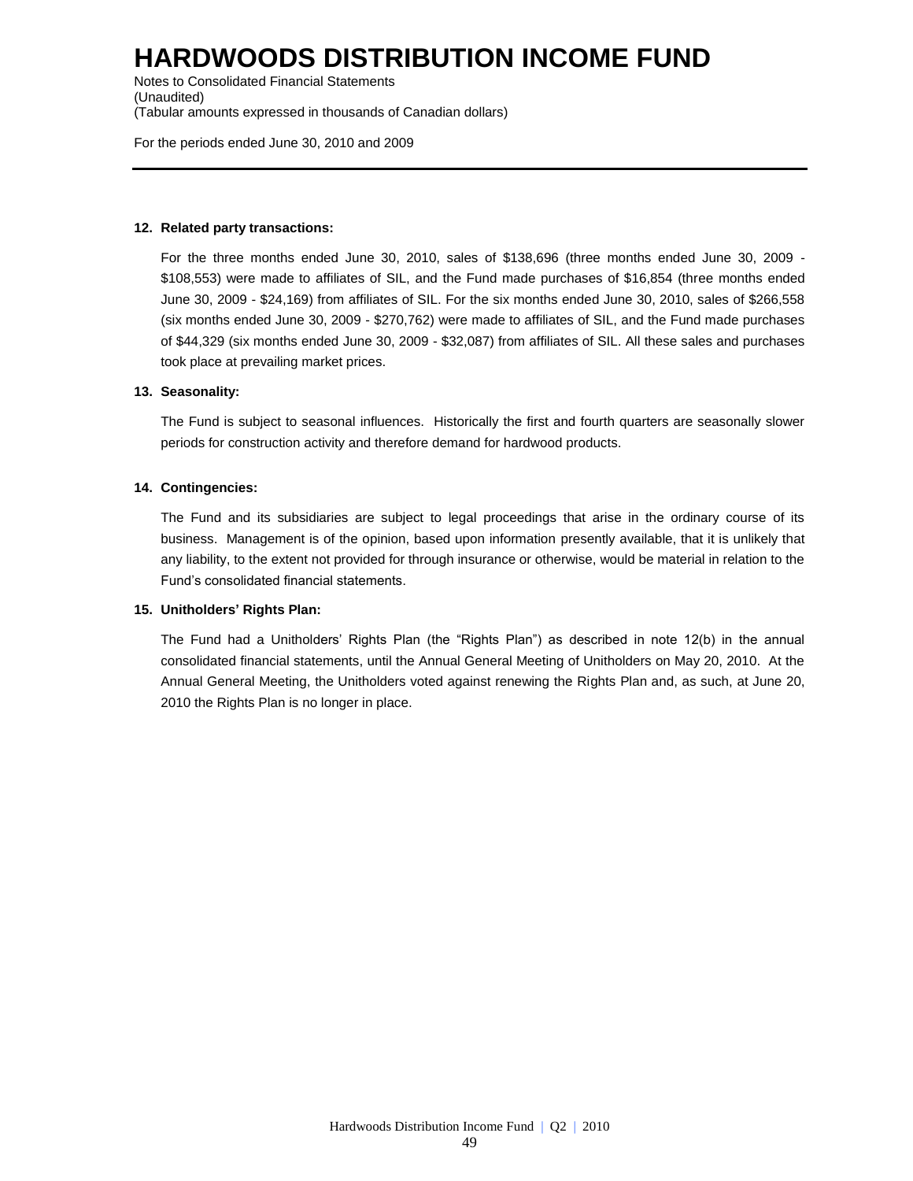# HARDWOODS DISTRIBUTION INCOME FUND

Notes to Consolidated Financial Statements
(Unaudited)
(Tabular amounts expressed in thousands of Canadian dollars)

For the periods ended June 30, 2010 and 2009

---

**12. Related party transactions:**

For the three months ended June 30, 2010, sales of $138,696 (three months ended June 30, 2009 - $108,553) were made to affiliates of SIL, and the Fund made purchases of $16,854 (three months ended June 30, 2009 - $24,169) from affiliates of SIL. For the six months ended June 30, 2010, sales of $266,558 (six months ended June 30, 2009 - $270,762) were made to affiliates of SIL, and the Fund made purchases of $44,329 (six months ended June 30, 2009 - $32,087) from affiliates of SIL. All these sales and purchases took place at prevailing market prices.

**13. Seasonality:**

The Fund is subject to seasonal influences. Historically the first and fourth quarters are seasonally slower periods for construction activity and therefore demand for hardwood products.

**14. Contingencies:**

The Fund and its subsidiaries are subject to legal proceedings that arise in the ordinary course of its business. Management is of the opinion, based upon information presently available, that it is unlikely that any liability, to the extent not provided for through insurance or otherwise, would be material in relation to the Fund's consolidated financial statements.

**15. Unitholders' Rights Plan:**

The Fund had a Unitholders' Rights Plan (the "Rights Plan") as described in note 12(b) in the annual consolidated financial statements, until the Annual General Meeting of Unitholders on May 20, 2010. At the Annual General Meeting, the Unitholders voted against renewing the Rights Plan and, as such, at June 20, 2010 the Rights Plan is no longer in place.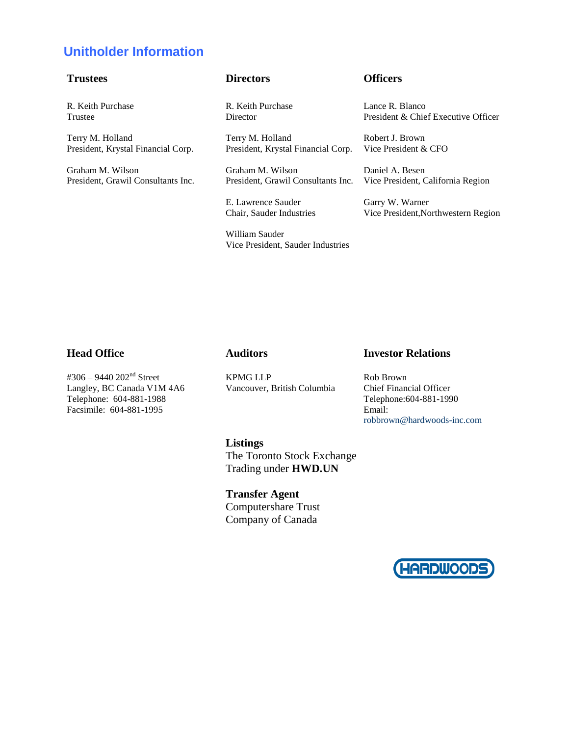# Unitholder Information

### Trustees

R. Keith Purchase
Trustee

Terry M. Holland
President, Krystal Financial Corp.

Graham M. Wilson
President, Grawil Consultants Inc.

### Directors

R. Keith Purchase
Director

Terry M. Holland
President, Krystal Financial Corp.

Graham M. Wilson
President, Grawil Consultants Inc.

E. Lawrence Sauder
Chair, Sauder Industries

William Sauder
Vice President, Sauder Industries

### Officers

Lance R. Blanco
President & Chief Executive Officer

Robert J. Brown
Vice President & CFO

Daniel A. Besen
Vice President, California Region

Garry W. Warner
Vice President,Northwestern Region

### Head Office

#306 – 9440 202nd Street
Langley, BC Canada V1M 4A6
Telephone: 604-881-1988
Facsimile: 604-881-1995

### Auditors

KPMG LLP
Vancouver, British Columbia

### Investor Relations

Rob Brown
Chief Financial Officer
Telephone:604-881-1990
Email:
robbrown@hardwoods-inc.com

### Listings

The Toronto Stock Exchange
Trading under **HWD.UN**

### Transfer Agent

Computershare Trust
Company of Canada

HARDWOODS